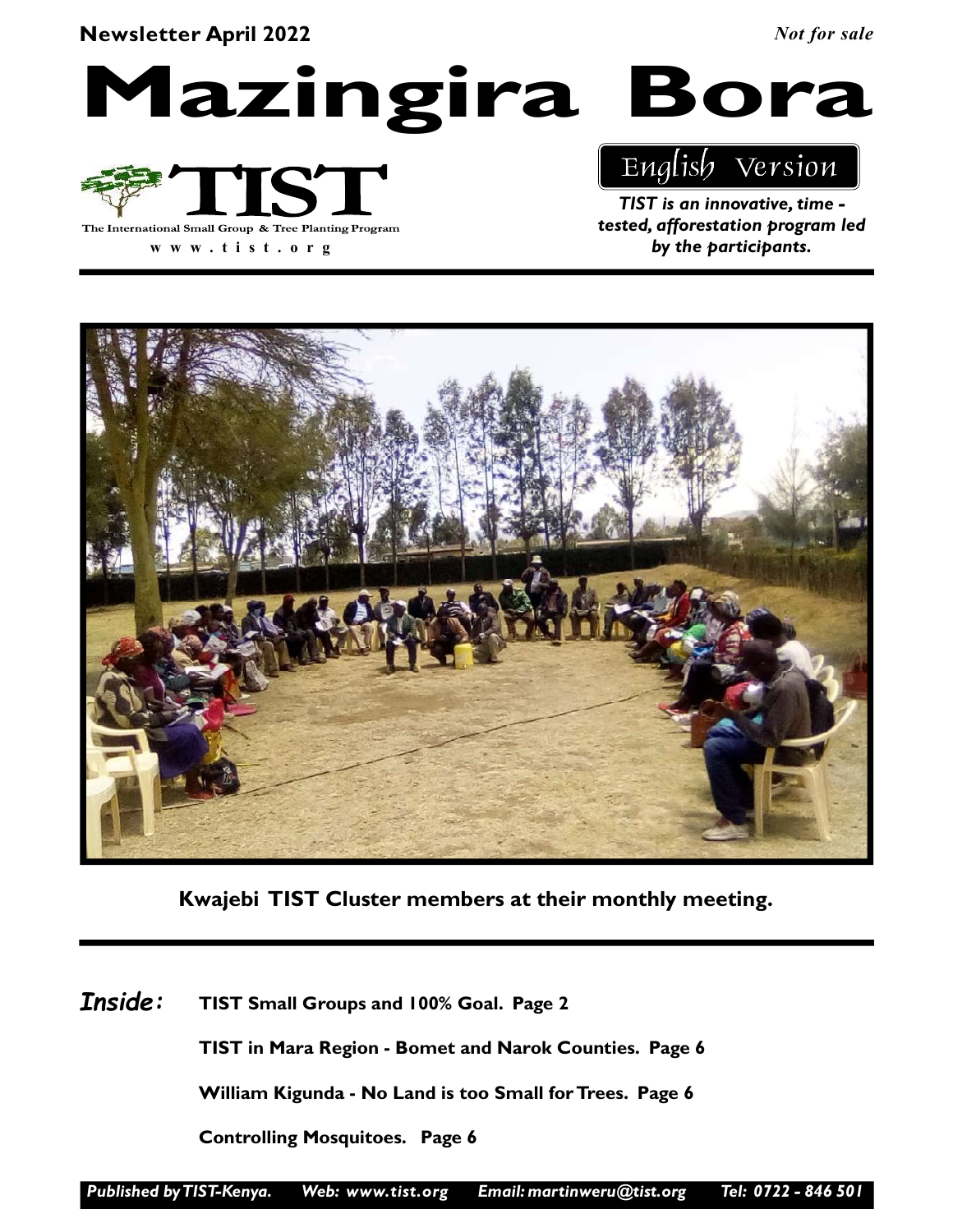**Newsletter April 2022**

*Not for sale*

# Mazingira Bora

**TIST**

The International Small Group & Tree Planting Program

www.tist.org

English Version

***TIST is an innovative, time - tested, afforestation program led by the participants.***

**Kwajebi TIST Cluster members at their monthly meeting.**

***Inside:***

**TIST Small Groups and 100% Goal. Page 2**

**TIST in Mara Region - Bomet and Narok Counties. Page 6**

**William Kigunda - No Land is too Small for Trees. Page 6**

**Controlling Mosquitoes. Page 6**

*Published by TIST-Kenya. Web: www.tist.org Email: martinweru@tist.org Tel: 0722 - 846 501*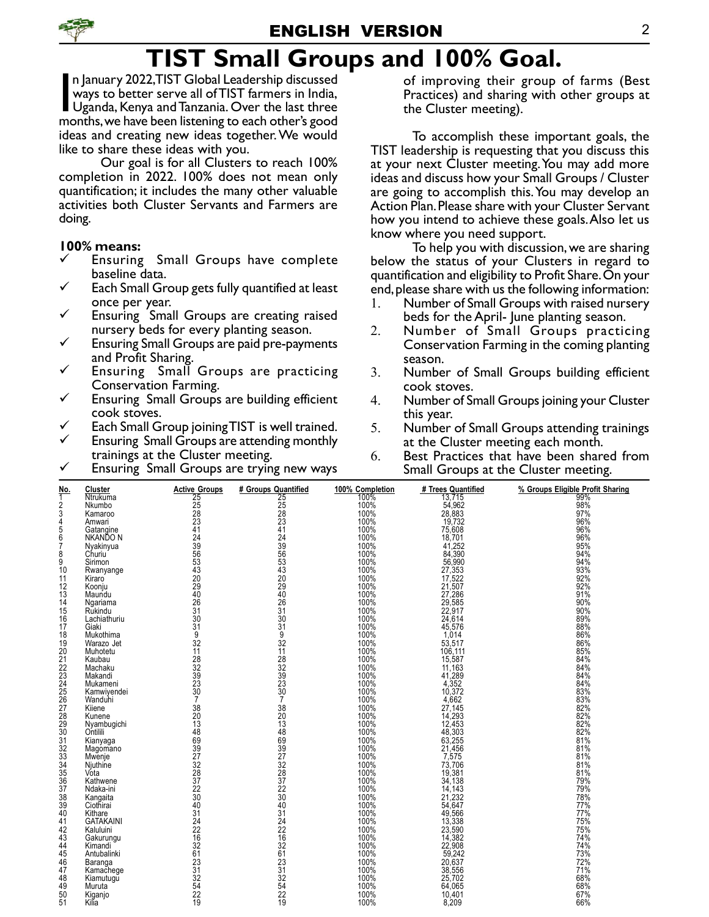# TIST Small Groups and 100% Goal.

In January 2022, TIST Global Leadership discussed ways to better serve all of TIST farmers in India, Uganda, Kenya and Tanzania. Over the last three months, we have been listening to each other's good ideas and creating new ideas together. We would like to share these ideas with you.

Our goal is for all Clusters to reach 100% completion in 2022. 100% does not mean only quantification; it includes the many other valuable activities both Cluster Servants and Farmers are doing.

**100% means:**

- ✓ Ensuring Small Groups have complete baseline data.
- ✓ Each Small Group gets fully quantified at least once per year.
- ✓ Ensuring Small Groups are creating raised nursery beds for every planting season.
- ✓ Ensuring Small Groups are paid pre-payments and Profit Sharing.
- ✓ Ensuring Small Groups are practicing Conservation Farming.
- ✓ Ensuring Small Groups are building efficient cook stoves.
- ✓ Each Small Group joining TIST is well trained.
- ✓ Ensuring Small Groups are attending monthly trainings at the Cluster meeting.
- ✓ Ensuring Small Groups are trying new ways of improving their group of farms (Best Practices) and sharing with other groups at the Cluster meeting).

To accomplish these important goals, the TIST leadership is requesting that you discuss this at your next Cluster meeting. You may add more ideas and discuss how your Small Groups / Cluster are going to accomplish this. You may develop an Action Plan. Please share with your Cluster Servant how you intend to achieve these goals. Also let us know where you need support.

To help you with discussion, we are sharing below the status of your Clusters in regard to quantification and eligibility to Profit Share. On your end, please share with us the following information:

1. Number of Small Groups with raised nursery beds for the April- June planting season.
2. Number of Small Groups practicing Conservation Farming in the coming planting season.
3. Number of Small Groups building efficient cook stoves.
4. Number of Small Groups joining your Cluster this year.
5. Number of Small Groups attending trainings at the Cluster meeting each month.
6. Best Practices that have been shared from Small Groups at the Cluster meeting.

| No. | Cluster | Active Groups | # Groups Quantified | 100% Completion | # Trees Quantified | % Groups Eligible Profit Sharing |
|---|---|---|---|---|---|---|
| 1 | Ntrukuma | 25 | 25 | 100% | 13,715 | 99% |
| 2 | Nkumbo | 25 | 25 | 100% | 54,962 | 98% |
| 3 | Kamaroo | 28 | 28 | 100% | 28,883 | 97% |
| 4 | Amwari | 23 | 23 | 100% | 19,732 | 96% |
| 5 | Gatangine | 41 | 41 | 100% | 75,608 | 96% |
| 6 | NKANDO N | 24 | 24 | 100% | 18,701 | 96% |
| 7 | Nyakinyua | 39 | 39 | 100% | 41,252 | 95% |
| 8 | Churiu | 56 | 56 | 100% | 84,390 | 94% |
| 9 | Sirimon | 53 | 53 | 100% | 56,990 | 94% |
| 10 | Rwanyange | 43 | 43 | 100% | 27,353 | 93% |
| 11 | Kiraro | 20 | 20 | 100% | 17,522 | 92% |
| 12 | Koonju | 29 | 29 | 100% | 21,507 | 92% |
| 13 | Maundu | 40 | 40 | 100% | 27,286 | 91% |
| 14 | Ngariama | 26 | 26 | 100% | 29,585 | 90% |
| 15 | Rukindu | 31 | 31 | 100% | 22,917 | 90% |
| 16 | Lachiathuriu | 30 | 30 | 100% | 24,614 | 89% |
| 17 | Giaki | 31 | 31 | 100% | 45,576 | 88% |
| 18 | Mukothima | 9 | 9 | 100% | 1,014 | 86% |
| 19 | Warazo Jet | 32 | 32 | 100% | 53,517 | 86% |
| 20 | Muhotetu | 11 | 11 | 100% | 106,111 | 85% |
| 21 | Kaubau | 28 | 28 | 100% | 15,587 | 84% |
| 22 | Machaku | 32 | 32 | 100% | 11,163 | 84% |
| 23 | Makandi | 39 | 39 | 100% | 41,289 | 84% |
| 24 | Mukameni | 23 | 23 | 100% | 4,352 | 84% |
| 25 | Kamwiyendei | 30 | 30 | 100% | 10,372 | 83% |
| 26 | Wanduhi | 7 | 7 | 100% | 4,662 | 83% |
| 27 | Kiiene | 38 | 38 | 100% | 27,145 | 82% |
| 28 | Kunene | 20 | 20 | 100% | 14,293 | 82% |
| 29 | Nyambugichi | 13 | 13 | 100% | 12,453 | 82% |
| 30 | Ontilili | 48 | 48 | 100% | 48,303 | 82% |
| 31 | Kianyaga | 69 | 69 | 100% | 63,255 | 81% |
| 32 | Magomano | 39 | 39 | 100% | 21,456 | 81% |
| 33 | Mwenje | 27 | 27 | 100% | 7,575 | 81% |
| 34 | Njuthine | 32 | 32 | 100% | 73,706 | 81% |
| 35 | Vota | 28 | 28 | 100% | 19,381 | 81% |
| 36 | Kathwene | 37 | 37 | 100% | 34,138 | 79% |
| 37 | Ndaka-ini | 22 | 22 | 100% | 14,143 | 79% |
| 38 | Kangaita | 30 | 30 | 100% | 21,232 | 78% |
| 39 | Ciothirai | 40 | 40 | 100% | 54,647 | 77% |
| 40 | Kithare | 31 | 31 | 100% | 49,566 | 77% |
| 41 | GATAKAINI | 24 | 24 | 100% | 13,338 | 75% |
| 42 | Kaluluini | 22 | 22 | 100% | 23,590 | 75% |
| 43 | Gakurungu | 16 | 16 | 100% | 14,382 | 74% |
| 44 | Kimandi | 32 | 32 | 100% | 22,908 | 74% |
| 45 | Antubalinki | 61 | 61 | 100% | 59,242 | 73% |
| 46 | Baranga | 23 | 23 | 100% | 20,637 | 72% |
| 47 | Kamachege | 31 | 31 | 100% | 38,556 | 71% |
| 48 | Kiamutugu | 32 | 32 | 100% | 25,702 | 68% |
| 49 | Muruta | 54 | 54 | 100% | 64,065 | 68% |
| 50 | Kiganjo | 22 | 22 | 100% | 10,401 | 67% |
| 51 | Kilia | 19 | 19 | 100% | 8,209 | 66% |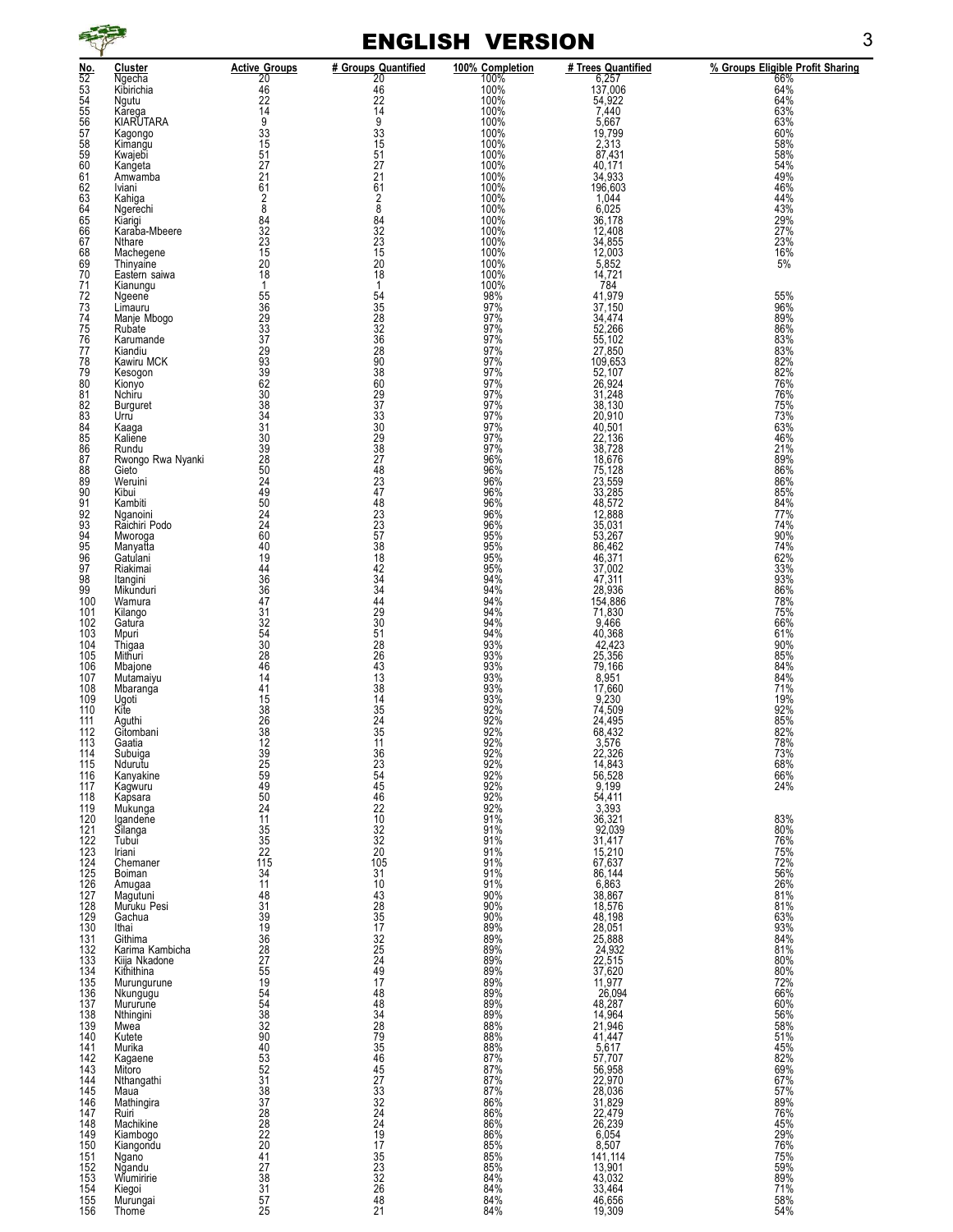# ENGLISH VERSION

| No. | Cluster | Active Groups | # Groups Quantified | 100% Completion | # Trees Quantified | % Groups Eligible Profit Sharing |
|---|---|---|---|---|---|---|
| 52 | Ngecha | 20 | 20 | 100% | 6,257 | 66% |
| 53 | Kibirichia | 46 | 46 | 100% | 137,006 | 64% |
| 54 | Ngutu | 22 | 22 | 100% | 54,922 | 64% |
| 55 | Karega | 14 | 14 | 100% | 7,440 | 63% |
| 56 | KIARUTARA | 9 | 9 | 100% | 5,667 | 63% |
| 57 | Kagongo | 33 | 33 | 100% | 19,799 | 60% |
| 58 | Kimangu | 15 | 15 | 100% | 2,313 | 58% |
| 59 | Kwajebi | 51 | 51 | 100% | 87,431 | 58% |
| 60 | Kangeta | 27 | 27 | 100% | 40,171 | 54% |
| 61 | Amwamba | 21 | 21 | 100% | 34,933 | 49% |
| 62 | Iviani | 61 | 61 | 100% | 196,603 | 46% |
| 63 | Kahiga | 2 | 2 | 100% | 1,044 | 44% |
| 64 | Ngerechi | 8 | 8 | 100% | 6,025 | 43% |
| 65 | Kiarigi | 84 | 84 | 100% | 36,178 | 29% |
| 66 | Karaba-Mbeere | 32 | 32 | 100% | 12,408 | 27% |
| 67 | Nthare | 23 | 23 | 100% | 34,855 | 23% |
| 68 | Machegene | 15 | 15 | 100% | 12,003 | 16% |
| 69 | Thinyaine | 20 | 20 | 100% | 5,852 | 5% |
| 70 | Eastern saiwa | 18 | 18 | 100% | 14,721 | |
| 71 | Kianungu | 1 | 1 | 100% | 784 | |
| 72 | Ngeene | 55 | 54 | 98% | 41,979 | 55% |
| 73 | Limauru | 36 | 35 | 97% | 37,150 | 96% |
| 74 | Manje Mbogo | 29 | 28 | 97% | 34,474 | 89% |
| 75 | Rubate | 33 | 32 | 97% | 52,266 | 86% |
| 76 | Karumande | 37 | 36 | 97% | 55,102 | 83% |
| 77 | Kiandiu | 29 | 28 | 97% | 27,850 | 83% |
| 78 | Kawiru MCK | 93 | 90 | 97% | 109,653 | 82% |
| 79 | Kesogon | 39 | 38 | 97% | 52,107 | 82% |
| 80 | Kionyo | 62 | 60 | 97% | 26,924 | 76% |
| 81 | Nchiru | 30 | 29 | 97% | 31,248 | 76% |
| 82 | Burguret | 38 | 37 | 97% | 38,130 | 75% |
| 83 | Urru | 34 | 33 | 97% | 20,910 | 73% |
| 84 | Kaaga | 31 | 30 | 97% | 40,501 | 63% |
| 85 | Kaliene | 30 | 29 | 97% | 22,136 | 46% |
| 86 | Rundu | 39 | 38 | 97% | 38,728 | 21% |
| 87 | Rwongo Rwa Nyanki | 28 | 27 | 96% | 18,676 | 89% |
| 88 | Gieto | 50 | 48 | 96% | 75,128 | 86% |
| 89 | Weruini | 24 | 23 | 96% | 23,559 | 86% |
| 90 | Kibui | 49 | 47 | 96% | 33,285 | 85% |
| 91 | Kambiti | 50 | 48 | 96% | 48,572 | 84% |
| 92 | Nganoini | 24 | 23 | 96% | 12,888 | 77% |
| 93 | Raichiri Podo | 24 | 23 | 96% | 35,031 | 74% |
| 94 | Mworoga | 60 | 57 | 95% | 53,267 | 90% |
| 95 | Manyatta | 40 | 38 | 95% | 86,462 | 74% |
| 96 | Gatulani | 19 | 18 | 95% | 46,371 | 62% |
| 97 | Riakimai | 44 | 42 | 95% | 37,002 | 33% |
| 98 | Itangini | 36 | 34 | 94% | 47,311 | 93% |
| 99 | Mikunduri | 36 | 34 | 94% | 28,936 | 86% |
| 100 | Wamura | 47 | 44 | 94% | 154,886 | 78% |
| 101 | Kilango | 31 | 29 | 94% | 71,830 | 75% |
| 102 | Gatura | 32 | 30 | 94% | 9,466 | 66% |
| 103 | Mpuri | 54 | 51 | 94% | 40,368 | 61% |
| 104 | Thigaa | 30 | 28 | 93% | 42,423 | 90% |
| 105 | Mithuri | 28 | 26 | 93% | 25,356 | 85% |
| 106 | Mbajone | 46 | 43 | 93% | 79,166 | 84% |
| 107 | Mutamaiyu | 14 | 13 | 93% | 8,951 | 84% |
| 108 | Mbaranga | 41 | 38 | 93% | 17,660 | 71% |
| 109 | Ugoti | 15 | 14 | 93% | 9,230 | 19% |
| 110 | Kite | 38 | 35 | 92% | 74,509 | 92% |
| 111 | Aguthi | 26 | 24 | 92% | 24,495 | 85% |
| 112 | Gitombani | 38 | 35 | 92% | 68,432 | 82% |
| 113 | Gaatia | 12 | 11 | 92% | 3,576 | 78% |
| 114 | Subuiga | 39 | 36 | 92% | 22,326 | 73% |
| 115 | Ndurutu | 25 | 23 | 92% | 14,843 | 68% |
| 116 | Kanyakine | 59 | 54 | 92% | 56,528 | 66% |
| 117 | Kagwuru | 49 | 45 | 92% | 9,199 | 24% |
| 118 | Kapsara | 50 | 46 | 92% | 54,411 | |
| 119 | Mukunga | 24 | 22 | 92% | 3,393 | |
| 120 | Igandene | 11 | 10 | 91% | 36,321 | 83% |
| 121 | Silanga | 35 | 32 | 91% | 92,039 | 80% |
| 122 | Tubui | 35 | 32 | 91% | 31,417 | 76% |
| 123 | Iriani | 22 | 20 | 91% | 15,210 | 75% |
| 124 | Chemaner | 115 | 105 | 91% | 67,637 | 72% |
| 125 | Boiman | 34 | 31 | 91% | 86,144 | 56% |
| 126 | Amugaa | 11 | 10 | 91% | 6,863 | 26% |
| 127 | Magutuni | 48 | 43 | 90% | 38,867 | 81% |
| 128 | Muruku Pesi | 31 | 28 | 90% | 18,576 | 81% |
| 129 | Gachua | 39 | 35 | 90% | 48,198 | 63% |
| 130 | Ithai | 19 | 17 | 89% | 28,051 | 93% |
| 131 | Githima | 36 | 32 | 89% | 25,888 | 84% |
| 132 | Karima Kambicha | 28 | 25 | 89% | 24,932 | 81% |
| 133 | Kiija Nkadone | 27 | 24 | 89% | 22,515 | 80% |
| 134 | Kithithina | 55 | 49 | 89% | 37,620 | 80% |
| 135 | Murungurune | 19 | 17 | 89% | 11,977 | 72% |
| 136 | Nkungugu | 54 | 48 | 89% | 26,094 | 66% |
| 137 | Mururune | 54 | 48 | 89% | 48,287 | 60% |
| 138 | Nthingini | 38 | 34 | 89% | 14,964 | 56% |
| 139 | Mwea | 32 | 28 | 88% | 21,946 | 58% |
| 140 | Kutete | 90 | 79 | 88% | 41,447 | 51% |
| 141 | Murika | 40 | 35 | 88% | 5,617 | 45% |
| 142 | Kagaene | 53 | 46 | 87% | 57,707 | 82% |
| 143 | Mitoro | 52 | 45 | 87% | 56,958 | 69% |
| 144 | Nthangathi | 31 | 27 | 87% | 22,970 | 67% |
| 145 | Maua | 38 | 33 | 87% | 28,036 | 57% |
| 146 | Mathingira | 37 | 32 | 86% | 31,829 | 89% |
| 147 | Ruiri | 28 | 24 | 86% | 22,479 | 76% |
| 148 | Machikine | 28 | 24 | 86% | 26,239 | 45% |
| 149 | Kiambogo | 22 | 19 | 86% | 6,054 | 29% |
| 150 | Kiangondu | 20 | 17 | 85% | 8,507 | 76% |
| 151 | Ngano | 41 | 35 | 85% | 141,114 | 75% |
| 152 | Ngandu | 27 | 23 | 85% | 13,901 | 59% |
| 153 | Wiumiririe | 38 | 32 | 84% | 43,032 | 89% |
| 154 | Kiegoi | 31 | 26 | 84% | 33,464 | 71% |
| 155 | Murungai | 57 | 48 | 84% | 46,656 | 58% |
| 156 | Thome | 25 | 21 | 84% | 19,309 | 54% |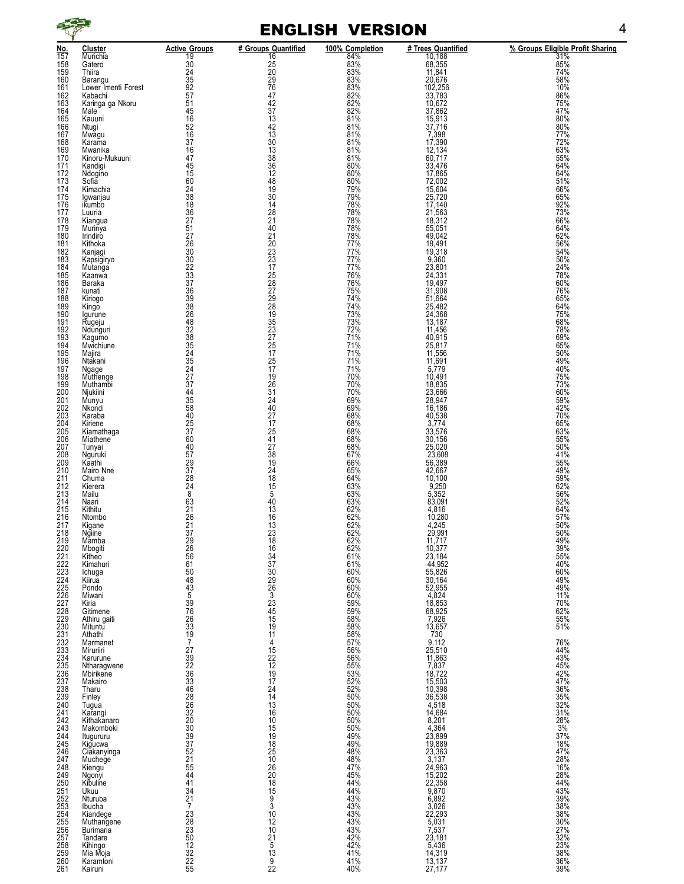# ENGLISH VERSION

| No. | Cluster | Active Groups | # Groups Quantified | 100% Completion | # Trees Quantified | % Groups Eligible Profit Sharing |
|---|---|---|---|---|---|---|
| 157 | Murichia | 19 | 16 | 84% | 10,188 | 31% |
| 158 | Gatero | 30 | 25 | 83% | 68,355 | 85% |
| 159 | Thiira | 24 | 20 | 83% | 11,841 | 74% |
| 160 | Barangu | 35 | 29 | 83% | 20,676 | 58% |
| 161 | Lower Imenti Forest | 92 | 76 | 83% | 102,256 | 10% |
| 162 | Kabachi | 57 | 47 | 82% | 33,783 | 86% |
| 163 | Karinga ga Nkoru | 51 | 42 | 82% | 10,672 | 75% |
| 164 | Male | 45 | 37 | 82% | 37,862 | 47% |
| 165 | Kauuni | 16 | 13 | 81% | 15,913 | 80% |
| 166 | Ntugi | 52 | 42 | 81% | 37,716 | 80% |
| 167 | Mwagu | 16 | 13 | 81% | 7,398 | 77% |
| 168 | Karama | 37 | 30 | 81% | 17,390 | 72% |
| 169 | Mwanika | 16 | 13 | 81% | 12,134 | 63% |
| 170 | Kinoru-Mukuuni | 47 | 38 | 81% | 60,717 | 55% |
| 171 | Kandigi | 45 | 36 | 80% | 33,476 | 64% |
| 172 | Ndogino | 15 | 12 | 80% | 17,865 | 64% |
| 173 | Sofia | 60 | 48 | 80% | 72,002 | 51% |
| 174 | Kimachia | 24 | 19 | 79% | 15,604 | 66% |
| 175 | Igwanjau | 38 | 30 | 79% | 25,720 | 65% |
| 176 | ikumbo | 18 | 14 | 78% | 17,140 | 92% |
| 177 | Luuria | 36 | 28 | 78% | 21,563 | 73% |
| 178 | Kiangua | 27 | 21 | 78% | 18,312 | 66% |
| 179 | Murinya | 51 | 40 | 78% | 55,051 | 64% |
| 180 | Irindiro | 27 | 21 | 78% | 49,042 | 62% |
| 181 | Kithoka | 26 | 20 | 77% | 18,491 | 56% |
| 182 | Kanjagi | 30 | 23 | 77% | 19,318 | 54% |
| 183 | Kapsigiryo | 30 | 23 | 77% | 9,360 | 50% |
| 184 | Mutanga | 22 | 17 | 77% | 23,801 | 24% |
| 185 | Kaanwa | 33 | 25 | 76% | 24,331 | 78% |
| 186 | Baraka | 37 | 28 | 76% | 19,497 | 60% |
| 187 | kunati | 36 | 27 | 75% | 31,908 | 76% |
| 188 | Kiriogo | 39 | 29 | 74% | 51,664 | 65% |
| 189 | Kingo | 38 | 28 | 74% | 25,482 | 64% |
| 190 | Igurune | 26 | 19 | 73% | 24,368 | 75% |
| 191 | Rugeju | 48 | 35 | 73% | 13,187 | 68% |
| 192 | Ndunguri | 32 | 23 | 72% | 11,456 | 78% |
| 193 | Kagumo | 38 | 27 | 71% | 40,915 | 69% |
| 194 | Mwichiune | 35 | 25 | 71% | 25,817 | 65% |
| 195 | Majira | 24 | 17 | 71% | 11,556 | 50% |
| 196 | Ntakani | 35 | 25 | 71% | 11,691 | 49% |
| 197 | Ngage | 24 | 17 | 71% | 5,779 | 40% |
| 198 | Muthenge | 27 | 19 | 70% | 10,491 | 75% |
| 199 | Muthambi | 37 | 26 | 70% | 18,835 | 73% |
| 200 | Njukiini | 44 | 31 | 70% | 23,666 | 60% |
| 201 | Munyu | 35 | 24 | 69% | 28,947 | 59% |
| 202 | Nkondi | 58 | 40 | 69% | 16,186 | 42% |
| 203 | Karaba | 40 | 27 | 68% | 40,538 | 70% |
| 204 | Kiriene | 25 | 17 | 68% | 3,774 | 65% |
| 205 | Kiamathaga | 37 | 25 | 68% | 33,576 | 63% |
| 206 | Miathene | 60 | 41 | 68% | 30,156 | 55% |
| 207 | Tunyai | 40 | 27 | 68% | 25,020 | 50% |
| 208 | Nguruki | 57 | 38 | 67% | 23,608 | 41% |
| 209 | Kaathi | 29 | 19 | 66% | 56,389 | 55% |
| 210 | Mairo Nne | 37 | 24 | 65% | 42,667 | 49% |
| 211 | Chuma | 28 | 18 | 64% | 10,100 | 59% |
| 212 | Kierera | 24 | 15 | 63% | 9,250 | 62% |
| 213 | Mailu | 8 | 5 | 63% | 5,352 | 56% |
| 214 | Naari | 63 | 40 | 63% | 83,091 | 52% |
| 215 | Kithitu | 21 | 13 | 62% | 4,816 | 64% |
| 216 | Ntombo | 26 | 16 | 62% | 10,280 | 57% |
| 217 | Kigane | 21 | 13 | 62% | 4,245 | 50% |
| 218 | Ngiine | 37 | 23 | 62% | 29,991 | 50% |
| 219 | Mamba | 29 | 18 | 62% | 11,717 | 49% |
| 220 | Mbogiti | 26 | 16 | 62% | 10,377 | 39% |
| 221 | Kitheo | 56 | 34 | 61% | 23,184 | 55% |
| 222 | Kimahuri | 61 | 37 | 61% | 44,952 | 40% |
| 223 | Ichuga | 50 | 30 | 60% | 55,826 | 60% |
| 224 | Kiirua | 48 | 29 | 60% | 30,164 | 49% |
| 225 | Pondo | 43 | 26 | 60% | 52,955 | 49% |
| 226 | Miwani | 5 | 3 | 60% | 4,824 | 11% |
| 227 | Kiria | 39 | 23 | 59% | 18,853 | 70% |
| 228 | Gitimene | 76 | 45 | 59% | 68,925 | 62% |
| 229 | Athiru gaiti | 26 | 15 | 58% | 7,926 | 55% |
| 230 | Mituntu | 33 | 19 | 58% | 13,657 | 51% |
| 231 | Athathi | 19 | 11 | 58% | 730 | |
| 232 | Marmanet | 7 | 4 | 57% | 9,112 | 76% |
| 233 | Miruriiri | 27 | 15 | 56% | 25,510 | 44% |
| 234 | Karurune | 39 | 22 | 56% | 11,863 | 43% |
| 235 | Ntharagwene | 22 | 12 | 55% | 7,837 | 45% |
| 236 | Mbirikene | 36 | 19 | 53% | 18,722 | 42% |
| 237 | Makairo | 33 | 17 | 52% | 15,503 | 47% |
| 238 | Tharu | 46 | 24 | 52% | 10,398 | 36% |
| 239 | Finley | 28 | 14 | 50% | 36,538 | 35% |
| 240 | Tugua | 26 | 13 | 50% | 4,518 | 32% |
| 241 | Karangi | 32 | 16 | 50% | 14,684 | 31% |
| 242 | Kithakanaro | 20 | 10 | 50% | 8,201 | 28% |
| 243 | Makomboki | 30 | 15 | 50% | 4,364 | 3% |
| 244 | Itugururu | 39 | 19 | 49% | 23,899 | 37% |
| 245 | Kigucwa | 37 | 18 | 49% | 19,889 | 18% |
| 246 | Ciakanyinga | 52 | 25 | 48% | 23,363 | 47% |
| 247 | Muchege | 21 | 10 | 48% | 3,137 | 28% |
| 248 | Kiengu | 55 | 26 | 47% | 24,963 | 16% |
| 249 | Ngonyi | 44 | 20 | 45% | 15,202 | 28% |
| 250 | Kibuline | 41 | 18 | 44% | 22,358 | 44% |
| 251 | Ukuu | 34 | 15 | 44% | 9,870 | 43% |
| 252 | Nturuba | 21 | 9 | 43% | 6,892 | 39% |
| 253 | Ibucha | 7 | 3 | 43% | 3,026 | 38% |
| 254 | Kiandege | 23 | 10 | 43% | 22,293 | 38% |
| 255 | Muthangene | 28 | 12 | 43% | 5,031 | 30% |
| 256 | Burimaria | 23 | 10 | 43% | 7,537 | 27% |
| 257 | Tandare | 50 | 21 | 42% | 23,181 | 32% |
| 258 | Kihingo | 12 | 5 | 42% | 5,436 | 23% |
| 259 | Mia Moja | 32 | 13 | 41% | 14,319 | 38% |
| 260 | Karamtoni | 22 | 9 | 41% | 13,137 | 36% |
| 261 | Kairuni | 55 | 22 | 40% | 27,177 | 39% |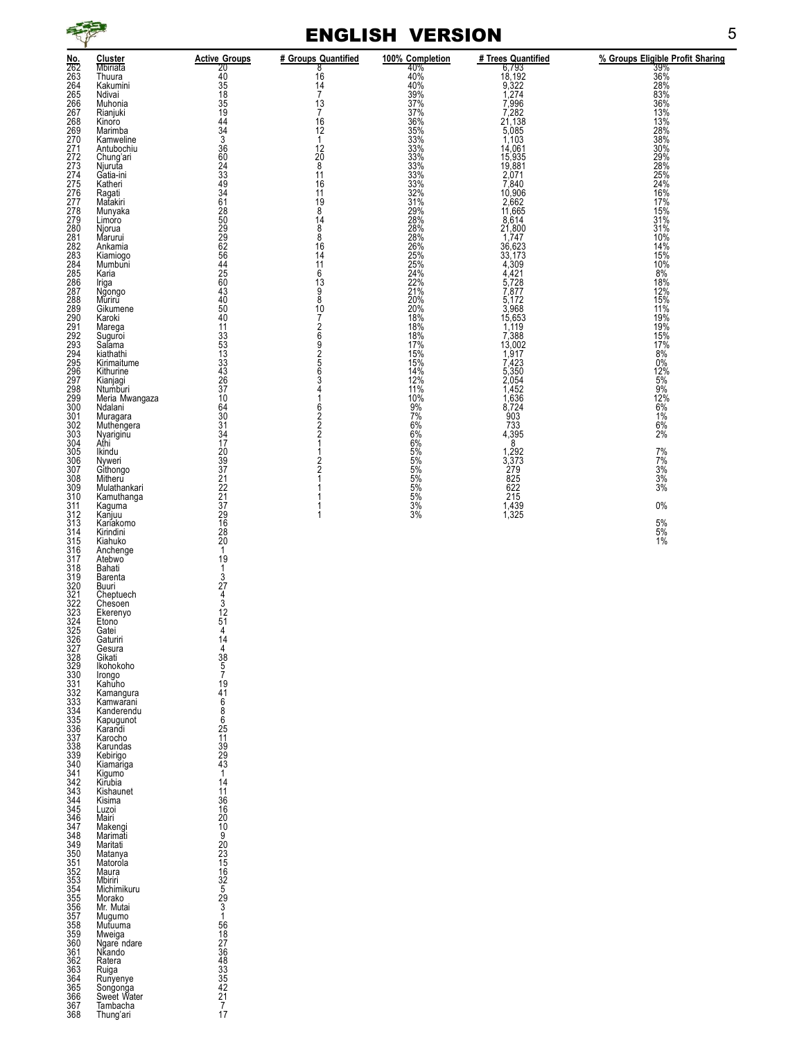| No. | Cluster | Active Groups | # Groups Quantified | 100% Completion | # Trees Quantified | % Groups Eligible Profit Sharing |
|---|---|---|---|---|---|---|
| 262 | Mbiriata | 20 | 8 | 40% | 6,793 | 39% |
| 263 | Thuura | 40 | 16 | 40% | 18,192 | 36% |
| 264 | Kakumini | 35 | 14 | 40% | 9,322 | 28% |
| 265 | Ndivai | 18 | 7 | 39% | 1,274 | 83% |
| 266 | Muhonia | 35 | 13 | 37% | 7,996 | 36% |
| 267 | Rianjuki | 19 | 7 | 37% | 7,282 | 13% |
| 268 | Kinoro | 44 | 16 | 36% | 21,138 | 13% |
| 269 | Marimba | 34 | 12 | 35% | 5,085 | 28% |
| 270 | Kamweline | 3 | 1 | 33% | 1,103 | 38% |
| 271 | Antubochiu | 36 | 12 | 33% | 14,061 | 30% |
| 272 | Chung'ari | 60 | 20 | 33% | 15,935 | 29% |
| 273 | Njuruta | 24 | 8 | 33% | 19,881 | 28% |
| 274 | Gatia-ini | 33 | 11 | 33% | 2,071 | 25% |
| 275 | Katheri | 49 | 16 | 33% | 7,840 | 24% |
| 276 | Ragati | 34 | 11 | 32% | 10,906 | 16% |
| 277 | Matakiri | 61 | 19 | 31% | 2,662 | 17% |
| 278 | Munyaka | 28 | 8 | 29% | 11,665 | 15% |
| 279 | Limoro | 50 | 14 | 28% | 8,614 | 31% |
| 280 | Njorua | 29 | 8 | 28% | 21,800 | 31% |
| 281 | Marurui | 29 | 8 | 28% | 1,747 | 10% |
| 282 | Ankamia | 62 | 16 | 26% | 36,623 | 14% |
| 283 | Kiamiogo | 56 | 14 | 25% | 33,173 | 15% |
| 284 | Mumbuni | 44 | 11 | 25% | 4,309 | 10% |
| 285 | Karia | 25 | 6 | 24% | 4,421 | 8% |
| 286 | Iriga | 60 | 13 | 22% | 5,728 | 18% |
| 287 | Ngongo | 43 | 9 | 21% | 7,877 | 12% |
| 288 | Muriru | 40 | 8 | 20% | 5,172 | 15% |
| 289 | Gikumene | 50 | 10 | 20% | 3,968 | 11% |
| 290 | Karoki | 40 | 7 | 18% | 15,653 | 19% |
| 291 | Marega | 11 | 2 | 18% | 1,119 | 19% |
| 292 | Suguroi | 33 | 6 | 18% | 7,388 | 15% |
| 293 | Salama | 53 | 9 | 17% | 13,002 | 17% |
| 294 | kiathathi | 13 | 2 | 15% | 1,917 | 8% |
| 295 | Kirimaitume | 33 | 5 | 15% | 7,423 | 0% |
| 296 | Kithurine | 43 | 6 | 14% | 5,350 | 12% |
| 297 | Kianjagi | 26 | 3 | 12% | 2,054 | 5% |
| 298 | Ntumburi | 37 | 4 | 11% | 1,452 | 9% |
| 299 | Meria Mwangaza | 10 | 1 | 10% | 1,636 | 12% |
| 300 | Ndalani | 64 | 6 | 9% | 8,724 | 6% |
| 301 | Muragara | 30 | 2 | 7% | 903 | 1% |
| 302 | Muthengera | 31 | 2 | 6% | 733 | 6% |
| 303 | Nyariginu | 34 | 2 | 6% | 4,395 | 2% |
| 304 | Athi | 17 | 1 | 6% | 8 | |
| 305 | Ikindu | 20 | 1 | 5% | 1,292 | 7% |
| 306 | Nyweri | 39 | 2 | 5% | 3,373 | 7% |
| 307 | Githongo | 37 | 2 | 5% | 279 | 3% |
| 308 | Mitheru | 21 | 1 | 5% | 825 | 3% |
| 309 | Mulathankari | 22 | 1 | 5% | 622 | 3% |
| 310 | Kamuthanga | 21 | 1 | 5% | 215 | |
| 311 | Kaguma | 37 | 1 | 3% | 1,439 | 0% |
| 312 | Kanjuu | 29 | 1 | 3% | 1,325 | |
| 313 | Kariakomo | 16 | | | | 5% |
| 314 | Kirindini | 28 | | | | 5% |
| 315 | Kiahuko | 20 | | | | 1% |
| 316 | Anchenge | 1 | | | | |
| 317 | Atebwo | 19 | | | | |
| 318 | Bahati | 1 | | | | |
| 319 | Barenta | 3 | | | | |
| 320 | Buuri | 27 | | | | |
| 321 | Cheptuech | 4 | | | | |
| 322 | Chesoen | 3 | | | | |
| 323 | Ekerenyo | 12 | | | | |
| 324 | Etono | 51 | | | | |
| 325 | Gatei | 4 | | | | |
| 326 | Gaturiri | 14 | | | | |
| 327 | Gesura | 4 | | | | |
| 328 | Gikati | 38 | | | | |
| 329 | Ikohokoho | 5 | | | | |
| 330 | Irongo | 7 | | | | |
| 331 | Kahuho | 19 | | | | |
| 332 | Kamangura | 41 | | | | |
| 333 | Kamwarani | 6 | | | | |
| 334 | Kanderendu | 8 | | | | |
| 335 | Kapugunot | 6 | | | | |
| 336 | Karandi | 25 | | | | |
| 337 | Karocho | 11 | | | | |
| 338 | Karundas | 39 | | | | |
| 339 | Kebirigo | 29 | | | | |
| 340 | Kiamariga | 43 | | | | |
| 341 | Kigumo | 1 | | | | |
| 342 | Kirubia | 14 | | | | |
| 343 | Kishaunet | 11 | | | | |
| 344 | Kisima | 36 | | | | |
| 345 | Luzoi | 16 | | | | |
| 346 | Mairi | 20 | | | | |
| 347 | Makengi | 10 | | | | |
| 348 | Marimati | 9 | | | | |
| 349 | Maritati | 20 | | | | |
| 350 | Matanya | 23 | | | | |
| 351 | Matorola | 15 | | | | |
| 352 | Maura | 16 | | | | |
| 353 | Mbiriri | 32 | | | | |
| 354 | Michimikuru | 5 | | | | |
| 355 | Morako | 29 | | | | |
| 356 | Mr. Mutai | 3 | | | | |
| 357 | Mugumo | 1 | | | | |
| 358 | Mutuuma | 56 | | | | |
| 359 | Mweiga | 18 | | | | |
| 360 | Ngare ndare | 27 | | | | |
| 361 | Nkando | 36 | | | | |
| 362 | Ratera | 48 | | | | |
| 363 | Ruiga | 33 | | | | |
| 364 | Runyenye | 35 | | | | |
| 365 | Songonga | 42 | | | | |
| 366 | Sweet Water | 21 | | | | |
| 367 | Tambacha | 7 | | | | |
| 368 | Thung'ari | 17 | | | | |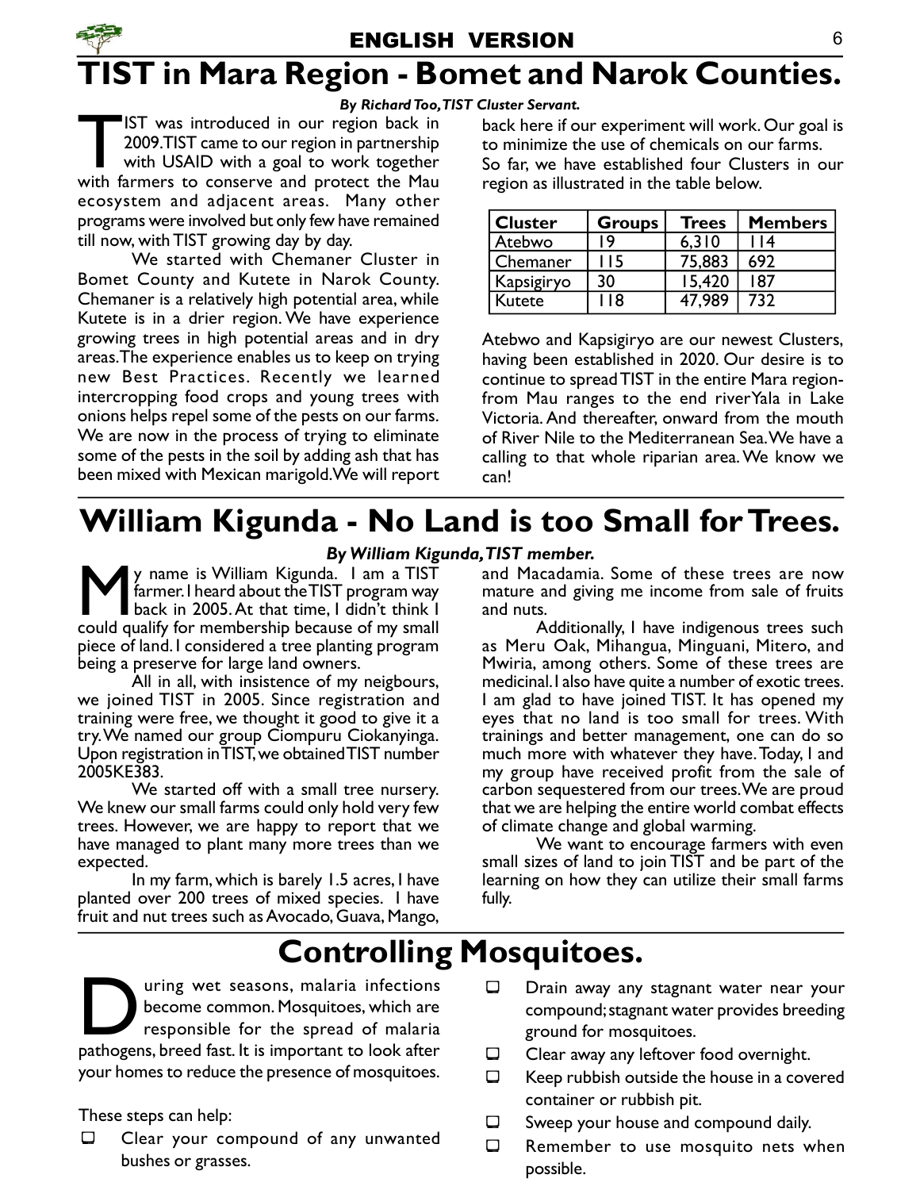ENGLISH VERSION

# TIST in Mara Region - Bomet and Narok Counties.

*By Richard Too, TIST Cluster Servant.*

TIST was introduced in our region back in 2009. TIST came to our region in partnership with USAID with a goal to work together with farmers to conserve and protect the Mau ecosystem and adjacent areas. Many other programs were involved but only few have remained till now, with TIST growing day by day.

We started with Chemaner Cluster in Bomet County and Kutete in Narok County. Chemaner is a relatively high potential area, while Kutete is in a drier region. We have experience growing trees in high potential areas and in dry areas. The experience enables us to keep on trying new Best Practices. Recently we learned intercropping food crops and young trees with onions helps repel some of the pests on our farms. We are now in the process of trying to eliminate some of the pests in the soil by adding ash that has been mixed with Mexican marigold. We will report back here if our experiment will work. Our goal is to minimize the use of chemicals on our farms.

So far, we have established four Clusters in our region as illustrated in the table below.

| Cluster | Groups | Trees | Members |
|---|---|---|---|
| Atebwo | 19 | 6,310 | 114 |
| Chemaner | 115 | 75,883 | 692 |
| Kapsigiryo | 30 | 15,420 | 187 |
| Kutete | 118 | 47,989 | 732 |

Atebwo and Kapsigiryo are our newest Clusters, having been established in 2020. Our desire is to continue to spread TIST in the entire Mara region- from Mau ranges to the end river Yala in Lake Victoria. And thereafter, onward from the mouth of River Nile to the Mediterranean Sea. We have a calling to that whole riparian area. We know we can!

# William Kigunda - No Land is too Small for Trees.

*By William Kigunda, TIST member.*

My name is William Kigunda. I am a TIST farmer. I heard about the TIST program way back in 2005. At that time, I didn't think I could qualify for membership because of my small piece of land. I considered a tree planting program being a preserve for large land owners.

All in all, with insistence of my neigbours, we joined TIST in 2005. Since registration and training were free, we thought it good to give it a try. We named our group Ciompuru Ciokanyinga. Upon registration in TIST, we obtained TIST number 2005KE383.

We started off with a small tree nursery. We knew our small farms could only hold very few trees. However, we are happy to report that we have managed to plant many more trees than we expected.

In my farm, which is barely 1.5 acres, I have planted over 200 trees of mixed species. I have fruit and nut trees such as Avocado, Guava, Mango, and Macadamia. Some of these trees are now mature and giving me income from sale of fruits and nuts.

Additionally, I have indigenous trees such as Meru Oak, Mihangua, Minguani, Mitero, and Mwiria, among others. Some of these trees are medicinal. I also have quite a number of exotic trees. I am glad to have joined TIST. It has opened my eyes that no land is too small for trees. With trainings and better management, one can do so much more with whatever they have. Today, I and my group have received profit from the sale of carbon sequestered from our trees. We are proud that we are helping the entire world combat effects of climate change and global warming.

We want to encourage farmers with even small sizes of land to join TIST and be part of the learning on how they can utilize their small farms fully.

# Controlling Mosquitoes.

During wet seasons, malaria infections become common. Mosquitoes, which are responsible for the spread of malaria pathogens, breed fast. It is important to look after your homes to reduce the presence of mosquitoes.

These steps can help:

- Clear your compound of any unwanted bushes or grasses.
- Drain away any stagnant water near your compound; stagnant water provides breeding ground for mosquitoes.
- Clear away any leftover food overnight.
- Keep rubbish outside the house in a covered container or rubbish pit.
- Sweep your house and compound daily.
- Remember to use mosquito nets when possible.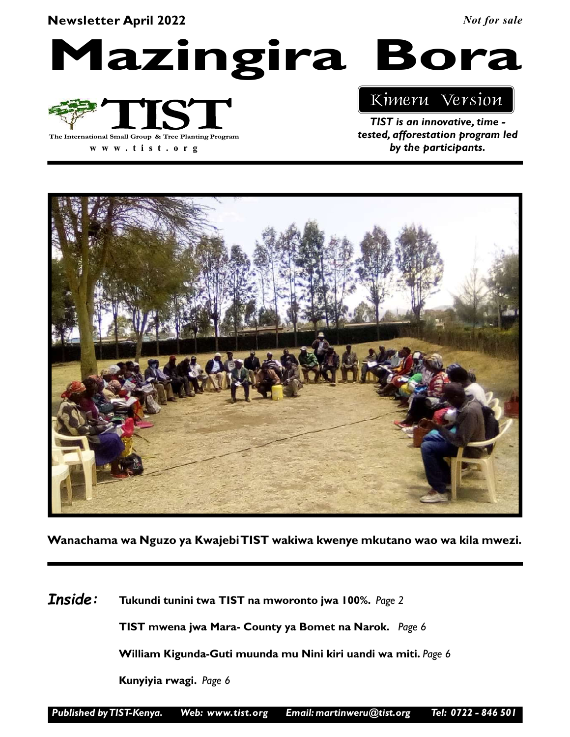**Newsletter April 2022** *Not for sale*

# Mazingira Bora

TIST

The International Small Group & Tree Planting Program

www.tist.org

Kimeru Version

***TIST is an innovative, time-tested, afforestation program led by the participants.***

**Wanachama wa Nguzo ya Kwajebi TIST wakiwa kwenye mkutano wao wa kila mwezi.**

***Inside:***

**Tukundi tunini twa TIST na mworonto jwa 100%.** *Page 2*

**TIST mwena jwa Mara- County ya Bomet na Narok.** *Page 6*

**William Kigunda-Guti muunda mu Nini kiri uandi wa miti.** *Page 6*

**Kunyiyia rwagi.** *Page 6*

*Published by TIST-Kenya. Web: www.tist.org Email: martinweru@tist.org Tel: 0722 - 846 501*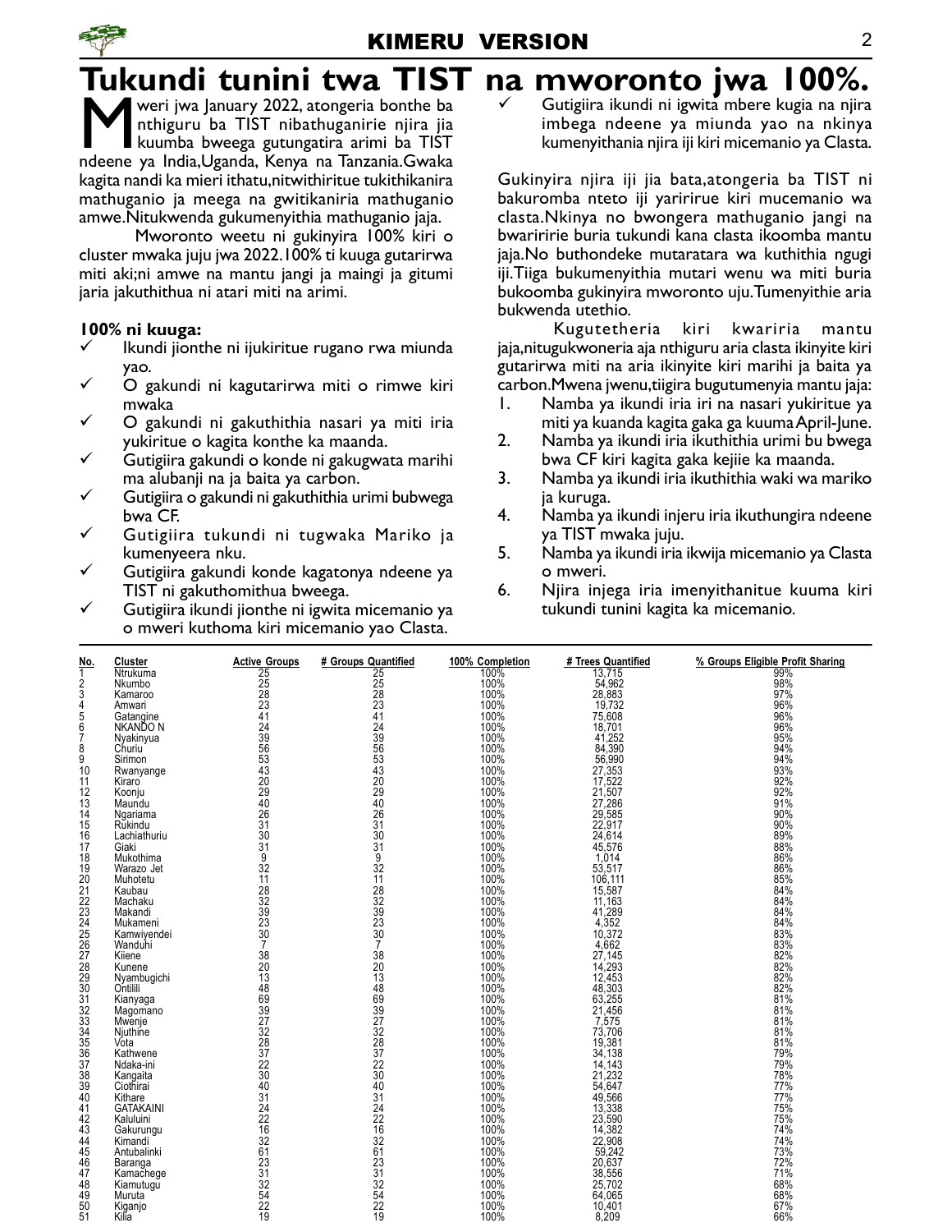# Tukundi tunini twa TIST na mworonto jwa 100%.

Mweri jwa January 2022, atongeria bonthe ba nthiguru ba TIST nibathuganirie njira jia kuumba bweega gutungatira arimi ba TIST ndeene ya India,Uganda, Kenya na Tanzania.Gwaka kagita nandi ka mieri ithatu,nitwithiritue tukithikanira mathuganio ja meega na gwitikaniria mathuganio amwe.Nitukwenda gukumenyithia mathuganio jaja.

Mworonto weetu ni gukinyira 100% kiri o cluster mwaka juju jwa 2022.100% ti kuuga gutarirwa miti aki;ni amwe na mantu jangi ja maingi ja gitumi jaria jakuthithua ni atari miti na arimi.

**100% ni kuuga:**

- ✓ Ikundi jionthe ni ijukiritue rugano rwa miunda yao.
- ✓ O gakundi ni kagutarirwa miti o rimwe kiri mwaka
- ✓ O gakundi ni gakuthithia nasari ya miti iria yukiritue o kagita konthe ka maanda.
- ✓ Gutigiira gakundi o konde ni gakugwata marihi ma alubanji na ja baita ya carbon.
- ✓ Gutigiira o gakundi ni gakuthithia urimi bubwega bwa CF.
- ✓ Gutigiira tukundi ni tugwaka Mariko ja kumenyeera nku.
- ✓ Gutigiira gakundi konde kagatonya ndeene ya TIST ni gakuthomithua bweega.
- ✓ Gutigiira ikundi jionthe ni igwita micemanio ya o mweri kuthoma kiri micemanio yao Clasta.
- ✓ Gutigiira ikundi ni igwita mbere kugia na njira imbega ndeene ya miunda yao na nkinya kumenyithania njira iji kiri micemanio ya Clasta.

Gukinyira njira iji jia bata,atongeria ba TIST ni bakuromba nteto iji yaririrue kiri mucemanio wa clasta.Nkinya no bwongera mathuganio jangi na bwariririe buria tukundi kana clasta ikoomba mantu jaja.No buthondeke mutaratara wa kuthithia ngugi iji.Tiiga bukumenyithia mutari wenu wa miti buria bukoomba gukinyira mworonto uju.Tumenyithie aria bukwenda utethio.

Kugutetheria kiri kwariria mantu jaja,nitugukwoneria aja nthiguru aria clasta ikinyite kiri gutarirwa miti na aria ikinyite kiri marihi ja baita ya carbon.Mwena jwenu,tiigira bugutumenyia mantu jaja:

1. Namba ya ikundi iria iri na nasari yukiritue ya miti ya kuanda kagita gaka ga kuuma April-June.
2. Namba ya ikundi iria ikuthithia urimi bu bwega bwa CF kiri kagita gaka kejiie ka maanda.
3. Namba ya ikundi iria ikuthithia waki wa mariko ja kuruga.
4. Namba ya ikundi injeru iria ikuthungira ndeene ya TIST mwaka juju.
5. Namba ya ikundi iria ikwija micemanio ya Clasta o mweri.
6. Njira injega iria imenyithanitue kuuma kiri tukundi tunini kagita ka micemanio.

| No. | Cluster | Active Groups | # Groups Quantified | 100% Completion | # Trees Quantified | % Groups Eligible Profit Sharing |
|---|---|---|---|---|---|---|
| 1 | Ntrukuma | 25 | 25 | 100% | 13,715 | 99% |
| 2 | Nkumbo | 25 | 25 | 100% | 54,962 | 98% |
| 3 | Kamaroo | 28 | 28 | 100% | 28,883 | 97% |
| 4 | Amwari | 23 | 23 | 100% | 19,732 | 96% |
| 5 | Gatangine | 41 | 41 | 100% | 75,608 | 96% |
| 6 | NKANDO N | 24 | 24 | 100% | 18,701 | 96% |
| 7 | Nyakinyua | 39 | 39 | 100% | 41,252 | 95% |
| 8 | Churiu | 56 | 56 | 100% | 84,390 | 94% |
| 9 | Sirimon | 53 | 53 | 100% | 56,990 | 94% |
| 10 | Rwanyange | 43 | 43 | 100% | 27,353 | 93% |
| 11 | Kiraro | 20 | 20 | 100% | 17,522 | 92% |
| 12 | Koonju | 29 | 29 | 100% | 21,507 | 92% |
| 13 | Maundu | 40 | 40 | 100% | 27,286 | 91% |
| 14 | Ngariama | 26 | 26 | 100% | 29,585 | 90% |
| 15 | Rukindu | 31 | 31 | 100% | 22,917 | 90% |
| 16 | Lachiathuriu | 30 | 30 | 100% | 24,614 | 89% |
| 17 | Giaki | 31 | 31 | 100% | 45,576 | 88% |
| 18 | Mukothima | 9 | 9 | 100% | 1,014 | 86% |
| 19 | Warazo Jet | 32 | 32 | 100% | 53,517 | 86% |
| 20 | Muhotetu | 11 | 11 | 100% | 106,111 | 85% |
| 21 | Kaubau | 28 | 28 | 100% | 15,587 | 84% |
| 22 | Machaku | 32 | 32 | 100% | 11,163 | 84% |
| 23 | Makandi | 39 | 39 | 100% | 41,289 | 84% |
| 24 | Mukameni | 23 | 23 | 100% | 4,352 | 84% |
| 25 | Kamwiyendei | 30 | 30 | 100% | 10,372 | 83% |
| 26 | Wanduhi | 7 | 7 | 100% | 4,662 | 83% |
| 27 | Kiiene | 38 | 38 | 100% | 27,145 | 82% |
| 28 | Kunene | 20 | 20 | 100% | 14,293 | 82% |
| 29 | Nyambugichi | 13 | 13 | 100% | 12,453 | 82% |
| 30 | Ontilili | 48 | 48 | 100% | 48,303 | 82% |
| 31 | Kianyaga | 69 | 69 | 100% | 63,255 | 81% |
| 32 | Magomano | 39 | 39 | 100% | 21,456 | 81% |
| 33 | Mwenje | 27 | 27 | 100% | 7,575 | 81% |
| 34 | Njuthine | 32 | 32 | 100% | 73,706 | 81% |
| 35 | Vota | 28 | 28 | 100% | 19,381 | 81% |
| 36 | Kathwene | 37 | 37 | 100% | 34,138 | 79% |
| 37 | Ndaka-ini | 22 | 22 | 100% | 14,143 | 79% |
| 38 | Kangaita | 30 | 30 | 100% | 21,232 | 78% |
| 39 | Ciothirai | 40 | 40 | 100% | 54,647 | 77% |
| 40 | Kithare | 31 | 31 | 100% | 49,566 | 77% |
| 41 | GATAKAINI | 24 | 24 | 100% | 13,338 | 75% |
| 42 | Kaluluini | 22 | 22 | 100% | 23,590 | 75% |
| 43 | Gakurungu | 16 | 16 | 100% | 14,382 | 74% |
| 44 | Kimandi | 32 | 32 | 100% | 22,908 | 74% |
| 45 | Antubalinki | 61 | 61 | 100% | 59,242 | 73% |
| 46 | Baranga | 23 | 23 | 100% | 20,637 | 72% |
| 47 | Kamachege | 31 | 31 | 100% | 38,556 | 71% |
| 48 | Kiamutugu | 32 | 32 | 100% | 25,702 | 68% |
| 49 | Muruta | 54 | 54 | 100% | 64,065 | 68% |
| 50 | Kiganjo | 22 | 22 | 100% | 10,401 | 67% |
| 51 | Kilia | 19 | 19 | 100% | 8,209 | 66% |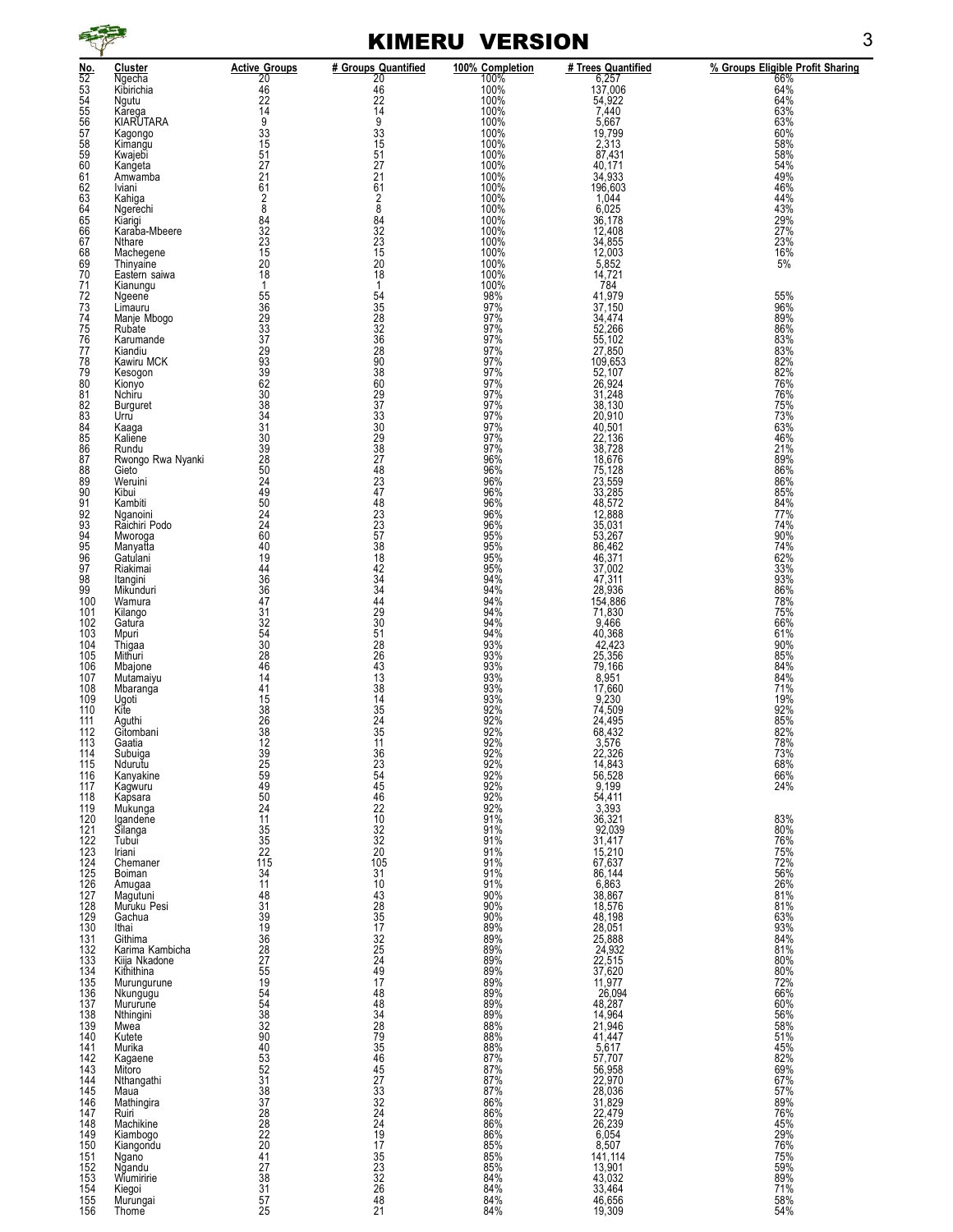# KIMERU VERSION

| No. | Cluster | Active Groups | # Groups Quantified | 100% Completion | # Trees Quantified | % Groups Eligible Profit Sharing |
|---|---|---|---|---|---|---|
| 52 | Ngecha | 20 | 20 | 100% | 6,257 | 66% |
| 53 | Kibirichia | 46 | 46 | 100% | 137,006 | 64% |
| 54 | Ngutu | 22 | 22 | 100% | 54,922 | 64% |
| 55 | Karega | 14 | 14 | 100% | 7,440 | 63% |
| 56 | KIARUTARA | 9 | 9 | 100% | 5,667 | 63% |
| 57 | Kagongo | 33 | 33 | 100% | 19,799 | 60% |
| 58 | Kimangu | 15 | 15 | 100% | 2,313 | 58% |
| 59 | Kwajebi | 51 | 51 | 100% | 87,431 | 58% |
| 60 | Kangeta | 27 | 27 | 100% | 40,171 | 54% |
| 61 | Amwamba | 21 | 21 | 100% | 34,933 | 49% |
| 62 | Iviani | 61 | 61 | 100% | 196,603 | 46% |
| 63 | Kahiga | 2 | 2 | 100% | 1,044 | 44% |
| 64 | Ngerechi | 8 | 8 | 100% | 6,025 | 43% |
| 65 | Kiarigi | 84 | 84 | 100% | 36,178 | 29% |
| 66 | Karaba-Mbeere | 32 | 32 | 100% | 12,408 | 27% |
| 67 | Nthare | 23 | 23 | 100% | 34,855 | 23% |
| 68 | Machegene | 15 | 15 | 100% | 12,003 | 16% |
| 69 | Thinyaine | 20 | 20 | 100% | 5,852 | 5% |
| 70 | Eastern saiwa | 18 | 18 | 100% | 14,721 | |
| 71 | Kianungu | 1 | 1 | 100% | 784 | |
| 72 | Ngeene | 55 | 54 | 98% | 41,979 | 55% |
| 73 | Limauru | 36 | 35 | 97% | 37,150 | 96% |
| 74 | Manje Mbogo | 29 | 28 | 97% | 34,474 | 89% |
| 75 | Rubate | 33 | 32 | 97% | 52,266 | 86% |
| 76 | Karumande | 37 | 36 | 97% | 55,102 | 83% |
| 77 | Kiandiu | 29 | 28 | 97% | 27,850 | 83% |
| 78 | Kawiru MCK | 93 | 90 | 97% | 109,653 | 82% |
| 79 | Kesogon | 39 | 38 | 97% | 52,107 | 82% |
| 80 | Kionyo | 62 | 60 | 97% | 26,924 | 76% |
| 81 | Nchiru | 30 | 29 | 97% | 31,248 | 76% |
| 82 | Burguret | 38 | 37 | 97% | 38,130 | 75% |
| 83 | Urru | 34 | 33 | 97% | 20,910 | 73% |
| 84 | Kaaga | 31 | 30 | 97% | 40,501 | 63% |
| 85 | Kaliene | 30 | 29 | 97% | 22,136 | 46% |
| 86 | Rundu | 39 | 38 | 97% | 38,728 | 21% |
| 87 | Rwongo Rwa Nyanki | 28 | 27 | 96% | 18,676 | 89% |
| 88 | Gieto | 50 | 48 | 96% | 75,128 | 86% |
| 89 | Weruini | 24 | 23 | 96% | 23,559 | 86% |
| 90 | Kibui | 49 | 47 | 96% | 33,285 | 85% |
| 91 | Kambiti | 50 | 48 | 96% | 48,572 | 84% |
| 92 | Nganoini | 24 | 23 | 96% | 12,888 | 77% |
| 93 | Raichiri Podo | 24 | 23 | 96% | 35,031 | 74% |
| 94 | Mworoga | 60 | 57 | 95% | 53,267 | 90% |
| 95 | Manyatta | 40 | 38 | 95% | 86,462 | 74% |
| 96 | Gatulani | 19 | 18 | 95% | 46,371 | 62% |
| 97 | Riakimai | 44 | 42 | 95% | 37,002 | 33% |
| 98 | Itangini | 36 | 34 | 94% | 47,311 | 93% |
| 99 | Mikunduri | 36 | 34 | 94% | 28,936 | 86% |
| 100 | Wamura | 47 | 44 | 94% | 154,886 | 78% |
| 101 | Kilango | 31 | 29 | 94% | 71,830 | 75% |
| 102 | Gatura | 32 | 30 | 94% | 9,466 | 66% |
| 103 | Mpuri | 54 | 51 | 94% | 40,368 | 61% |
| 104 | Thigaa | 30 | 28 | 93% | 42,423 | 90% |
| 105 | Mithuri | 28 | 26 | 93% | 25,356 | 85% |
| 106 | Mbajone | 46 | 43 | 93% | 79,166 | 84% |
| 107 | Mutamaiyu | 14 | 13 | 93% | 8,951 | 84% |
| 108 | Mbaranga | 41 | 38 | 93% | 17,660 | 71% |
| 109 | Ugoti | 15 | 14 | 93% | 9,230 | 19% |
| 110 | Kite | 38 | 35 | 92% | 74,509 | 92% |
| 111 | Aguthi | 26 | 24 | 92% | 24,495 | 85% |
| 112 | Gitombani | 38 | 35 | 92% | 68,432 | 82% |
| 113 | Gaatia | 12 | 11 | 92% | 3,576 | 78% |
| 114 | Subuiga | 39 | 36 | 92% | 22,326 | 73% |
| 115 | Ndurutu | 25 | 23 | 92% | 14,843 | 68% |
| 116 | Kanyakine | 59 | 54 | 92% | 56,528 | 66% |
| 117 | Kagwuru | 49 | 45 | 92% | 9,199 | 24% |
| 118 | Kapsara | 50 | 46 | 92% | 54,411 | |
| 119 | Mukunga | 24 | 22 | 92% | 3,393 | |
| 120 | Igandene | 11 | 10 | 91% | 36,321 | 83% |
| 121 | Silanga | 35 | 32 | 91% | 92,039 | 80% |
| 122 | Tubui | 35 | 32 | 91% | 31,417 | 76% |
| 123 | Iriani | 22 | 20 | 91% | 15,210 | 75% |
| 124 | Chemaner | 115 | 105 | 91% | 67,637 | 72% |
| 125 | Boiman | 34 | 31 | 91% | 86,144 | 56% |
| 126 | Amugaa | 11 | 10 | 91% | 6,863 | 26% |
| 127 | Magutuni | 48 | 43 | 90% | 38,867 | 81% |
| 128 | Muruku Pesi | 31 | 28 | 90% | 18,576 | 81% |
| 129 | Gachua | 39 | 35 | 90% | 48,198 | 63% |
| 130 | Ithai | 19 | 17 | 89% | 28,051 | 93% |
| 131 | Githima | 36 | 32 | 89% | 25,888 | 84% |
| 132 | Karima Kambicha | 28 | 25 | 89% | 24,932 | 81% |
| 133 | Kiija Nkadone | 27 | 24 | 89% | 22,515 | 80% |
| 134 | Kithithina | 55 | 49 | 89% | 37,620 | 80% |
| 135 | Murungurune | 19 | 17 | 89% | 11,977 | 72% |
| 136 | Nkungugu | 54 | 48 | 89% | 26,094 | 66% |
| 137 | Mururune | 54 | 48 | 89% | 48,287 | 60% |
| 138 | Nthingini | 38 | 34 | 89% | 14,964 | 56% |
| 139 | Mwea | 32 | 28 | 88% | 21,946 | 58% |
| 140 | Kutete | 90 | 79 | 88% | 41,447 | 51% |
| 141 | Murika | 40 | 35 | 88% | 5,617 | 45% |
| 142 | Kagaene | 53 | 46 | 87% | 57,707 | 82% |
| 143 | Mitoro | 52 | 45 | 87% | 56,958 | 69% |
| 144 | Nthangathi | 31 | 27 | 87% | 22,970 | 67% |
| 145 | Maua | 38 | 33 | 87% | 28,036 | 57% |
| 146 | Mathingira | 37 | 32 | 86% | 31,829 | 89% |
| 147 | Ruiri | 28 | 24 | 86% | 22,479 | 76% |
| 148 | Machikine | 28 | 24 | 86% | 26,239 | 45% |
| 149 | Kiambogo | 22 | 19 | 86% | 6,054 | 29% |
| 150 | Kiangondu | 20 | 17 | 85% | 8,507 | 76% |
| 151 | Ngano | 41 | 35 | 85% | 141,114 | 75% |
| 152 | Ngandu | 27 | 23 | 85% | 13,901 | 59% |
| 153 | Wiumiririe | 38 | 32 | 84% | 43,032 | 89% |
| 154 | Kiegoi | 31 | 26 | 84% | 33,464 | 71% |
| 155 | Murungai | 57 | 48 | 84% | 46,656 | 58% |
| 156 | Thome | 25 | 21 | 84% | 19,309 | 54% |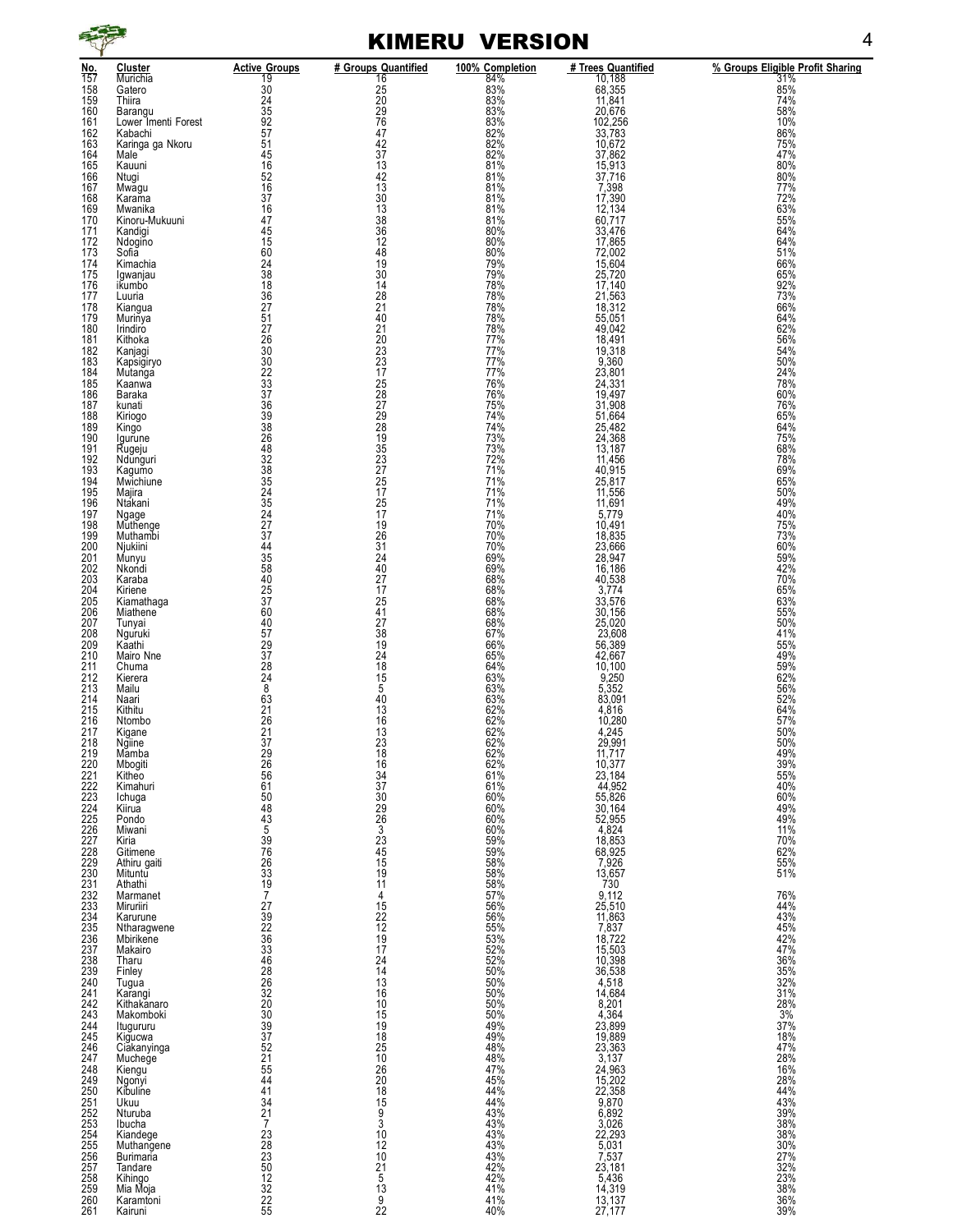# KIMERU VERSION

| No. | Cluster | Active Groups | # Groups Quantified | 100% Completion | # Trees Quantified | % Groups Eligible Profit Sharing |
|---|---|---|---|---|---|---|
| 157 | Murichia | 19 | 16 | 84% | 10,188 | 31% |
| 158 | Gatero | 30 | 25 | 83% | 68,355 | 85% |
| 159 | Thiira | 24 | 20 | 83% | 11,841 | 74% |
| 160 | Barangu | 35 | 29 | 83% | 20,676 | 58% |
| 161 | Lower Imenti Forest | 92 | 76 | 83% | 102,256 | 10% |
| 162 | Kabachi | 57 | 47 | 82% | 33,783 | 86% |
| 163 | Karinga ga Nkoru | 51 | 42 | 82% | 10,672 | 75% |
| 164 | Male | 45 | 37 | 82% | 37,862 | 47% |
| 165 | Kauuni | 16 | 13 | 81% | 15,913 | 80% |
| 166 | Ntugi | 52 | 42 | 81% | 37,716 | 80% |
| 167 | Mwagu | 16 | 13 | 81% | 7,398 | 77% |
| 168 | Karama | 37 | 30 | 81% | 17,390 | 72% |
| 169 | Mwanika | 16 | 13 | 81% | 12,134 | 63% |
| 170 | Kinoru-Mukuuni | 47 | 38 | 81% | 60,717 | 55% |
| 171 | Kandigi | 45 | 36 | 80% | 33,476 | 64% |
| 172 | Ndogino | 15 | 12 | 80% | 17,865 | 64% |
| 173 | Sofia | 60 | 48 | 80% | 72,002 | 51% |
| 174 | Kimachia | 24 | 19 | 79% | 15,604 | 66% |
| 175 | Igwanjau | 38 | 30 | 79% | 25,720 | 65% |
| 176 | ikumbo | 18 | 14 | 78% | 17,140 | 92% |
| 177 | Luuria | 36 | 28 | 78% | 21,563 | 73% |
| 178 | Kiangua | 27 | 21 | 78% | 18,312 | 66% |
| 179 | Murinya | 51 | 40 | 78% | 55,051 | 64% |
| 180 | Irindiro | 27 | 21 | 78% | 49,042 | 62% |
| 181 | Kithoka | 26 | 20 | 77% | 18,491 | 56% |
| 182 | Kanjagi | 30 | 23 | 77% | 19,318 | 54% |
| 183 | Kapsigiryo | 30 | 23 | 77% | 9,360 | 50% |
| 184 | Mutanga | 22 | 17 | 77% | 23,801 | 24% |
| 185 | Kaanwa | 33 | 25 | 76% | 24,331 | 78% |
| 186 | Baraka | 37 | 28 | 76% | 19,497 | 60% |
| 187 | kunati | 36 | 27 | 75% | 31,908 | 76% |
| 188 | Kiriogo | 39 | 29 | 74% | 51,664 | 65% |
| 189 | Kingo | 38 | 28 | 74% | 25,482 | 64% |
| 190 | Igurune | 26 | 19 | 73% | 24,368 | 75% |
| 191 | Rugeju | 48 | 35 | 73% | 13,187 | 68% |
| 192 | Ndunguri | 32 | 23 | 72% | 11,456 | 78% |
| 193 | Kagumo | 38 | 27 | 71% | 40,915 | 69% |
| 194 | Mwichiune | 35 | 25 | 71% | 25,817 | 65% |
| 195 | Majira | 24 | 17 | 71% | 11,556 | 50% |
| 196 | Ntakani | 35 | 25 | 71% | 11,691 | 49% |
| 197 | Ngage | 24 | 17 | 71% | 5,779 | 40% |
| 198 | Muthenge | 27 | 19 | 70% | 10,491 | 75% |
| 199 | Muthambi | 37 | 26 | 70% | 18,835 | 73% |
| 200 | Njukiini | 44 | 31 | 70% | 23,666 | 60% |
| 201 | Munyu | 35 | 24 | 69% | 28,947 | 59% |
| 202 | Nkondi | 58 | 40 | 69% | 16,186 | 42% |
| 203 | Karaba | 40 | 27 | 68% | 40,538 | 70% |
| 204 | Kiriene | 25 | 17 | 68% | 3,774 | 65% |
| 205 | Kiamathaga | 37 | 25 | 68% | 33,576 | 63% |
| 206 | Miathene | 60 | 41 | 68% | 30,156 | 55% |
| 207 | Tunyai | 40 | 27 | 68% | 25,020 | 50% |
| 208 | Nguruki | 57 | 38 | 67% | 23,608 | 41% |
| 209 | Kaathi | 29 | 19 | 66% | 56,389 | 55% |
| 210 | Mairo Nne | 37 | 24 | 65% | 42,667 | 49% |
| 211 | Chuma | 28 | 18 | 64% | 10,100 | 59% |
| 212 | Kierera | 24 | 15 | 63% | 9,250 | 62% |
| 213 | Mailu | 8 | 5 | 63% | 5,352 | 56% |
| 214 | Naari | 63 | 40 | 63% | 83,091 | 52% |
| 215 | Kithitu | 21 | 13 | 62% | 4,816 | 64% |
| 216 | Ntombo | 26 | 16 | 62% | 10,280 | 57% |
| 217 | Kigane | 21 | 13 | 62% | 4,245 | 50% |
| 218 | Ngiine | 37 | 23 | 62% | 29,991 | 50% |
| 219 | Mamba | 29 | 18 | 62% | 11,717 | 49% |
| 220 | Mbogiti | 26 | 16 | 62% | 10,377 | 39% |
| 221 | Kitheo | 56 | 34 | 61% | 23,184 | 55% |
| 222 | Kimahuri | 61 | 37 | 61% | 44,952 | 40% |
| 223 | Ichuga | 50 | 30 | 60% | 55,826 | 60% |
| 224 | Kiirua | 48 | 29 | 60% | 30,164 | 49% |
| 225 | Pondo | 43 | 26 | 60% | 52,955 | 49% |
| 226 | Miwani | 5 | 3 | 60% | 4,824 | 11% |
| 227 | Kiria | 39 | 23 | 59% | 18,853 | 70% |
| 228 | Gitimene | 76 | 45 | 59% | 68,925 | 62% |
| 229 | Athiru gaiti | 26 | 15 | 58% | 7,926 | 55% |
| 230 | Mituntu | 33 | 19 | 58% | 13,657 | 51% |
| 231 | Athathi | 19 | 11 | 58% | 730 | |
| 232 | Marmanet | 7 | 4 | 57% | 9,112 | 76% |
| 233 | Miruriiri | 27 | 15 | 56% | 25,510 | 44% |
| 234 | Karurune | 39 | 22 | 56% | 11,863 | 43% |
| 235 | Ntharagwene | 22 | 12 | 55% | 7,837 | 45% |
| 236 | Mbirikene | 36 | 19 | 53% | 18,722 | 42% |
| 237 | Makairo | 33 | 17 | 52% | 15,503 | 47% |
| 238 | Tharu | 46 | 24 | 52% | 10,398 | 36% |
| 239 | Finley | 28 | 14 | 50% | 36,538 | 35% |
| 240 | Tugua | 26 | 13 | 50% | 4,518 | 32% |
| 241 | Karangi | 32 | 16 | 50% | 14,684 | 31% |
| 242 | Kithakanaro | 20 | 10 | 50% | 8,201 | 28% |
| 243 | Makomboki | 30 | 15 | 50% | 4,364 | 3% |
| 244 | Itugururu | 39 | 19 | 49% | 23,899 | 37% |
| 245 | Kigucwa | 37 | 18 | 49% | 19,889 | 18% |
| 246 | Ciakanyinga | 52 | 25 | 48% | 23,363 | 47% |
| 247 | Muchege | 21 | 10 | 48% | 3,137 | 28% |
| 248 | Kiengu | 55 | 26 | 47% | 24,963 | 16% |
| 249 | Ngonyi | 44 | 20 | 45% | 15,202 | 28% |
| 250 | Kibuline | 41 | 18 | 44% | 22,358 | 44% |
| 251 | Ukuu | 34 | 15 | 44% | 9,870 | 43% |
| 252 | Nturuba | 21 | 9 | 43% | 6,892 | 39% |
| 253 | Ibucha | 7 | 3 | 43% | 3,026 | 38% |
| 254 | Kiandege | 23 | 10 | 43% | 22,293 | 38% |
| 255 | Muthangene | 28 | 12 | 43% | 5,031 | 30% |
| 256 | Burimaria | 23 | 10 | 43% | 7,537 | 27% |
| 257 | Tandare | 50 | 21 | 42% | 23,181 | 32% |
| 258 | Kihingo | 12 | 5 | 42% | 5,436 | 23% |
| 259 | Mia Moja | 32 | 13 | 41% | 14,319 | 38% |
| 260 | Karamtoni | 22 | 9 | 41% | 13,137 | 36% |
| 261 | Kairuni | 55 | 22 | 40% | 27,177 | 39% |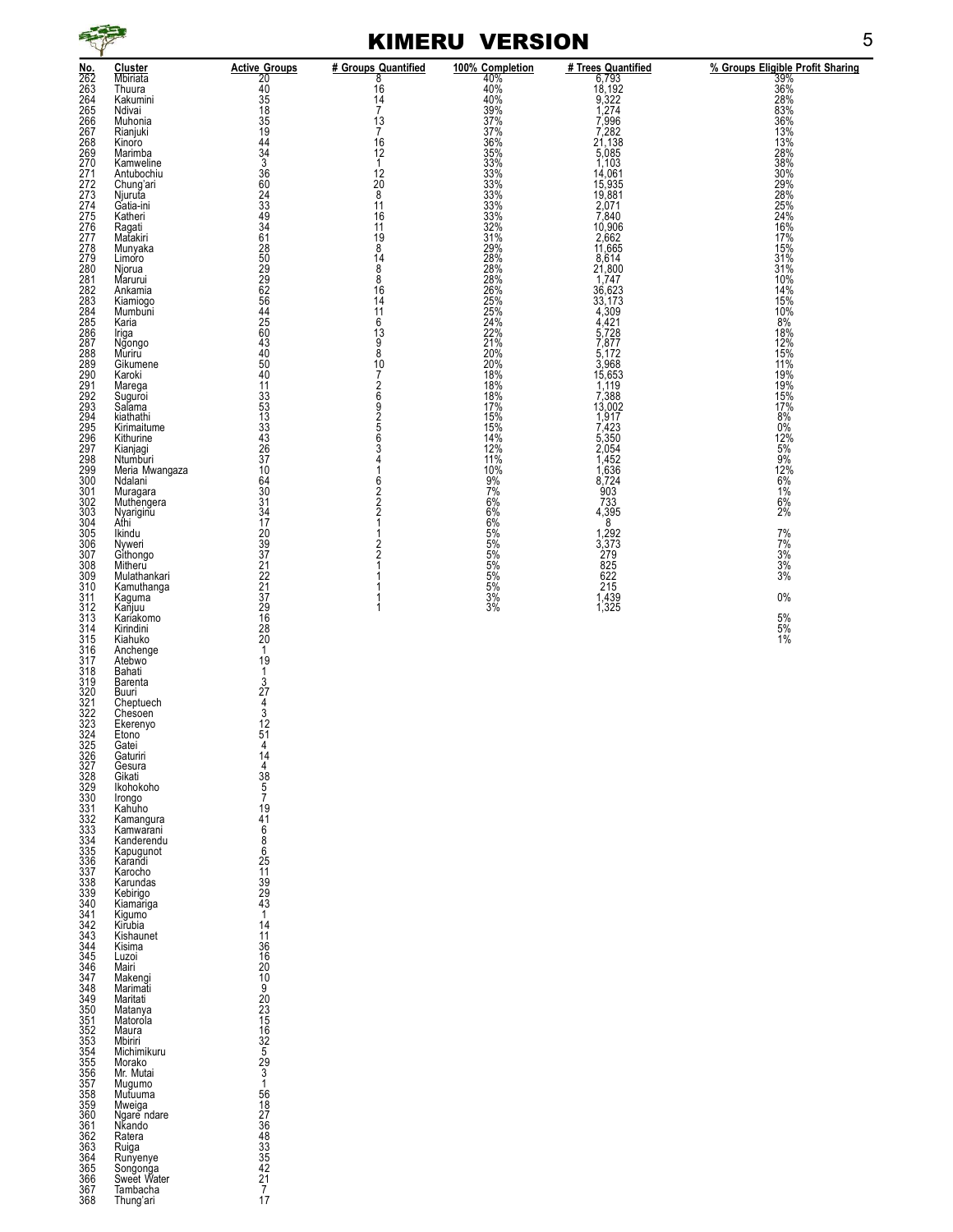# KIMERU VERSION

| No. | Cluster | Active Groups | # Groups Quantified | 100% Completion | # Trees Quantified | % Groups Eligible Profit Sharing |
|---|---|---|---|---|---|---|
| 262 | Mbiriata | 20 | 8 | 40% | 6,793 | 39% |
| 263 | Thuura | 40 | 16 | 40% | 18,192 | 36% |
| 264 | Kakumini | 35 | 14 | 40% | 9,322 | 28% |
| 265 | Ndivai | 18 | 7 | 39% | 1,274 | 83% |
| 266 | Muhonia | 35 | 13 | 37% | 7,996 | 36% |
| 267 | Rianjuki | 19 | 7 | 37% | 7,282 | 13% |
| 268 | Kinoro | 44 | 16 | 36% | 21,138 | 13% |
| 269 | Marimba | 34 | 12 | 35% | 5,085 | 28% |
| 270 | Kamweline | 3 | 1 | 33% | 1,103 | 38% |
| 271 | Antubochiu | 36 | 12 | 33% | 14,061 | 30% |
| 272 | Chung'ari | 60 | 20 | 33% | 15,935 | 29% |
| 273 | Njuruta | 24 | 8 | 33% | 19,881 | 28% |
| 274 | Gatia-ini | 33 | 11 | 33% | 2,071 | 25% |
| 275 | Katheri | 49 | 16 | 33% | 7,840 | 24% |
| 276 | Ragati | 34 | 11 | 32% | 10,906 | 16% |
| 277 | Matakiri | 61 | 19 | 31% | 2,662 | 17% |
| 278 | Munyaka | 28 | 8 | 29% | 11,665 | 15% |
| 279 | Limoro | 50 | 14 | 28% | 8,614 | 31% |
| 280 | Njorua | 29 | 8 | 28% | 21,800 | 31% |
| 281 | Marurui | 29 | 8 | 28% | 1,747 | 10% |
| 282 | Ankamia | 62 | 16 | 26% | 36,623 | 14% |
| 283 | Kiamiogo | 56 | 14 | 25% | 33,173 | 15% |
| 284 | Mumbuni | 44 | 11 | 25% | 4,309 | 10% |
| 285 | Karia | 25 | 6 | 24% | 4,421 | 8% |
| 286 | Iriga | 60 | 13 | 22% | 5,728 | 18% |
| 287 | Ngongo | 43 | 9 | 21% | 7,877 | 12% |
| 288 | Muriru | 40 | 8 | 20% | 5,172 | 15% |
| 289 | Gikumene | 50 | 10 | 20% | 3,968 | 11% |
| 290 | Karoki | 40 | 7 | 18% | 15,653 | 19% |
| 291 | Marega | 11 | 2 | 18% | 1,119 | 19% |
| 292 | Suguroi | 33 | 6 | 18% | 7,388 | 15% |
| 293 | Salama | 53 | 9 | 17% | 13,002 | 17% |
| 294 | kiathathi | 13 | 2 | 15% | 1,917 | 8% |
| 295 | Kirimaitume | 33 | 5 | 15% | 7,423 | 0% |
| 296 | Kithurine | 43 | 6 | 14% | 5,350 | 12% |
| 297 | Kianjagi | 26 | 3 | 12% | 2,054 | 5% |
| 298 | Ntumburi | 37 | 4 | 11% | 1,452 | 9% |
| 299 | Meria Mwangaza | 10 | 1 | 10% | 1,636 | 12% |
| 300 | Ndalani | 64 | 6 | 9% | 8,724 | 6% |
| 301 | Muragara | 30 | 2 | 7% | 903 | 1% |
| 302 | Muthengera | 31 | 2 | 6% | 733 | 6% |
| 303 | Nyariginu | 34 | 2 | 6% | 4,395 | 2% |
| 304 | Athi | 17 | 1 | 6% | 8 | |
| 305 | Ikindu | 20 | 1 | 5% | 1,292 | 7% |
| 306 | Nyweri | 39 | 2 | 5% | 3,373 | 7% |
| 307 | Githongo | 37 | 2 | 5% | 279 | 3% |
| 308 | Mitheru | 21 | 1 | 5% | 825 | 3% |
| 309 | Mulathankari | 22 | 1 | 5% | 622 | 3% |
| 310 | Kamuthanga | 21 | 1 | 5% | 215 | |
| 311 | Kaguma | 37 | 1 | 3% | 1,439 | 0% |
| 312 | Kanjuu | 29 | 1 | 3% | 1,325 | |
| 313 | Kariakomo | 16 | | | | 5% |
| 314 | Kirindini | 28 | | | | 5% |
| 315 | Kiahuko | 20 | | | | 1% |
| 316 | Anchenge | 1 | | | | |
| 317 | Atebwo | 19 | | | | |
| 318 | Bahati | 1 | | | | |
| 319 | Barenta | 3 | | | | |
| 320 | Buuri | 27 | | | | |
| 321 | Cheptuech | 4 | | | | |
| 322 | Chesoen | 3 | | | | |
| 323 | Ekerenyo | 12 | | | | |
| 324 | Etono | 51 | | | | |
| 325 | Gatei | 4 | | | | |
| 326 | Gaturiri | 14 | | | | |
| 327 | Gesura | 4 | | | | |
| 328 | Gikati | 38 | | | | |
| 329 | Ikohokoho | 5 | | | | |
| 330 | Irongo | 7 | | | | |
| 331 | Kahuho | 19 | | | | |
| 332 | Kamangura | 41 | | | | |
| 333 | Kamwarani | 6 | | | | |
| 334 | Kanderendu | 8 | | | | |
| 335 | Kapugunot | 6 | | | | |
| 336 | Karandi | 25 | | | | |
| 337 | Karocho | 11 | | | | |
| 338 | Karundas | 39 | | | | |
| 339 | Kebirigo | 29 | | | | |
| 340 | Kiamariga | 43 | | | | |
| 341 | Kigumo | 1 | | | | |
| 342 | Kirubia | 14 | | | | |
| 343 | Kishaunet | 11 | | | | |
| 344 | Kisima | 36 | | | | |
| 345 | Luzoi | 16 | | | | |
| 346 | Mairi | 20 | | | | |
| 347 | Makengi | 10 | | | | |
| 348 | Marimati | 9 | | | | |
| 349 | Maritati | 20 | | | | |
| 350 | Matanya | 23 | | | | |
| 351 | Matorola | 15 | | | | |
| 352 | Maura | 16 | | | | |
| 353 | Mbiriri | 32 | | | | |
| 354 | Michimikuru | 5 | | | | |
| 355 | Morako | 29 | | | | |
| 356 | Mr. Mutai | 3 | | | | |
| 357 | Mugumo | 1 | | | | |
| 358 | Mutuuma | 56 | | | | |
| 359 | Mweiga | 18 | | | | |
| 360 | Ngare ndare | 27 | | | | |
| 361 | Nkando | 36 | | | | |
| 362 | Ratera | 48 | | | | |
| 363 | Ruiga | 33 | | | | |
| 364 | Runyenye | 35 | | | | |
| 365 | Songonga | 42 | | | | |
| 366 | Sweet Water | 21 | | | | |
| 367 | Tambacha | 7 | | | | |
| 368 | Thung'ari | 17 | | | | |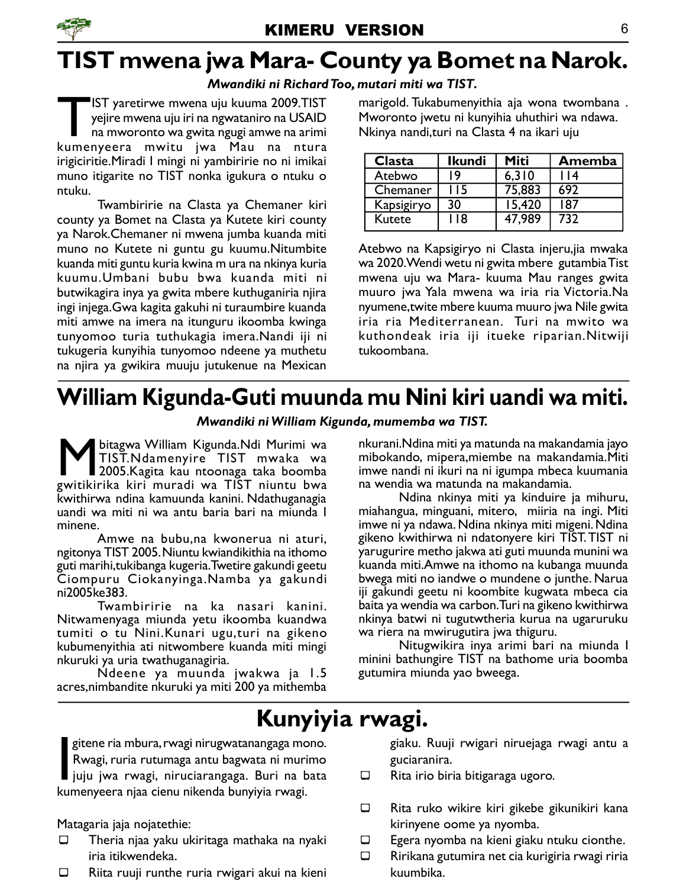# TIST mwena jwa Mara- County ya Bomet na Narok.

***Mwandiki ni Richard Too, mutari miti wa TIST.***

TIST yaretirwe mwena uju kuuma 2009.TIST yejire mwena uju iri na ngwataniro na USAID na mworonto wa gwita ngugi amwe na arimi kumenyeera mwitu jwa Mau na ntura irigiciritie.Miradi I mingi ni yambririe no ni imikai muno itigarite no TIST nonka igukura o ntuku o ntuku.

Twambiririe na Clasta ya Chemaner kiri county ya Bomet na Clasta ya Kutete kiri county ya Narok.Chemaner ni mwena jumba kuanda miti muno no Kutete ni guntu gu kuumu.Nitumbite kuanda miti guntu kuria kwina m ura na nkinya kuria kuumu.Umbani bubu bwa kuanda miti ni butwikagira inya ya gwita mbere kuthuganiria njira ingi injega.Gwa kagita gakuhi ni turaumbire kuanda miti amwe na imera na itunguru ikoomba kwinga tunyomoo turia tuthukagia imera.Nandi iji ni tukugeria kunyihia tunyomoo ndeene ya muthetu na njira ya gwikira muuju jutukenue na Mexican marigold. Tukabumenyithia aja wona twombana . Mworonto jwetu ni kunyihia uhuthiri wa ndawa. Nkinya nandi,turi na Clasta 4 na ikari uju

| Clasta | Ikundi | Miti | Amemba |
|---|---|---|---|
| Atebwo | 19 | 6,310 | 114 |
| Chemaner | 115 | 75,883 | 692 |
| Kapsigiryo | 30 | 15,420 | 187 |
| Kutete | 118 | 47,989 | 732 |

Atebwo na Kapsigiryo ni Clasta injeru,jia mwaka wa 2020.Wendi wetu ni gwita mbere gutambia Tist mwena uju wa Mara- kuuma Mau ranges gwita muuro jwa Yala mwena wa iria ria Victoria.Na nyumene,twite mbere kuuma muuro jwa Nile gwita iria ria Mediterranean. Turi na mwito wa kuthondeak iria iji itueke riparian.Nitwiji tukoombana.

# William Kigunda-Guti muunda mu Nini kiri uandi wa miti.

***Mwandiki ni William Kigunda, mumemba wa TIST.***

Mbitagwa William Kigunda.Ndi Murimi wa TIST.Ndamenyire TIST mwaka wa 2005.Kagita kau ntoonaga taka boomba gwitikirika kiri muradi wa TIST niuntu bwa kwithirwa ndina kamuunda kanini. Ndathuganagia uandi wa miti ni wa antu baria bari na miunda I minene.

Amwe na bubu,na kwonerua ni aturi, ngitonya TIST 2005. Niuntu kwiandikithia na ithomo guti marihi,tukibanga kugeria.Twetire gakundi geetu Ciompuru Ciokanyinga.Namba ya gakundi ni2005ke383.

Twambiririe na ka nasari kanini. Nitwamenyaga miunda yetu ikoomba kuandwa tumiti o tu Nini.Kunari ugu,turi na gikeno kubumenyithia ati nitwombere kuanda miti mingi nkuruki ya uria twathuganagiria.

Ndeene ya muunda jwakwa ja 1.5 acres,nimbandite nkuruki ya miti 200 ya mithemba nkurani.Ndina miti ya matunda na makandamia jayo mibokando, mipera,miembe na makandamia.Miti imwe nandi ni ikuri na ni igumpa mbeca kuumania na wendia wa matunda na makandamia.

Ndina nkinya miti ya kinduire ja mihuru, miahangua, minguani, mitero, miiria na ingi. Miti imwe ni ya ndawa. Ndina nkinya miti migeni. Ndina gikeno kwithirwa ni ndatonyere kiri TIST. TIST ni yarugurire metho jakwa ati guti muunda munini wa kuanda miti.Amwe na ithomo na kubanga muunda bwega miti no iandwe o mundene o junthe. Narua iji gakundi geetu ni koombite kugwata mbeca cia baita ya wendia wa carbon.Turi na gikeno kwithirwa nkinya batwi ni tugutwtheria kurua na ugaruruku wa riera na mwirugutira jwa thiguru.

Nitugwikira inya arimi bari na miunda I minini bathungire TIST na bathome uria boomba gutumira miunda yao bweega.

# Kunyiyia rwagi.

Igitene ria mbura, rwagi nirugwatanangaga mono. Rwagi, ruria rutumaga antu bagwata ni murimo juju jwa rwagi, niruciarangaga. Buri na bata kumenyeera njaa cienu nikenda bunyiyia rwagi.

Matagaria jaja nojatethie:

- Theria njaa yaku ukiritaga mathaka na nyaki iria itikwendeka.
- Riita ruuji runthe ruria rwigari akui na kieni giaku. Ruuji rwigari niruejaga rwagi antu a guciaranira.
- Rita irio biria bitigaraga ugoro.
- Rita ruko wikire kiri gikebe gikunikiri kana kirinyene oome ya nyomba.
- Egera nyomba na kieni giaku ntuku cionthe.
- Ririkana gutumira net cia kurigiria rwagi riria kuumbika.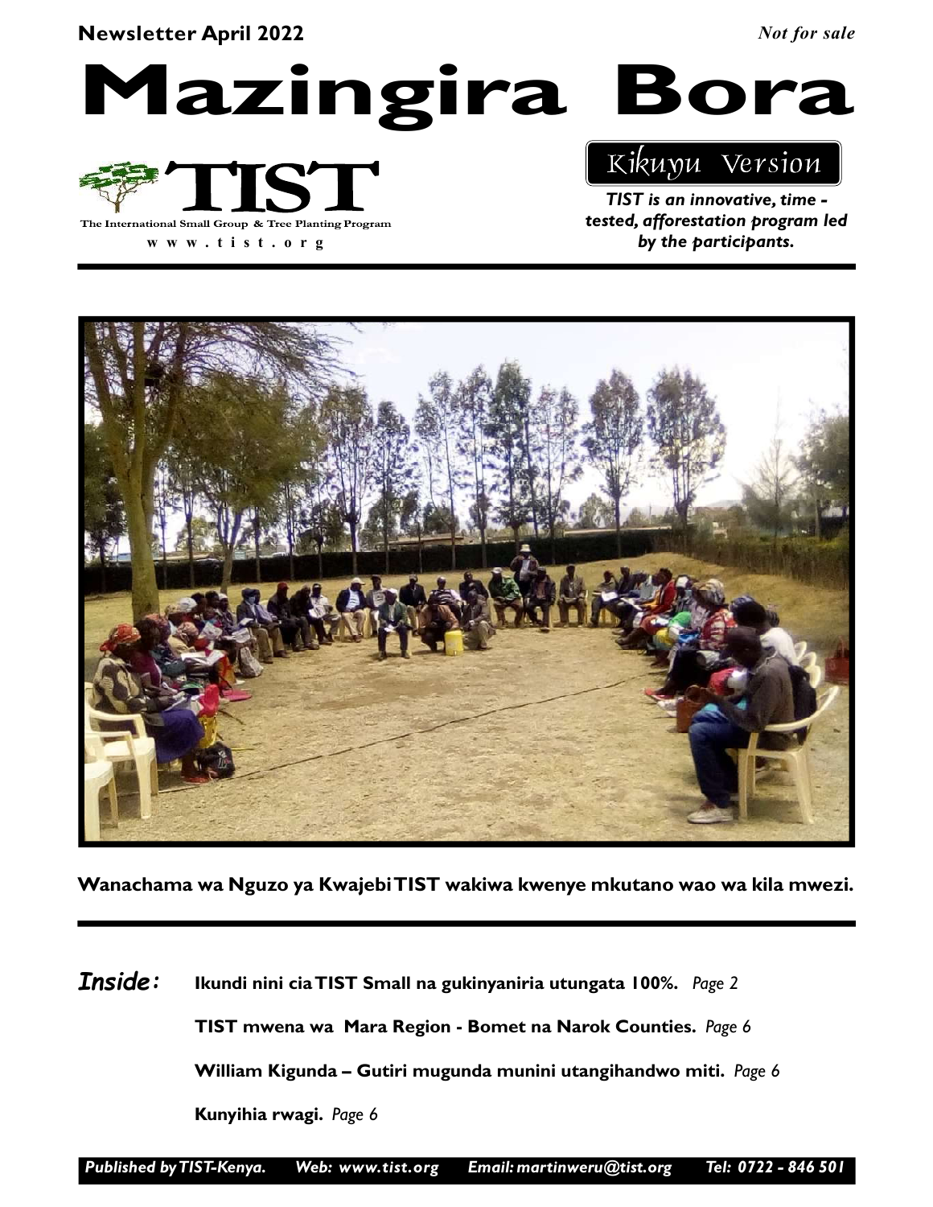**Newsletter April 2022**

*Not for sale*

# Mazingira Bora

TIST

The International Small Group & Tree Planting Program

www.tist.org

Kikuyu Version

***TIST is an innovative, time - tested, afforestation program led by the participants.***

**Wanachama wa Nguzo ya Kwajebi TIST wakiwa kwenye mkutano wao wa kila mwezi.**

***Inside:***

**Ikundi nini cia TIST Small na gukinyaniria utungata 100%.** *Page 2*

**TIST mwena wa Mara Region - Bomet na Narok Counties.** *Page 6*

**William Kigunda – Gutiri mugunda munini utangihandwo miti.** *Page 6*

**Kunyihia rwagi.** *Page 6*

***Published by TIST-Kenya. Web: www.tist.org Email: martinweru@tist.org Tel: 0722 - 846 501***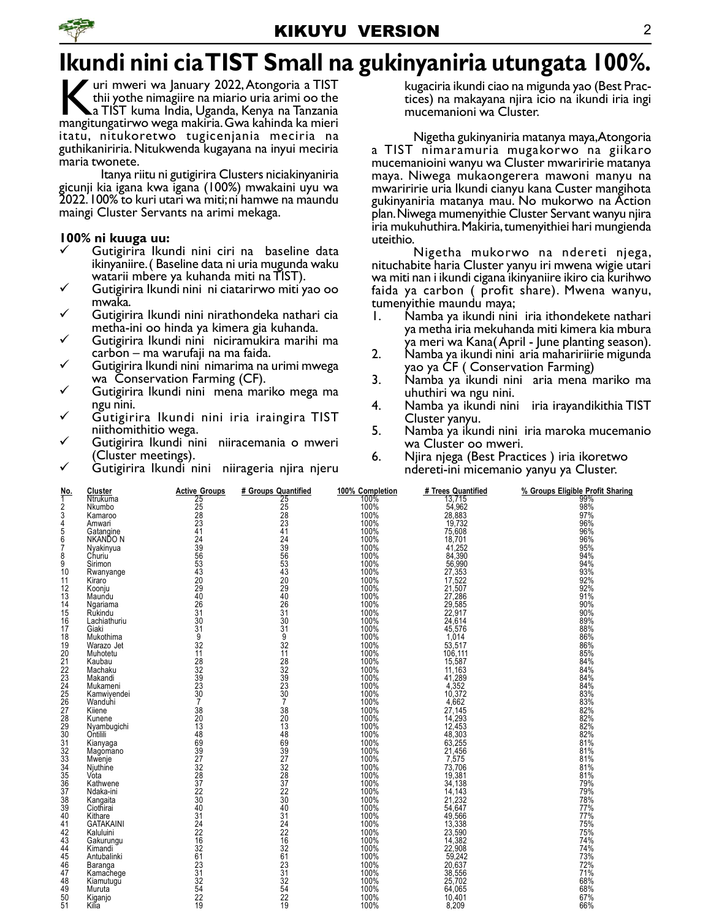# Ikundi nini cia TIST Small na gukinyaniria utungata 100%.

Kuri mweri wa January 2022, Atongoria a TIST thii yothe nimagiire na miario uria arimi oo the a TIST kuma India, Uganda, Kenya na Tanzania mangitungatirwo wega makiria. Gwa kahinda ka mieri itatu, nitukoretwo tugicenjania meciria na guthikaniriria. Nitukwenda kugayana na inyui meciria maria twonete.

Itanya riitu ni gutigirira Clusters niciakinyaniria gicunji kia igana kwa igana (100%) mwakaini uyu wa 2022. 100% to kuri utari wa miti; ni hamwe na maundu maingi Cluster Servants na arimi mekaga.

**100% ni kuuga uu:**

- ✓ Gutigirira Ikundi nini ciri na baseline data ikinyaniire. ( Baseline data ni uria mugunda waku watarii mbere ya kuhanda miti na TIST).
- ✓ Gutigirira Ikundi nini ni ciatarirwo miti yao oo mwaka.
- ✓ Gutigirira Ikundi nini nirathondeka nathari cia metha-ini oo hinda ya kimera gia kuhanda.
- ✓ Gutigirira Ikundi nini niciramukira marihi ma carbon – ma warufaji na ma faida.
- ✓ Gutigirira Ikundi nini nimarima na urimi mwega wa Conservation Farming (CF).
- ✓ Gutigirira Ikundi nini mena mariko mega ma ngu nini.
- ✓ Gutigirira Ikundi nini iria iraingira TIST niithomithitio wega.
- ✓ Gutigirira Ikundi nini niiracemania o mweri (Cluster meetings).
- ✓ Gutigirira Ikundi nini niirageria njira njeru kugaciria ikundi ciao na migunda yao (Best Practices) na makayana njira icio na ikundi iria ingi mucemanioni wa Cluster.

Nigetha gukinyaniria matanya maya, Atongoria a TIST nimaramuria mugakorwo na giikaro mucemanioini wanyu wa Cluster mwariririe matanya maya. Niwega mukaongerera mawoni manyu na mwariririe uria Ikundi cianyu kana Custer mangihota gukinyaniria matanya mau. No mukorwo na Action plan. Niwega mumenyithie Cluster Servant wanyu njira iria mukuhuthira. Makiria, tumenyithiei hari mungienda uteithio.

Nigetha mukorwo na ndereti njega, nituchabite haria Cluster yanyu iri mwena wigie utari wa miti nan i ikundi cigana ikinyaniire ikiro cia kurihwo faida ya carbon ( profit share). Mwena wanyu, tumenyithie maundu maya;

1. Namba ya ikundi nini iria ithondekete nathari ya metha iria mekuhanda miti kimera kia mbura ya meri wa Kana( April - June planting season).
2. Namba ya ikundi nini aria mahaririirie migunda yao ya CF ( Conservation Farming)
3. Namba ya ikundi nini aria mena mariko ma uhuthiri wa ngu nini.
4. Namba ya ikundi nini iria irayandikithia TIST Cluster yanyu.
5. Namba ya ikundi nini iria maroka mucemanio wa Cluster oo mweri.
6. Njira njega (Best Practices ) iria ikoretwo ndereti-ini micemanio yanyu ya Cluster.

| No. | Cluster | Active Groups | # Groups Quantified | 100% Completion | # Trees Quantified | % Groups Eligible Profit Sharing |
|---|---|---|---|---|---|---|
| 1 | Ntrukuma | 25 | 25 | 100% | 13,715 | 99% |
| 2 | Nkumbo | 25 | 25 | 100% | 54,962 | 98% |
| 3 | Kamaroo | 28 | 28 | 100% | 28,883 | 97% |
| 4 | Amwari | 23 | 23 | 100% | 19,732 | 96% |
| 5 | Gatangine | 41 | 41 | 100% | 75,608 | 96% |
| 6 | NKANDO N | 24 | 24 | 100% | 18,701 | 96% |
| 7 | Nyakinyua | 39 | 39 | 100% | 41,252 | 95% |
| 8 | Churiu | 56 | 56 | 100% | 84,390 | 94% |
| 9 | Sirimon | 53 | 53 | 100% | 56,990 | 94% |
| 10 | Rwanyange | 43 | 43 | 100% | 27,353 | 93% |
| 11 | Kiraro | 20 | 20 | 100% | 17,522 | 92% |
| 12 | Koonju | 29 | 29 | 100% | 21,507 | 92% |
| 13 | Maundu | 40 | 40 | 100% | 27,286 | 91% |
| 14 | Ngariama | 26 | 26 | 100% | 29,585 | 90% |
| 15 | Rukindu | 31 | 31 | 100% | 22,917 | 90% |
| 16 | Lachiathuriu | 30 | 30 | 100% | 24,614 | 89% |
| 17 | Giaki | 31 | 31 | 100% | 45,576 | 88% |
| 18 | Mukothima | 9 | 9 | 100% | 1,014 | 86% |
| 19 | Warazo Jet | 32 | 32 | 100% | 53,517 | 86% |
| 20 | Muhotetu | 11 | 11 | 100% | 106,111 | 85% |
| 21 | Kaubau | 28 | 28 | 100% | 15,587 | 84% |
| 22 | Machaku | 32 | 32 | 100% | 11,163 | 84% |
| 23 | Makandi | 39 | 39 | 100% | 41,289 | 84% |
| 24 | Mukameni | 23 | 23 | 100% | 4,352 | 84% |
| 25 | Kamwiyendei | 30 | 30 | 100% | 10,372 | 83% |
| 26 | Wanduhi | 7 | 7 | 100% | 4,662 | 83% |
| 27 | Kiiene | 38 | 38 | 100% | 27,145 | 82% |
| 28 | Kunene | 20 | 20 | 100% | 14,293 | 82% |
| 29 | Nyambugichi | 13 | 13 | 100% | 12,453 | 82% |
| 30 | Ontilili | 48 | 48 | 100% | 48,303 | 82% |
| 31 | Kianyaga | 69 | 69 | 100% | 63,255 | 81% |
| 32 | Magomano | 39 | 39 | 100% | 21,456 | 81% |
| 33 | Mwenje | 27 | 27 | 100% | 7,575 | 81% |
| 34 | Njuthine | 32 | 32 | 100% | 73,706 | 81% |
| 35 | Vota | 28 | 28 | 100% | 19,381 | 81% |
| 36 | Kathwene | 37 | 37 | 100% | 34,138 | 79% |
| 37 | Ndaka-ini | 22 | 22 | 100% | 14,143 | 79% |
| 38 | Kangaita | 30 | 30 | 100% | 21,232 | 78% |
| 39 | Ciothirai | 40 | 40 | 100% | 54,647 | 77% |
| 40 | Kithare | 31 | 31 | 100% | 49,566 | 77% |
| 41 | GATAKAINI | 24 | 24 | 100% | 13,338 | 75% |
| 42 | Kaluluini | 22 | 22 | 100% | 23,590 | 75% |
| 43 | Gakurungu | 16 | 16 | 100% | 14,382 | 74% |
| 44 | Kimandi | 32 | 32 | 100% | 22,908 | 74% |
| 45 | Antubalinki | 61 | 61 | 100% | 59,242 | 73% |
| 46 | Baranga | 23 | 23 | 100% | 20,637 | 72% |
| 47 | Kamachege | 31 | 31 | 100% | 38,556 | 71% |
| 48 | Kiamutugu | 32 | 32 | 100% | 25,702 | 68% |
| 49 | Muruta | 54 | 54 | 100% | 64,065 | 68% |
| 50 | Kiganjo | 22 | 22 | 100% | 10,401 | 67% |
| 51 | Kilia | 19 | 19 | 100% | 8,209 | 66% |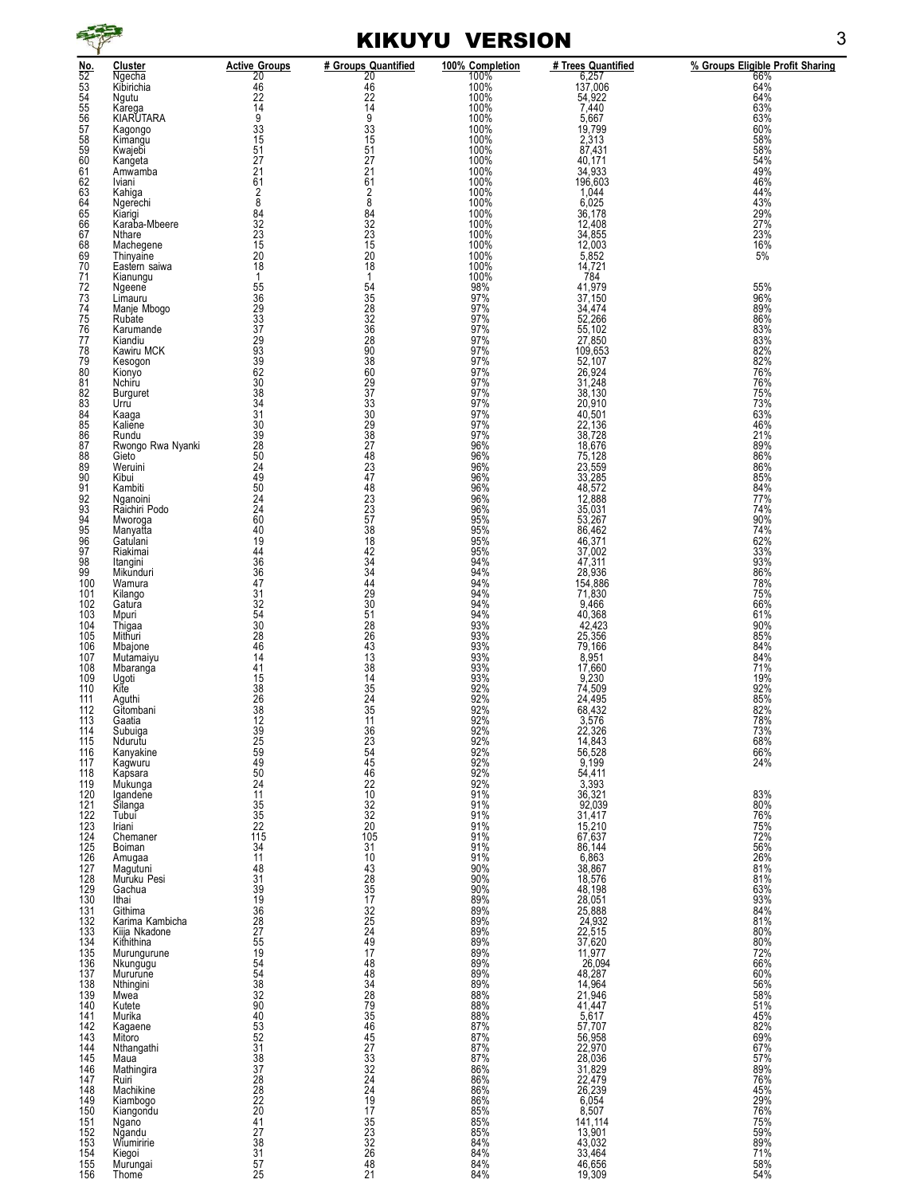# KIKUYU VERSION

| No. | Cluster | Active Groups | # Groups Quantified | 100% Completion | # Trees Quantified | % Groups Eligible Profit Sharing |
|---|---|---|---|---|---|---|
| 52 | Ngecha | 20 | 20 | 100% | 6,257 | 66% |
| 53 | Kibirichia | 46 | 46 | 100% | 137,006 | 64% |
| 54 | Ngutu | 22 | 22 | 100% | 54,922 | 64% |
| 55 | Karega | 14 | 14 | 100% | 7,440 | 63% |
| 56 | KIARUTARA | 9 | 9 | 100% | 5,667 | 63% |
| 57 | Kagongo | 33 | 33 | 100% | 19,799 | 60% |
| 58 | Kimangu | 15 | 15 | 100% | 2,313 | 58% |
| 59 | Kwajebi | 51 | 51 | 100% | 87,431 | 58% |
| 60 | Kangeta | 27 | 27 | 100% | 40,171 | 54% |
| 61 | Amwamba | 21 | 21 | 100% | 34,933 | 49% |
| 62 | Iviani | 61 | 61 | 100% | 196,603 | 46% |
| 63 | Kahiga | 2 | 2 | 100% | 1,044 | 44% |
| 64 | Ngerechi | 8 | 8 | 100% | 6,025 | 43% |
| 65 | Kiarigi | 84 | 84 | 100% | 36,178 | 29% |
| 66 | Karaba-Mbeere | 32 | 32 | 100% | 12,408 | 27% |
| 67 | Nthare | 23 | 23 | 100% | 34,855 | 23% |
| 68 | Machegene | 15 | 15 | 100% | 12,003 | 16% |
| 69 | Thinyaine | 20 | 20 | 100% | 5,852 | 5% |
| 70 | Eastern saiwa | 18 | 18 | 100% | 14,721 | |
| 71 | Kianungu | 1 | 1 | 100% | 784 | |
| 72 | Ngeene | 55 | 54 | 98% | 41,979 | 55% |
| 73 | Limauru | 36 | 35 | 97% | 37,150 | 96% |
| 74 | Manje Mbogo | 29 | 28 | 97% | 34,474 | 89% |
| 75 | Rubate | 33 | 32 | 97% | 52,266 | 86% |
| 76 | Karumande | 37 | 36 | 97% | 55,102 | 83% |
| 77 | Kiandiu | 29 | 28 | 97% | 27,850 | 83% |
| 78 | Kawiru MCK | 93 | 90 | 97% | 109,653 | 82% |
| 79 | Kesogon | 39 | 38 | 97% | 52,107 | 82% |
| 80 | Kionyo | 62 | 60 | 97% | 26,924 | 76% |
| 81 | Nchiru | 30 | 29 | 97% | 31,248 | 76% |
| 82 | Burguret | 38 | 37 | 97% | 38,130 | 75% |
| 83 | Urru | 34 | 33 | 97% | 20,910 | 73% |
| 84 | Kaaga | 31 | 30 | 97% | 40,501 | 63% |
| 85 | Kaliene | 30 | 29 | 97% | 22,136 | 46% |
| 86 | Rundu | 39 | 38 | 97% | 38,728 | 21% |
| 87 | Rwongo Rwa Nyanki | 28 | 27 | 96% | 18,676 | 89% |
| 88 | Gieto | 50 | 48 | 96% | 75,128 | 86% |
| 89 | Weruini | 24 | 23 | 96% | 23,559 | 86% |
| 90 | Kibui | 49 | 47 | 96% | 33,285 | 85% |
| 91 | Kambiti | 50 | 48 | 96% | 48,572 | 84% |
| 92 | Nganoini | 24 | 23 | 96% | 12,888 | 77% |
| 93 | Raichiri Podo | 24 | 23 | 96% | 35,031 | 74% |
| 94 | Mworoga | 60 | 57 | 95% | 53,267 | 90% |
| 95 | Manyatta | 40 | 38 | 95% | 86,462 | 74% |
| 96 | Gatulani | 19 | 18 | 95% | 46,371 | 62% |
| 97 | Riakimai | 44 | 42 | 95% | 37,002 | 33% |
| 98 | Itangini | 36 | 34 | 94% | 47,311 | 93% |
| 99 | Mikunduri | 36 | 34 | 94% | 28,936 | 86% |
| 100 | Wamura | 47 | 44 | 94% | 154,886 | 78% |
| 101 | Kilango | 31 | 29 | 94% | 71,830 | 75% |
| 102 | Gatura | 32 | 30 | 94% | 9,466 | 66% |
| 103 | Mpuri | 54 | 51 | 94% | 40,368 | 61% |
| 104 | Thigaa | 30 | 28 | 93% | 42,423 | 90% |
| 105 | Mithuri | 28 | 26 | 93% | 25,356 | 85% |
| 106 | Mbajone | 46 | 43 | 93% | 79,166 | 84% |
| 107 | Mutamaiyu | 14 | 13 | 93% | 8,951 | 84% |
| 108 | Mbaranga | 41 | 38 | 93% | 17,660 | 71% |
| 109 | Ugoti | 15 | 14 | 93% | 9,230 | 19% |
| 110 | Kite | 38 | 35 | 92% | 74,509 | 92% |
| 111 | Aguthi | 26 | 24 | 92% | 24,495 | 85% |
| 112 | Gitombani | 38 | 35 | 92% | 68,432 | 82% |
| 113 | Gaatia | 12 | 11 | 92% | 3,576 | 78% |
| 114 | Subuiga | 39 | 36 | 92% | 22,326 | 73% |
| 115 | Ndurutu | 25 | 23 | 92% | 14,843 | 68% |
| 116 | Kanyakine | 59 | 54 | 92% | 56,528 | 66% |
| 117 | Kagwuru | 49 | 45 | 92% | 9,199 | 24% |
| 118 | Kapsara | 50 | 46 | 92% | 54,411 | |
| 119 | Mukunga | 24 | 22 | 92% | 3,393 | |
| 120 | Igandene | 11 | 10 | 91% | 36,321 | 83% |
| 121 | Silanga | 35 | 32 | 91% | 92,039 | 80% |
| 122 | Tubui | 35 | 32 | 91% | 31,417 | 76% |
| 123 | Iriani | 22 | 20 | 91% | 15,210 | 75% |
| 124 | Chemaner | 115 | 105 | 91% | 67,637 | 72% |
| 125 | Boiman | 34 | 31 | 91% | 86,144 | 56% |
| 126 | Amugaa | 11 | 10 | 91% | 6,863 | 26% |
| 127 | Magutuni | 48 | 43 | 90% | 38,867 | 81% |
| 128 | Muruku Pesi | 31 | 28 | 90% | 18,576 | 81% |
| 129 | Gachua | 39 | 35 | 90% | 48,198 | 63% |
| 130 | Ithai | 19 | 17 | 89% | 28,051 | 93% |
| 131 | Githima | 36 | 32 | 89% | 25,888 | 84% |
| 132 | Karima Kambicha | 28 | 25 | 89% | 24,932 | 81% |
| 133 | Kiija Nkadone | 27 | 24 | 89% | 22,515 | 80% |
| 134 | Kithithina | 55 | 49 | 89% | 37,620 | 80% |
| 135 | Murungurune | 19 | 17 | 89% | 11,977 | 72% |
| 136 | Nkungugu | 54 | 48 | 89% | 26,094 | 66% |
| 137 | Mururune | 54 | 48 | 89% | 48,287 | 60% |
| 138 | Nthingini | 38 | 34 | 89% | 14,964 | 56% |
| 139 | Mwea | 32 | 28 | 88% | 21,946 | 58% |
| 140 | Kutete | 90 | 79 | 88% | 41,447 | 51% |
| 141 | Murika | 40 | 35 | 88% | 5,617 | 45% |
| 142 | Kagaene | 53 | 46 | 87% | 57,707 | 82% |
| 143 | Mitoro | 52 | 45 | 87% | 56,958 | 69% |
| 144 | Nthangathi | 31 | 27 | 87% | 22,970 | 67% |
| 145 | Maua | 38 | 33 | 87% | 28,036 | 57% |
| 146 | Mathingira | 37 | 32 | 86% | 31,829 | 89% |
| 147 | Ruiri | 28 | 24 | 86% | 22,479 | 76% |
| 148 | Machikine | 28 | 24 | 86% | 26,239 | 45% |
| 149 | Kiambogo | 22 | 19 | 86% | 6,054 | 29% |
| 150 | Kiangondu | 20 | 17 | 85% | 8,507 | 76% |
| 151 | Ngano | 41 | 35 | 85% | 141,114 | 75% |
| 152 | Ngandu | 27 | 23 | 85% | 13,901 | 59% |
| 153 | Wiumiririe | 38 | 32 | 84% | 43,032 | 89% |
| 154 | Kiegoi | 31 | 26 | 84% | 33,464 | 71% |
| 155 | Murungai | 57 | 48 | 84% | 46,656 | 58% |
| 156 | Thome | 25 | 21 | 84% | 19,309 | 54% |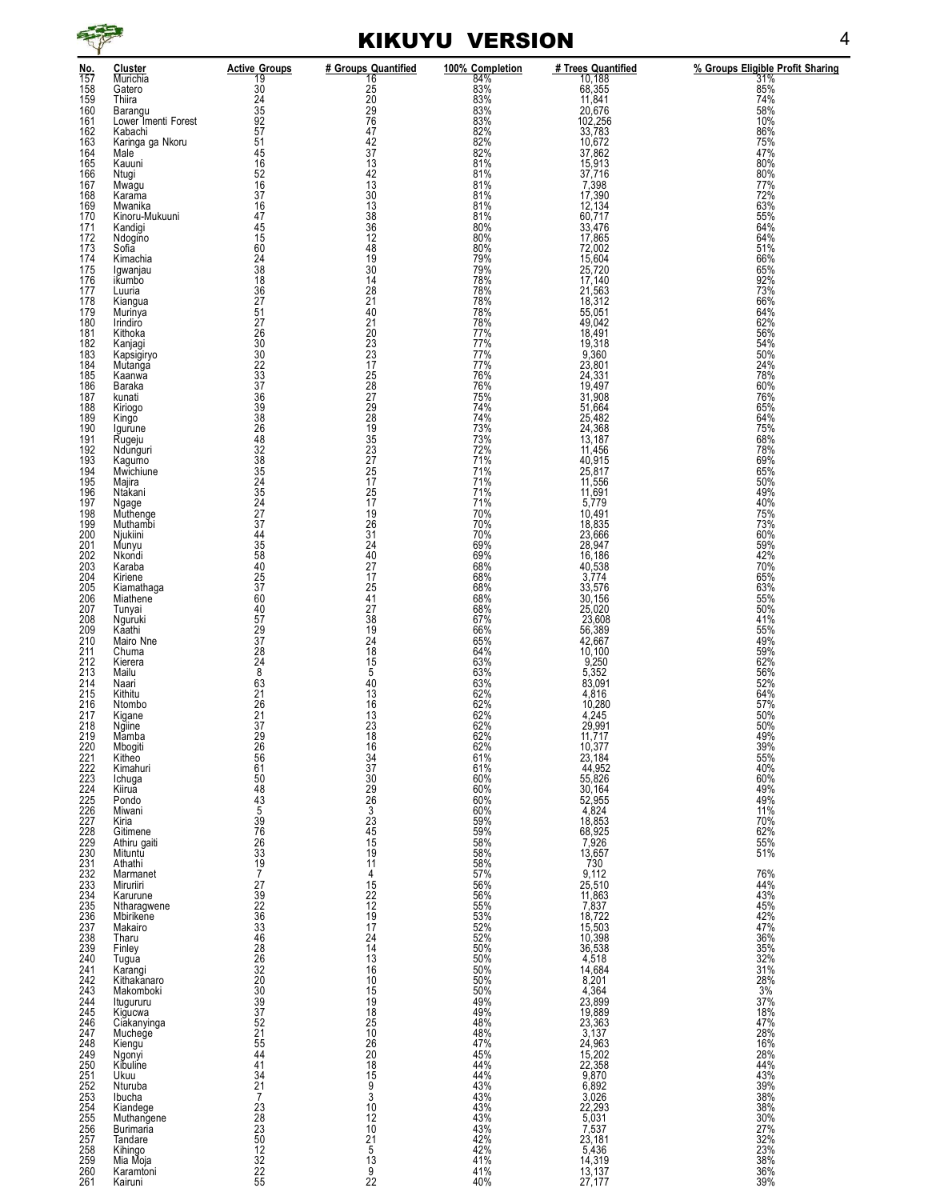# KIKUYU VERSION

| No. | Cluster | Active Groups | # Groups Quantified | 100% Completion | # Trees Quantified | % Groups Eligible Profit Sharing |
|---|---|---|---|---|---|---|
| 157 | Murichia | 19 | 16 | 84% | 10,188 | 31% |
| 158 | Gatero | 30 | 25 | 83% | 68,355 | 85% |
| 159 | Thiira | 24 | 20 | 83% | 11,841 | 74% |
| 160 | Barangu | 35 | 29 | 83% | 20,676 | 58% |
| 161 | Lower Imenti Forest | 92 | 76 | 83% | 102,256 | 10% |
| 162 | Kabachi | 57 | 47 | 82% | 33,783 | 86% |
| 163 | Karinga ga Nkoru | 51 | 42 | 82% | 10,672 | 75% |
| 164 | Male | 45 | 37 | 82% | 37,862 | 47% |
| 165 | Kauuni | 16 | 13 | 81% | 15,913 | 80% |
| 166 | Ntugi | 52 | 42 | 81% | 37,716 | 80% |
| 167 | Mwagu | 16 | 13 | 81% | 7,398 | 77% |
| 168 | Karama | 37 | 30 | 81% | 17,390 | 72% |
| 169 | Mwanika | 16 | 13 | 81% | 12,134 | 63% |
| 170 | Kinoru-Mukuuni | 47 | 38 | 81% | 60,717 | 55% |
| 171 | Kandigi | 45 | 36 | 80% | 33,476 | 64% |
| 172 | Ndogino | 15 | 12 | 80% | 17,865 | 64% |
| 173 | Sofia | 60 | 48 | 80% | 72,002 | 51% |
| 174 | Kimachia | 24 | 19 | 79% | 15,604 | 66% |
| 175 | Igwanjau | 38 | 30 | 79% | 25,720 | 65% |
| 176 | ikumbo | 18 | 14 | 78% | 17,140 | 92% |
| 177 | Luuria | 36 | 28 | 78% | 21,563 | 73% |
| 178 | Kiangua | 27 | 21 | 78% | 18,312 | 66% |
| 179 | Murinya | 51 | 40 | 78% | 55,051 | 64% |
| 180 | Irindiro | 27 | 21 | 78% | 49,042 | 62% |
| 181 | Kithoka | 26 | 20 | 77% | 18,491 | 56% |
| 182 | Kanjagi | 30 | 23 | 77% | 19,318 | 54% |
| 183 | Kapsigiryo | 30 | 23 | 77% | 9,360 | 50% |
| 184 | Mutanga | 22 | 17 | 77% | 23,801 | 24% |
| 185 | Kaanwa | 33 | 25 | 76% | 24,331 | 78% |
| 186 | Baraka | 37 | 28 | 76% | 19,497 | 60% |
| 187 | kunati | 36 | 27 | 75% | 31,908 | 76% |
| 188 | Kiriogo | 39 | 29 | 74% | 51,664 | 65% |
| 189 | Kingo | 38 | 28 | 74% | 25,482 | 64% |
| 190 | Igurune | 26 | 19 | 73% | 24,368 | 75% |
| 191 | Rugeju | 48 | 35 | 73% | 13,187 | 68% |
| 192 | Ndunguri | 32 | 23 | 72% | 11,456 | 78% |
| 193 | Kagumo | 38 | 27 | 71% | 40,915 | 69% |
| 194 | Mwichiune | 35 | 25 | 71% | 25,817 | 65% |
| 195 | Majira | 24 | 17 | 71% | 11,556 | 50% |
| 196 | Ntakani | 35 | 25 | 71% | 11,691 | 49% |
| 197 | Ngage | 24 | 17 | 71% | 5,779 | 40% |
| 198 | Muthenge | 27 | 19 | 70% | 10,491 | 75% |
| 199 | Muthambi | 37 | 26 | 70% | 18,835 | 73% |
| 200 | Njukiini | 44 | 31 | 70% | 23,666 | 60% |
| 201 | Munyu | 35 | 24 | 69% | 28,947 | 59% |
| 202 | Nkondi | 58 | 40 | 69% | 16,186 | 42% |
| 203 | Karaba | 40 | 27 | 68% | 40,538 | 70% |
| 204 | Kiriene | 25 | 17 | 68% | 3,774 | 65% |
| 205 | Kiamathaga | 37 | 25 | 68% | 33,576 | 63% |
| 206 | Miathene | 60 | 41 | 68% | 30,156 | 55% |
| 207 | Tunyai | 40 | 27 | 68% | 25,020 | 50% |
| 208 | Nguruki | 57 | 38 | 67% | 23,608 | 41% |
| 209 | Kaathi | 29 | 19 | 66% | 56,389 | 55% |
| 210 | Mairo Nne | 37 | 24 | 65% | 42,667 | 49% |
| 211 | Chuma | 28 | 18 | 64% | 10,100 | 59% |
| 212 | Kierera | 24 | 15 | 63% | 9,250 | 62% |
| 213 | Mailu | 8 | 5 | 63% | 5,352 | 56% |
| 214 | Naari | 63 | 40 | 63% | 83,091 | 52% |
| 215 | Kithitu | 21 | 13 | 62% | 4,816 | 64% |
| 216 | Ntombo | 26 | 16 | 62% | 10,280 | 57% |
| 217 | Kigane | 21 | 13 | 62% | 4,245 | 50% |
| 218 | Ngiine | 37 | 23 | 62% | 29,991 | 50% |
| 219 | Mamba | 29 | 18 | 62% | 11,717 | 49% |
| 220 | Mbogiti | 26 | 16 | 62% | 10,377 | 39% |
| 221 | Kitheo | 56 | 34 | 61% | 23,184 | 55% |
| 222 | Kimahuri | 61 | 37 | 61% | 44,952 | 40% |
| 223 | Ichuga | 50 | 30 | 60% | 55,826 | 60% |
| 224 | Kiirua | 48 | 29 | 60% | 30,164 | 49% |
| 225 | Pondo | 43 | 26 | 60% | 52,955 | 49% |
| 226 | Miwani | 5 | 3 | 60% | 4,824 | 11% |
| 227 | Kiria | 39 | 23 | 59% | 18,853 | 70% |
| 228 | Gitimene | 76 | 45 | 59% | 68,925 | 62% |
| 229 | Athiru gaiti | 26 | 15 | 58% | 7,926 | 55% |
| 230 | Mituntu | 33 | 19 | 58% | 13,657 | 51% |
| 231 | Athathi | 19 | 11 | 58% | 730 | |
| 232 | Marmanet | 7 | 4 | 57% | 9,112 | 76% |
| 233 | Miruriiri | 27 | 15 | 56% | 25,510 | 44% |
| 234 | Karurune | 39 | 22 | 56% | 11,863 | 43% |
| 235 | Ntharagwene | 22 | 12 | 55% | 7,837 | 45% |
| 236 | Mbirikene | 36 | 19 | 53% | 18,722 | 42% |
| 237 | Makairo | 33 | 17 | 52% | 15,503 | 47% |
| 238 | Tharu | 46 | 24 | 52% | 10,398 | 36% |
| 239 | Finley | 28 | 14 | 50% | 36,538 | 35% |
| 240 | Tugua | 26 | 13 | 50% | 4,518 | 32% |
| 241 | Karangi | 32 | 16 | 50% | 14,684 | 31% |
| 242 | Kithakanaro | 20 | 10 | 50% | 8,201 | 28% |
| 243 | Makomboki | 30 | 15 | 50% | 4,364 | 3% |
| 244 | Itugururu | 39 | 19 | 49% | 23,899 | 37% |
| 245 | Kigucwa | 37 | 18 | 49% | 19,889 | 18% |
| 246 | Ciakanyinga | 52 | 25 | 48% | 23,363 | 47% |
| 247 | Muchege | 21 | 10 | 48% | 3,137 | 28% |
| 248 | Kiengu | 55 | 26 | 47% | 24,963 | 16% |
| 249 | Ngonyi | 44 | 20 | 45% | 15,202 | 28% |
| 250 | Kibuline | 41 | 18 | 44% | 22,358 | 44% |
| 251 | Ukuu | 34 | 15 | 44% | 9,870 | 43% |
| 252 | Nturuba | 21 | 9 | 43% | 6,892 | 39% |
| 253 | Ibucha | 7 | 3 | 43% | 3,026 | 38% |
| 254 | Kiandege | 23 | 10 | 43% | 22,293 | 38% |
| 255 | Muthangene | 28 | 12 | 43% | 5,031 | 30% |
| 256 | Burimania | 23 | 10 | 43% | 7,537 | 27% |
| 257 | Tandare | 50 | 21 | 42% | 23,181 | 32% |
| 258 | Kihingo | 12 | 5 | 42% | 5,436 | 23% |
| 259 | Mia Moja | 32 | 13 | 41% | 14,319 | 38% |
| 260 | Karamtoni | 22 | 9 | 41% | 13,137 | 36% |
| 261 | Kairuni | 55 | 22 | 40% | 27,177 | 39% |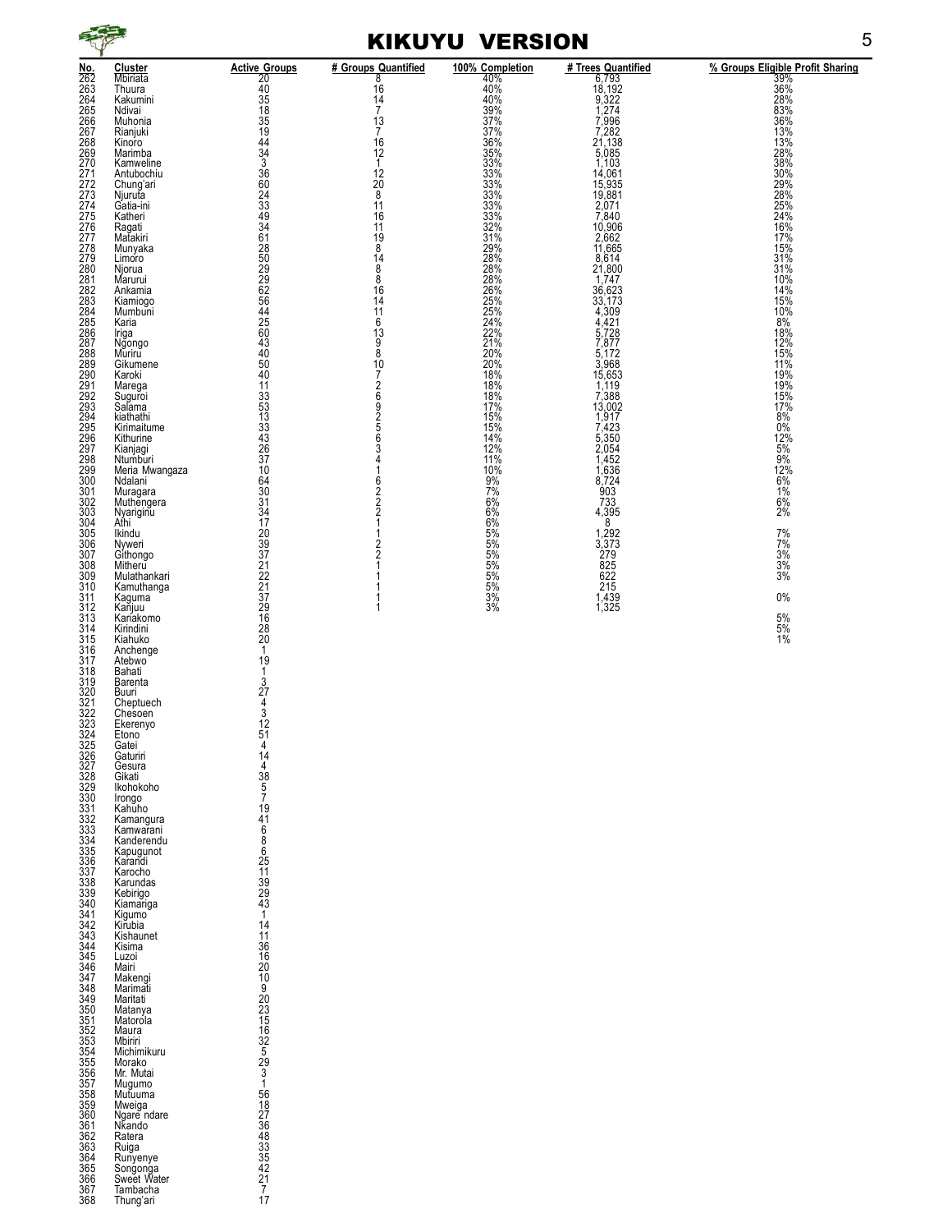# KIKUYU VERSION

| No. | Cluster | Active Groups | # Groups Quantified | 100% Completion | # Trees Quantified | % Groups Eligible Profit Sharing |
|---|---|---|---|---|---|---|
| 262 | Mbiriata | 20 | 8 | 40% | 6,793 | 39% |
| 263 | Thuura | 40 | 16 | 40% | 18,192 | 36% |
| 264 | Kakumini | 35 | 14 | 40% | 9,322 | 28% |
| 265 | Ndivai | 18 | 7 | 39% | 1,274 | 83% |
| 266 | Muhonia | 35 | 13 | 37% | 7,996 | 36% |
| 267 | Rianjuki | 19 | 7 | 37% | 7,282 | 13% |
| 268 | Kinoro | 44 | 16 | 36% | 21,138 | 13% |
| 269 | Marimba | 34 | 12 | 35% | 5,085 | 28% |
| 270 | Kamweline | 3 | 1 | 33% | 1,103 | 38% |
| 271 | Antubochiu | 36 | 12 | 33% | 14,061 | 30% |
| 272 | Chung'ari | 60 | 20 | 33% | 15,935 | 29% |
| 273 | Njuruta | 24 | 8 | 33% | 19,881 | 28% |
| 274 | Gatia-ini | 33 | 11 | 33% | 2,071 | 25% |
| 275 | Katheri | 49 | 16 | 33% | 7,840 | 24% |
| 276 | Ragati | 34 | 11 | 32% | 10,906 | 16% |
| 277 | Matakiri | 61 | 19 | 31% | 2,662 | 17% |
| 278 | Munyaka | 28 | 8 | 29% | 11,665 | 15% |
| 279 | Limoro | 50 | 14 | 28% | 8,614 | 31% |
| 280 | Njorua | 29 | 8 | 28% | 21,800 | 31% |
| 281 | Marurui | 29 | 8 | 28% | 1,747 | 10% |
| 282 | Ankamia | 62 | 16 | 26% | 36,623 | 14% |
| 283 | Kiamiogo | 56 | 14 | 25% | 33,173 | 15% |
| 284 | Mumbuni | 44 | 11 | 25% | 4,309 | 10% |
| 285 | Karia | 25 | 6 | 24% | 4,421 | 8% |
| 286 | Iriga | 60 | 13 | 22% | 5,728 | 18% |
| 287 | Ngongo | 43 | 9 | 21% | 7,877 | 12% |
| 288 | Muriru | 40 | 8 | 20% | 5,172 | 15% |
| 289 | Gikumene | 50 | 10 | 20% | 3,968 | 11% |
| 290 | Karoki | 40 | 7 | 18% | 15,653 | 19% |
| 291 | Marega | 11 | 2 | 18% | 1,119 | 19% |
| 292 | Suguroi | 33 | 6 | 18% | 7,388 | 15% |
| 293 | Salama | 53 | 9 | 17% | 13,002 | 17% |
| 294 | kiathathi | 13 | 2 | 15% | 1,917 | 8% |
| 295 | Kirimaitume | 33 | 5 | 15% | 7,423 | 0% |
| 296 | Kithurine | 43 | 6 | 14% | 5,350 | 12% |
| 297 | Kianjagi | 26 | 3 | 12% | 2,054 | 5% |
| 298 | Ntumburi | 37 | 4 | 11% | 1,452 | 9% |
| 299 | Meria Mwangaza | 10 | 1 | 10% | 1,636 | 12% |
| 300 | Ndalani | 64 | 6 | 9% | 8,724 | 6% |
| 301 | Muragara | 30 | 2 | 7% | 903 | 1% |
| 302 | Muthengera | 31 | 2 | 6% | 733 | 6% |
| 303 | Nyariginu | 34 | 2 | 6% | 4,395 | 2% |
| 304 | Athi | 17 | 1 | 6% | 8 | |
| 305 | Ikindu | 20 | 1 | 5% | 1,292 | 7% |
| 306 | Nyweri | 39 | 2 | 5% | 3,373 | 7% |
| 307 | Githongo | 37 | 2 | 5% | 279 | 3% |
| 308 | Mitheru | 21 | 1 | 5% | 825 | 3% |
| 309 | Mulathankari | 22 | 1 | 5% | 622 | 3% |
| 310 | Kamuthanga | 21 | 1 | 5% | 215 | |
| 311 | Kaguma | 37 | 1 | 3% | 1,439 | 0% |
| 312 | Kanjuu | 29 | 1 | 3% | 1,325 | |
| 313 | Kariakomo | 16 | | | | 5% |
| 314 | Kirindini | 28 | | | | 5% |
| 315 | Kiahuko | 20 | | | | 1% |
| 316 | Anchenge | 1 | | | | |
| 317 | Atebwo | 19 | | | | |
| 318 | Bahati | 1 | | | | |
| 319 | Barenta | 3 | | | | |
| 320 | Buuri | 27 | | | | |
| 321 | Cheptuech | 4 | | | | |
| 322 | Chesoen | 3 | | | | |
| 323 | Ekerenyo | 12 | | | | |
| 324 | Etono | 51 | | | | |
| 325 | Gatei | 4 | | | | |
| 326 | Gaturiri | 14 | | | | |
| 327 | Gesura | 4 | | | | |
| 328 | Gikati | 38 | | | | |
| 329 | Ikohokoho | 5 | | | | |
| 330 | Irongo | 7 | | | | |
| 331 | Kahuho | 19 | | | | |
| 332 | Kamangura | 41 | | | | |
| 333 | Kamwarani | 6 | | | | |
| 334 | Kanderendu | 8 | | | | |
| 335 | Kapugunot | 6 | | | | |
| 336 | Karandi | 25 | | | | |
| 337 | Karocho | 11 | | | | |
| 338 | Karundas | 39 | | | | |
| 339 | Kebirigo | 29 | | | | |
| 340 | Kiamariga | 43 | | | | |
| 341 | Kigumo | 1 | | | | |
| 342 | Kirubia | 14 | | | | |
| 343 | Kishaunet | 11 | | | | |
| 344 | Kisima | 36 | | | | |
| 345 | Luzoi | 16 | | | | |
| 346 | Mairi | 20 | | | | |
| 347 | Makengi | 10 | | | | |
| 348 | Marimati | 9 | | | | |
| 349 | Maritati | 20 | | | | |
| 350 | Matanya | 23 | | | | |
| 351 | Matorola | 15 | | | | |
| 352 | Maura | 16 | | | | |
| 353 | Mbiriri | 32 | | | | |
| 354 | Michimikuru | 5 | | | | |
| 355 | Morako | 29 | | | | |
| 356 | Mr. Mutai | 3 | | | | |
| 357 | Mugumo | 1 | | | | |
| 358 | Mutuuma | 56 | | | | |
| 359 | Mweiga | 18 | | | | |
| 360 | Ngare ndare | 27 | | | | |
| 361 | Nkando | 36 | | | | |
| 362 | Ratera | 48 | | | | |
| 363 | Ruiga | 33 | | | | |
| 364 | Runyenye | 35 | | | | |
| 365 | Songonga | 42 | | | | |
| 366 | Sweet Water | 21 | | | | |
| 367 | Tambacha | 7 | | | | |
| 368 | Thung'ari | 17 | | | | |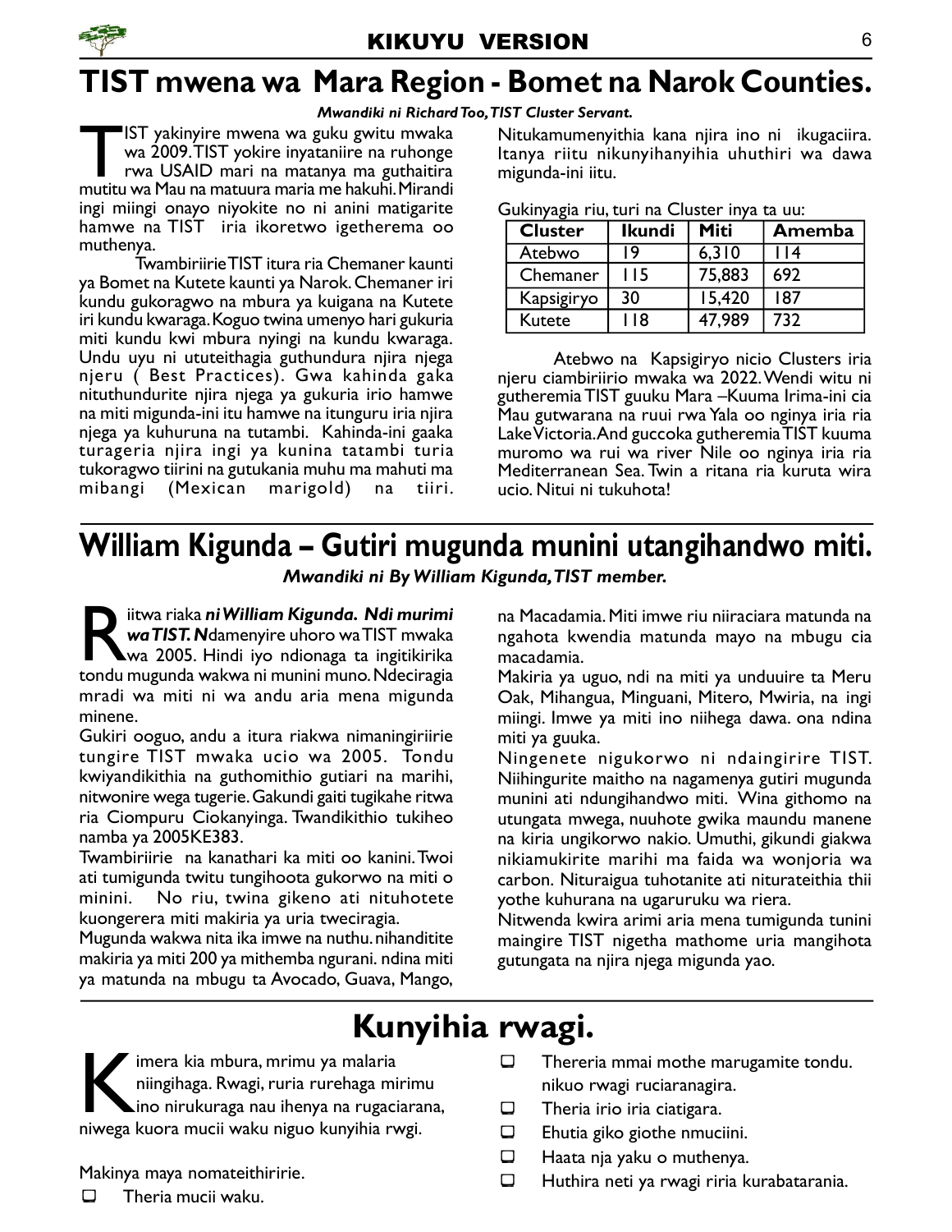# TIST mwena wa Mara Region - Bomet na Narok Counties.

***Mwandiki ni Richard Too, TIST Cluster Servant.***

TIST yakinyire mwena wa guku gwitu mwaka wa 2009. TIST yokire inyataniire na ruhonge rwa USAID mari na matanya ma guthaitira mutitu wa Mau na matuura maria me hakuhi. Mirandi ingi miingi onayo niyokite no ni anini matigarite hamwe na TIST iria ikoretwo igetherema oo muthenya.

Twambiriirie TIST itura ria Chemaner kaunti ya Bomet na Kutete kaunti ya Narok. Chemaner iri kundu gukoragwo na mbura ya kuigana na Kutete iri kundu kwaraga. Koguo twina umenyo hari gukuria miti kundu kwi mbura nyingi na kundu kwaraga. Undu uyu ni ututeithagia guthundura njira njega njeru ( Best Practices). Gwa kahinda gaka nituthundurite njira njega ya gukuria irio hamwe na miti migunda-ini itu hamwe na itunguru iria njira njega ya kuhuruna na tutambi. Kahinda-ini gaaka turageria njira ingi ya kunina tatambi turia tukoragwo tiirini na gutukania muhu ma mahuti ma mibangi (Mexican marigold) na tiiri. Nitukamumenyithia kana njira ino ni ikugaciira. Itanya riitu nikunyihanyihia uhuthiri wa dawa migunda-ini iitu.

Gukinyagia riu, turi na Cluster inya ta uu:

| Cluster | Ikundi | Miti | Amemba |
|---|---|---|---|
| Atebwo | 19 | 6,310 | 114 |
| Chemaner | 115 | 75,883 | 692 |
| Kapsigiryo | 30 | 15,420 | 187 |
| Kutete | 118 | 47,989 | 732 |

Atebwo na Kapsigiryo nicio Clusters iria njeru ciambiriirio mwaka wa 2022. Wendi witu ni gutheremia TIST guuku Mara –Kuuma Irima-ini cia Mau gutwarana na ruui rwa Yala oo nginya iria ria Lake Victoria. And guccoka gutheremia TIST kuuma muromo wa rui wa river Nile oo nginya iria ria Mediterranean Sea. Twin a ritana ria kuruta wira ucio. Nitui ni tukuhota!

# William Kigunda – Gutiri mugunda munini utangihandwo miti.

***Mwandiki ni By William Kigunda, TIST member.***

Riitwa riaka ***ni William Kigunda. Ndi murimi wa TIST. N***damenyire uhoro wa TIST mwaka wa 2005. Hindi iyo ndionaga ta ingitikirika tondu mugunda wakwa ni munini muno. Ndeciragia mradi wa miti ni wa andu aria mena migunda minene.

Gukiri ooguo, andu a itura riakwa nimaningiriirie tungire TIST mwaka ucio wa 2005. Tondu kwiyandikithia na guthomithio gutiari na marihi, nitwonire wega tugerie. Gakundi gaiti tugikahe ritwa ria Ciompuru Ciokanyinga. Twandikithio tukiheo namba ya 2005KE383.

Twambiriirie na kanathari ka miti oo kanini. Twoi ati tumigunda twitu tungihoota gukorwo na miti o minini. No riu, twina gikeno ati nituhotete kuongerera miti makiria ya uria tweciragia.

Mugunda wakwa nita ika imwe na nuthu. nihanditite makiria ya miti 200 ya mithemba ngurani. ndina miti ya matunda na mbugu ta Avocado, Guava, Mango, na Macadamia. Miti imwe riu niiraciara matunda na ngahota kwendia matunda mayo na mbugu cia macadamia.

Makiria ya uguo, ndi na miti ya unduuire ta Meru Oak, Mihangua, Minguani, Mitero, Mwiria, na ingi miingi. Imwe ya miti ino niihega dawa. ona ndina miti ya guuka.

Ningenete nigukorwo ni ndaingirire TIST. Niihingurite maitho na nagamenya gutiri mugunda munini ati ndungihandwo miti. Wina githomo na utungata mwega, nuuhote gwika maundu manene na kiria ungikorwo nakio. Umuthi, gikundi giakwa nikiamukirite marihi ma faida wa wonjoria wa carbon. Nituraigua tuhotanite ati nituraiteithia thii yothe kuhurana na ugaruruku wa riera.

Nitwenda kwira arimi aria mena tumigunda tunini maingire TIST nigetha mathome uria mangihota gutungata na njira njega migunda yao.

# Kunyihia rwagi.

Kimera kia mbura, mrimu ya malaria niingihaga. Rwagi, ruria rurehaga mirimu ino nirukuraga nau ihenya na rugaciarana, niwega kuora mucii waku niguo kunyihia rwgi.

Makinya maya nomateithiririe.

- Theria mucii waku.
- Thereria mmai mothe marugamite tondu. nikuo rwagi ruciaranagira.
- Theria irio iria ciatigara.
- Ehutia giko giothe nmuciini.
- Haata nja yaku o muthenya.
- Huthira neti ya rwagi riria kurabatarania.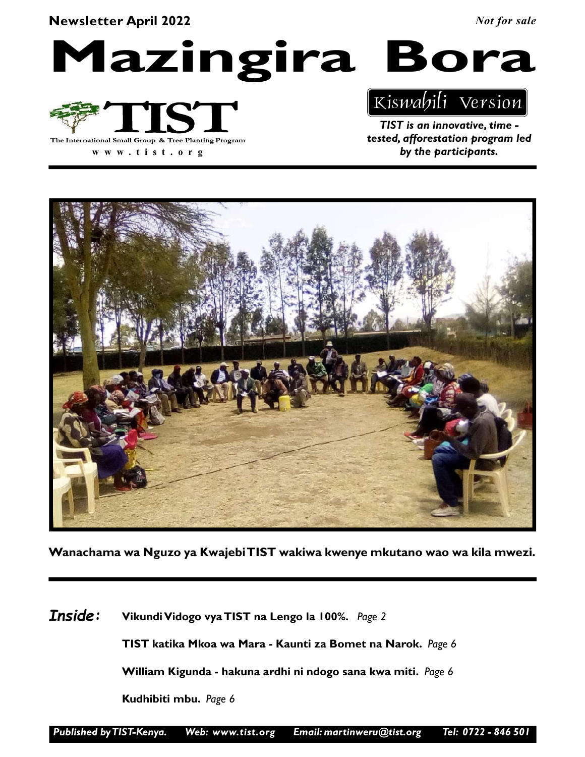**Newsletter April 2022** *Not for sale*

# Mazingira Bora

TIST

The International Small Group & Tree Planting Program

www.tist.org

Kiswahili Version

***TIST is an innovative, time - tested, afforestation program led by the participants.***

**Wanachama wa Nguzo ya Kwajebi TIST wakiwa kwenye mkutano wao wa kila mwezi.**

***Inside:***

**Vikundi Vidogo vya TIST na Lengo la 100%.** *Page 2*

**TIST katika Mkoa wa Mara - Kaunti za Bomet na Narok.** *Page 6*

**William Kigunda - hakuna ardhi ni ndogo sana kwa miti.** *Page 6*

**Kudhibiti mbu.** *Page 6*

***Published by TIST-Kenya. Web: www.tist.org Email: martinweru@tist.org Tel: 0722 - 846 501***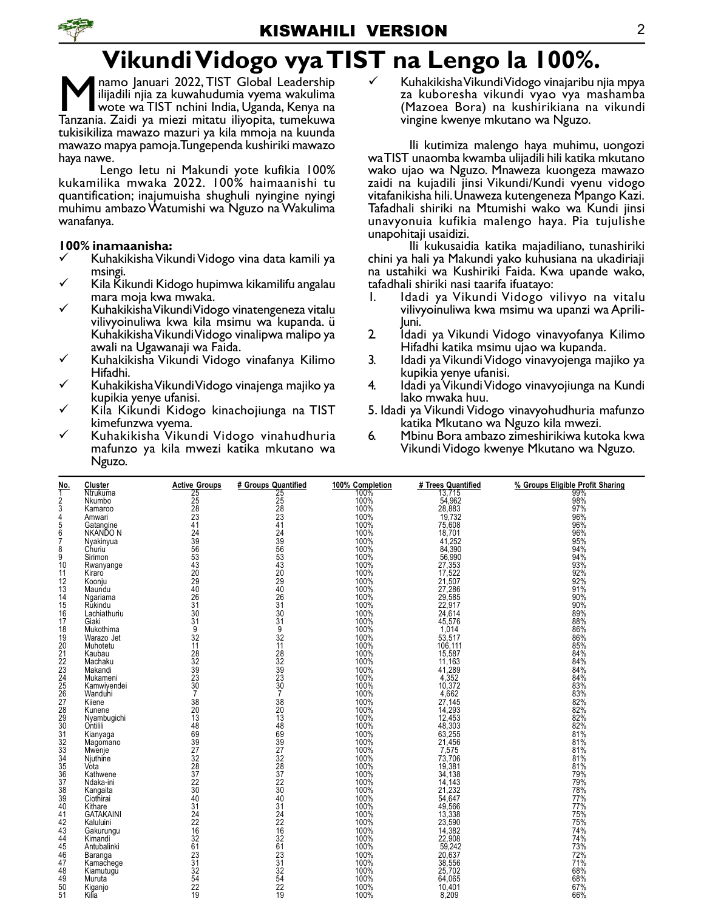# Vikundi Vidogo vya TIST na Lengo la 100%.

Mnamo Januari 2022, TIST Global Leadership ilijadili njia za kuwahudumia vyema wakulima wote wa TIST nchini India, Uganda, Kenya na Tanzania. Zaidi ya miezi mitatu iliyopita, tumekuwa tukisikiliza mawazo mazuri ya kila mmoja na kuunda mawazo mapya pamoja. Tungependa kushiriki mawazo haya nawe.

Lengo letu ni Makundi yote kufikia 100% kukamilika mwaka 2022. 100% haimaanishi tu quantification; inajumuisha shughuli nyingine nyingi muhimu ambazo Watumishi wa Nguzo na Wakulima wanafanya.

**100% inamaanisha:**

- ✓ Kuhakikisha Vikundi Vidogo vina data kamili ya msingi.
- ✓ Kila Kikundi Kidogo hupimwa kikamilifu angalau mara moja kwa mwaka.
- ✓ Kuhakikisha Vikundi Vidogo vinatengeneza vitalu vilivyoinuliwa kwa kila msimu wa kupanda. ü Kuhakikisha Vikundi Vidogo vinalipwa malipo ya awali na Ugawanaji wa Faida.
- ✓ Kuhakikisha Vikundi Vidogo vinafanya Kilimo Hifadhi.
- ✓ Kuhakikisha Vikundi Vidogo vinajenga majiko ya kupikia yenye ufanisi.
- ✓ Kila Kikundi Kidogo kinachojiunga na TIST kimefunzwa vyema.
- ✓ Kuhakikisha Vikundi Vidogo vinahudhuria mafunzo ya kila mwezi katika mkutano wa Nguzo.
- ✓ Kuhakikisha Vikundi Vidogo vinajaribu njia mpya za kuboresha vikundi vyao vya mashamba (Mazoea Bora) na kushirikiana na vikundi vingine kwenye mkutano wa Nguzo.

Ili kutimiza malengo haya muhimu, uongozi wa TIST unaomba kwamba ulijadili hili katika mkutano wako ujao wa Nguzo. Mnaweza kuongeza mawazo zaidi na kujadili jinsi Vikundi/Kundi vyenu vidogo vitafanikisha hili. Unaweza kutengeneza Mpango Kazi. Tafadhali shiriki na Mtumishi wako wa Kundi jinsi unavyonuia kufikia malengo haya. Pia tujulishe unapohitaji usaidizi.

Ili kukusaidia katika majadiliano, tunashiriki chini ya hali ya Makundi yako kuhusiana na ukadiriaji na ustahiki wa Kushiriki Faida. Kwa upande wako, tafadhali shiriki nasi taarifa ifuatayo:

1. Idadi ya Vikundi Vidogo vilivyo na vitalu vilivyoinuliwa kwa msimu wa upanzi wa Aprili-Juni.
2. Idadi ya Vikundi Vidogo vinavyofanya Kilimo Hifadhi katika msimu ujao wa kupanda.
3. Idadi ya Vikundi Vidogo vinavyojenga majiko ya kupikia yenye ufanisi.
4. Idadi ya Vikundi Vidogo vinavyojiunga na Kundi lako mwaka huu.
5. Idadi ya Vikundi Vidogo vinavyohudhuria mafunzo katika Mkutano wa Nguzo kila mwezi.
6. Mbinu Bora ambazo zimeshirikiwa kutoka kwa Vikundi Vidogo kwenye Mkutano wa Nguzo.

| No. | Cluster | Active Groups | # Groups Quantified | 100% Completion | # Trees Quantified | % Groups Eligible Profit Sharing |
|---|---|---|---|---|---|---|
| 1 | Ntrukuma | 25 | 25 | 100% | 13,715 | 99% |
| 2 | Nkumbo | 25 | 25 | 100% | 54,962 | 98% |
| 3 | Kamaroo | 28 | 28 | 100% | 28,883 | 97% |
| 4 | Amwari | 23 | 23 | 100% | 19,732 | 96% |
| 5 | Gatangine | 41 | 41 | 100% | 75,608 | 96% |
| 6 | NKANDO N | 24 | 24 | 100% | 18,701 | 96% |
| 7 | Nyakinyua | 39 | 39 | 100% | 41,252 | 95% |
| 8 | Churiu | 56 | 56 | 100% | 84,390 | 94% |
| 9 | Sirimon | 53 | 53 | 100% | 56,990 | 94% |
| 10 | Rwanyange | 43 | 43 | 100% | 27,353 | 93% |
| 11 | Kiraro | 20 | 20 | 100% | 17,522 | 92% |
| 12 | Koonju | 29 | 29 | 100% | 21,507 | 92% |
| 13 | Maundu | 40 | 40 | 100% | 27,286 | 91% |
| 14 | Ngariama | 26 | 26 | 100% | 29,585 | 90% |
| 15 | Rukindu | 31 | 31 | 100% | 22,917 | 90% |
| 16 | Lachiathuriu | 30 | 30 | 100% | 24,614 | 89% |
| 17 | Giaki | 31 | 31 | 100% | 45,576 | 88% |
| 18 | Mukothima | 9 | 9 | 100% | 1,014 | 86% |
| 19 | Warazo Jet | 32 | 32 | 100% | 53,517 | 86% |
| 20 | Muhotetu | 11 | 11 | 100% | 106,111 | 85% |
| 21 | Kaubau | 28 | 28 | 100% | 15,587 | 84% |
| 22 | Machaku | 32 | 32 | 100% | 11,163 | 84% |
| 23 | Makandi | 39 | 39 | 100% | 41,289 | 84% |
| 24 | Mukameni | 23 | 23 | 100% | 4,352 | 84% |
| 25 | Kamwiyendei | 30 | 30 | 100% | 10,372 | 83% |
| 26 | Wanduhi | 7 | 7 | 100% | 4,662 | 83% |
| 27 | Kiiene | 38 | 38 | 100% | 27,145 | 82% |
| 28 | Kunene | 20 | 20 | 100% | 14,293 | 82% |
| 29 | Nyambugichi | 13 | 13 | 100% | 12,453 | 82% |
| 30 | Ontilili | 48 | 48 | 100% | 48,303 | 82% |
| 31 | Kianyaga | 69 | 69 | 100% | 63,255 | 81% |
| 32 | Magomano | 39 | 39 | 100% | 21,456 | 81% |
| 33 | Mwenje | 27 | 27 | 100% | 7,575 | 81% |
| 34 | Njuthine | 32 | 32 | 100% | 73,706 | 81% |
| 35 | Vota | 28 | 28 | 100% | 19,381 | 81% |
| 36 | Kathwene | 37 | 37 | 100% | 34,138 | 79% |
| 37 | Ndaka-ini | 22 | 22 | 100% | 14,143 | 79% |
| 38 | Kangaita | 30 | 30 | 100% | 21,232 | 78% |
| 39 | Ciothirai | 40 | 40 | 100% | 54,647 | 77% |
| 40 | Kithare | 31 | 31 | 100% | 49,566 | 77% |
| 41 | GATAKAINI | 24 | 24 | 100% | 13,338 | 75% |
| 42 | Kaluluini | 22 | 22 | 100% | 23,590 | 75% |
| 43 | Gakurungu | 16 | 16 | 100% | 14,382 | 74% |
| 44 | Kimandi | 32 | 32 | 100% | 22,908 | 74% |
| 45 | Antubalinki | 61 | 61 | 100% | 59,242 | 73% |
| 46 | Baranga | 23 | 23 | 100% | 20,637 | 72% |
| 47 | Kamachege | 31 | 31 | 100% | 38,556 | 71% |
| 48 | Kiamutugu | 32 | 32 | 100% | 25,702 | 68% |
| 49 | Muruta | 54 | 54 | 100% | 64,065 | 68% |
| 50 | Kiganjo | 22 | 22 | 100% | 10,401 | 67% |
| 51 | Kilia | 19 | 19 | 100% | 8,209 | 66% |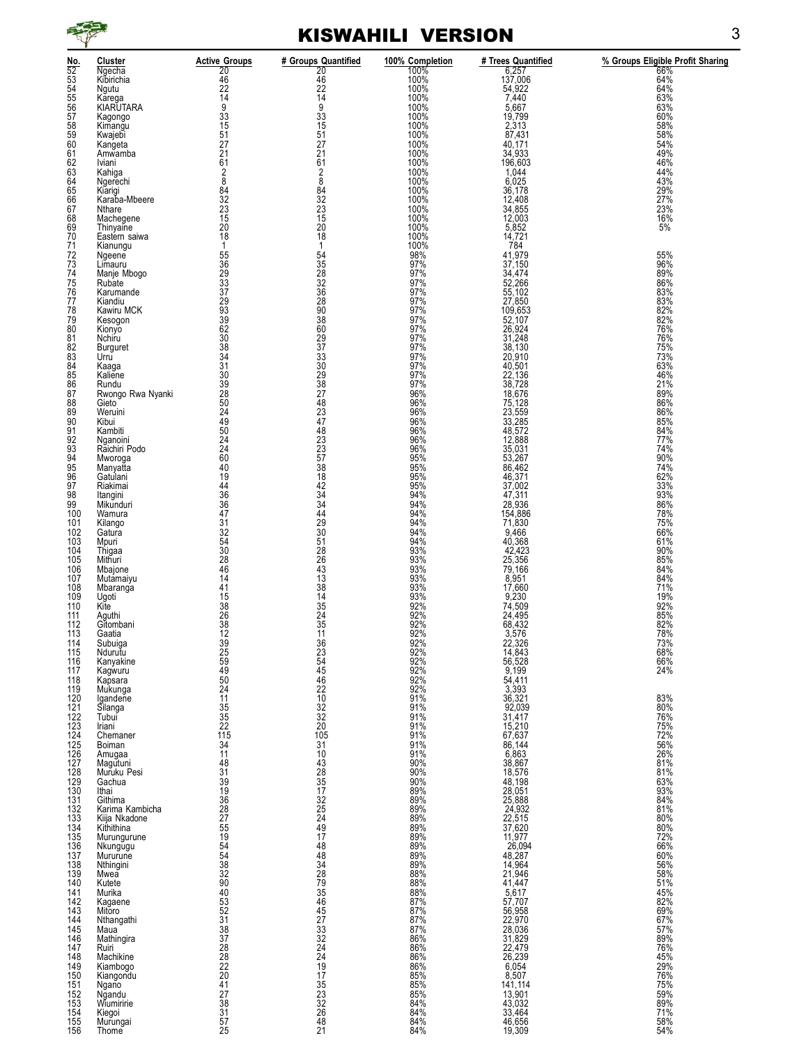# KISWAHILI VERSION

| No. | Cluster | Active Groups | # Groups Quantified | 100% Completion | # Trees Quantified | % Groups Eligible Profit Sharing |
|---|---|---|---|---|---|---|
| 52 | Ngecha | 20 | 20 | 100% | 6,257 | 66% |
| 53 | Kibirichia | 46 | 46 | 100% | 137,006 | 64% |
| 54 | Ngutu | 22 | 22 | 100% | 54,922 | 64% |
| 55 | Karega | 14 | 14 | 100% | 7,440 | 63% |
| 56 | KIARUTARA | 9 | 9 | 100% | 5,667 | 63% |
| 57 | Kagongo | 33 | 33 | 100% | 19,799 | 60% |
| 58 | Kimangu | 15 | 15 | 100% | 2,313 | 58% |
| 59 | Kwajebi | 51 | 51 | 100% | 87,431 | 58% |
| 60 | Kangeta | 27 | 27 | 100% | 40,171 | 54% |
| 61 | Amwamba | 21 | 21 | 100% | 34,933 | 49% |
| 62 | Iviani | 61 | 61 | 100% | 196,603 | 46% |
| 63 | Kahiga | 2 | 2 | 100% | 1,044 | 44% |
| 64 | Ngerechi | 8 | 8 | 100% | 6,025 | 43% |
| 65 | Kiarigi | 84 | 84 | 100% | 36,178 | 29% |
| 66 | Karaba-Mbeere | 32 | 32 | 100% | 12,408 | 27% |
| 67 | Nthare | 23 | 23 | 100% | 34,855 | 23% |
| 68 | Machegene | 15 | 15 | 100% | 12,003 | 16% |
| 69 | Thinyaine | 20 | 20 | 100% | 5,852 | 5% |
| 70 | Eastern saiwa | 18 | 18 | 100% | 14,721 | |
| 71 | Kianungu | 1 | 1 | 100% | 784 | |
| 72 | Ngeene | 55 | 54 | 98% | 41,979 | 55% |
| 73 | Limauru | 36 | 35 | 97% | 37,150 | 96% |
| 74 | Manje Mbogo | 29 | 28 | 97% | 34,474 | 89% |
| 75 | Rubate | 33 | 32 | 97% | 52,266 | 86% |
| 76 | Karumande | 37 | 36 | 97% | 55,102 | 83% |
| 77 | Kiandiu | 29 | 28 | 97% | 27,850 | 83% |
| 78 | Kawiru MCK | 93 | 90 | 97% | 109,653 | 82% |
| 79 | Kesogon | 39 | 38 | 97% | 52,107 | 82% |
| 80 | Kionyo | 62 | 60 | 97% | 26,924 | 76% |
| 81 | Nchiru | 30 | 29 | 97% | 31,248 | 76% |
| 82 | Burguret | 38 | 37 | 97% | 38,130 | 75% |
| 83 | Urru | 34 | 33 | 97% | 20,910 | 73% |
| 84 | Kaaga | 31 | 30 | 97% | 40,501 | 63% |
| 85 | Kaliene | 30 | 29 | 97% | 22,136 | 46% |
| 86 | Rundu | 39 | 38 | 97% | 38,728 | 21% |
| 87 | Rwongo Rwa Nyanki | 28 | 27 | 96% | 18,676 | 89% |
| 88 | Gieto | 50 | 48 | 96% | 75,128 | 86% |
| 89 | Weruini | 24 | 23 | 96% | 23,559 | 86% |
| 90 | Kibui | 49 | 47 | 96% | 33,285 | 85% |
| 91 | Kambiti | 50 | 48 | 96% | 48,572 | 84% |
| 92 | Nganoini | 24 | 23 | 96% | 12,888 | 77% |
| 93 | Raichiri Podo | 24 | 23 | 96% | 35,031 | 74% |
| 94 | Mworoga | 60 | 57 | 95% | 53,267 | 90% |
| 95 | Manyatta | 40 | 38 | 95% | 86,462 | 74% |
| 96 | Gatulani | 19 | 18 | 95% | 46,371 | 62% |
| 97 | Riakimai | 44 | 42 | 95% | 37,002 | 33% |
| 98 | Itangini | 36 | 34 | 94% | 47,311 | 93% |
| 99 | Mikunduri | 36 | 34 | 94% | 28,936 | 86% |
| 100 | Wamura | 47 | 44 | 94% | 154,886 | 78% |
| 101 | Kilango | 31 | 29 | 94% | 71,830 | 75% |
| 102 | Gatura | 32 | 30 | 94% | 9,466 | 66% |
| 103 | Mpuri | 54 | 51 | 94% | 40,368 | 61% |
| 104 | Thigaa | 30 | 28 | 93% | 42,423 | 90% |
| 105 | Mithuri | 28 | 26 | 93% | 25,356 | 85% |
| 106 | Mbajone | 46 | 43 | 93% | 79,166 | 84% |
| 107 | Mutamaiyu | 14 | 13 | 93% | 8,951 | 84% |
| 108 | Mbaranga | 41 | 38 | 93% | 17,660 | 71% |
| 109 | Ugoti | 15 | 14 | 93% | 9,230 | 19% |
| 110 | Kite | 38 | 35 | 92% | 74,509 | 92% |
| 111 | Aguthi | 26 | 24 | 92% | 24,495 | 85% |
| 112 | Gitombani | 38 | 35 | 92% | 68,432 | 82% |
| 113 | Gaatia | 12 | 11 | 92% | 3,576 | 78% |
| 114 | Subuiga | 39 | 36 | 92% | 22,326 | 73% |
| 115 | Ndurutu | 25 | 23 | 92% | 14,843 | 68% |
| 116 | Kanyakine | 59 | 54 | 92% | 56,528 | 66% |
| 117 | Kagwuru | 49 | 45 | 92% | 9,199 | 24% |
| 118 | Kapsara | 50 | 46 | 92% | 54,411 | |
| 119 | Mukunga | 24 | 22 | 92% | 3,393 | |
| 120 | Igandene | 11 | 10 | 91% | 36,321 | 83% |
| 121 | Silanga | 35 | 32 | 91% | 92,039 | 80% |
| 122 | Tubui | 35 | 32 | 91% | 31,417 | 76% |
| 123 | Iriani | 22 | 20 | 91% | 15,210 | 75% |
| 124 | Chemaner | 115 | 105 | 91% | 67,637 | 72% |
| 125 | Boiman | 34 | 31 | 91% | 86,144 | 56% |
| 126 | Amugaa | 11 | 10 | 91% | 6,863 | 26% |
| 127 | Magutuni | 48 | 43 | 90% | 38,867 | 81% |
| 128 | Muruku Pesi | 31 | 28 | 90% | 18,576 | 81% |
| 129 | Gachua | 39 | 35 | 90% | 48,198 | 63% |
| 130 | Ithai | 19 | 17 | 89% | 28,051 | 93% |
| 131 | Githima | 36 | 32 | 89% | 25,888 | 84% |
| 132 | Karima Kambicha | 28 | 25 | 89% | 24,932 | 81% |
| 133 | Kiija Nkadone | 27 | 24 | 89% | 22,515 | 80% |
| 134 | Kithithina | 55 | 49 | 89% | 37,620 | 80% |
| 135 | Murungurune | 19 | 17 | 89% | 11,977 | 72% |
| 136 | Nkungugu | 54 | 48 | 89% | 26,094 | 66% |
| 137 | Mururune | 54 | 48 | 89% | 48,287 | 60% |
| 138 | Nthingini | 38 | 34 | 89% | 14,964 | 56% |
| 139 | Mwea | 32 | 28 | 88% | 21,946 | 58% |
| 140 | Kutete | 90 | 79 | 88% | 41,447 | 51% |
| 141 | Murika | 40 | 35 | 88% | 5,617 | 45% |
| 142 | Kagaene | 53 | 46 | 87% | 57,707 | 82% |
| 143 | Mitoro | 52 | 45 | 87% | 56,958 | 69% |
| 144 | Nthangathi | 31 | 27 | 87% | 22,970 | 67% |
| 145 | Maua | 38 | 33 | 87% | 28,036 | 57% |
| 146 | Mathingira | 37 | 32 | 86% | 31,829 | 89% |
| 147 | Ruiri | 28 | 24 | 86% | 22,479 | 76% |
| 148 | Machikine | 28 | 24 | 86% | 26,239 | 45% |
| 149 | Kiambogo | 22 | 19 | 86% | 6,054 | 29% |
| 150 | Kiangondu | 20 | 17 | 85% | 8,507 | 76% |
| 151 | Ngano | 41 | 35 | 85% | 141,114 | 75% |
| 152 | Ngandu | 27 | 23 | 85% | 13,901 | 59% |
| 153 | Wiumiririe | 38 | 32 | 84% | 43,032 | 89% |
| 154 | Kiegoi | 31 | 26 | 84% | 33,464 | 71% |
| 155 | Murungai | 57 | 48 | 84% | 46,656 | 58% |
| 156 | Thome | 25 | 21 | 84% | 19,309 | 54% |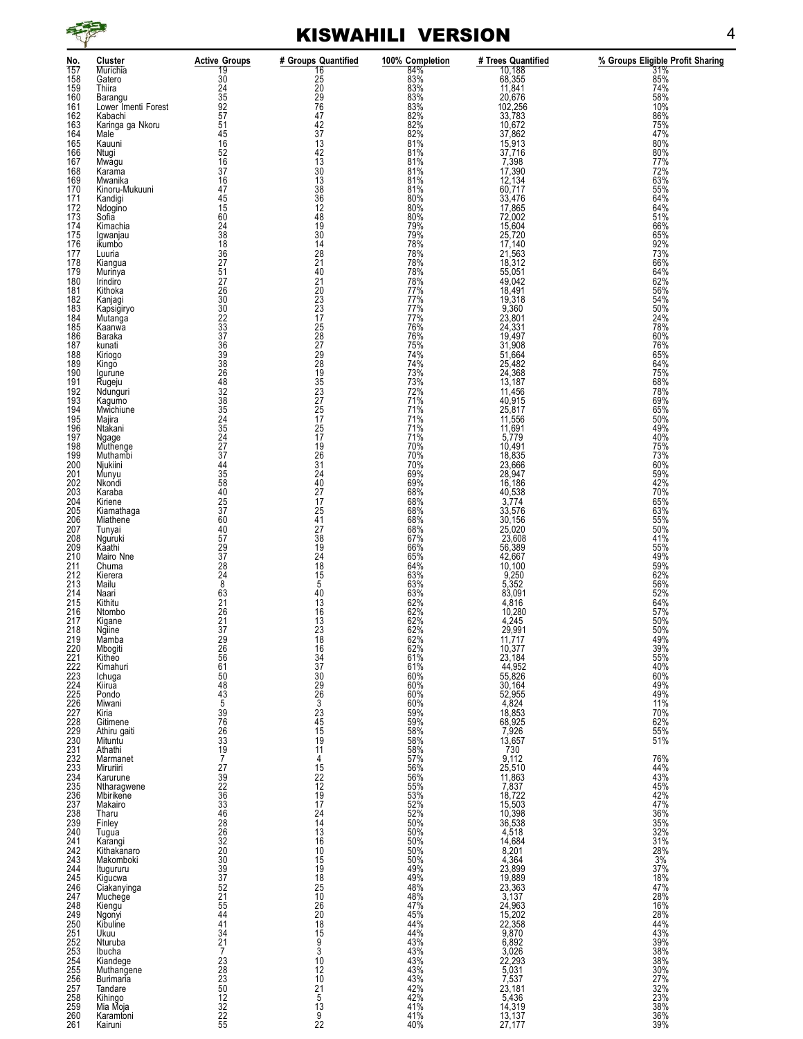# KISWAHILI VERSION

| No. | Cluster | Active Groups | # Groups Quantified | 100% Completion | # Trees Quantified | % Groups Eligible Profit Sharing |
|---|---|---|---|---|---|---|
| 157 | Murichia | 19 | 16 | 84% | 10,188 | 31% |
| 158 | Gatero | 30 | 25 | 83% | 68,355 | 85% |
| 159 | Thiira | 24 | 20 | 83% | 11,841 | 74% |
| 160 | Barangu | 35 | 29 | 83% | 20,676 | 58% |
| 161 | Lower Imenti Forest | 92 | 76 | 83% | 102,256 | 10% |
| 162 | Kabachi | 57 | 47 | 82% | 33,783 | 86% |
| 163 | Karinga ga Nkoru | 51 | 42 | 82% | 10,672 | 75% |
| 164 | Male | 45 | 37 | 82% | 37,862 | 47% |
| 165 | Kauuni | 16 | 13 | 81% | 15,913 | 80% |
| 166 | Ntugi | 52 | 42 | 81% | 37,716 | 80% |
| 167 | Mwagu | 16 | 13 | 81% | 7,398 | 77% |
| 168 | Karama | 37 | 30 | 81% | 17,390 | 72% |
| 169 | Mwanika | 16 | 13 | 81% | 12,134 | 63% |
| 170 | Kinoru-Mukuuni | 47 | 38 | 81% | 60,717 | 55% |
| 171 | Kandigi | 45 | 36 | 80% | 33,476 | 64% |
| 172 | Ndogino | 15 | 12 | 80% | 17,865 | 64% |
| 173 | Sofia | 60 | 48 | 80% | 72,002 | 51% |
| 174 | Kimachia | 24 | 19 | 79% | 15,604 | 66% |
| 175 | Igwanjau | 38 | 30 | 79% | 25,720 | 65% |
| 176 | ikumbo | 18 | 14 | 78% | 17,140 | 92% |
| 177 | Luuria | 36 | 28 | 78% | 21,563 | 73% |
| 178 | Kiangua | 27 | 21 | 78% | 18,312 | 66% |
| 179 | Murinya | 51 | 40 | 78% | 55,051 | 64% |
| 180 | Irindiro | 27 | 21 | 78% | 49,042 | 62% |
| 181 | Kithoka | 26 | 20 | 77% | 18,491 | 56% |
| 182 | Kanjagi | 30 | 23 | 77% | 19,318 | 54% |
| 183 | Kapsigiryo | 30 | 23 | 77% | 9,360 | 50% |
| 184 | Mutanga | 22 | 17 | 77% | 23,801 | 24% |
| 185 | Kaanwa | 33 | 25 | 76% | 24,331 | 78% |
| 186 | Baraka | 37 | 28 | 76% | 19,497 | 60% |
| 187 | kunati | 36 | 27 | 75% | 31,908 | 76% |
| 188 | Kiriogo | 39 | 29 | 74% | 51,664 | 65% |
| 189 | Kingo | 38 | 28 | 74% | 25,482 | 64% |
| 190 | Igurune | 26 | 19 | 73% | 24,368 | 75% |
| 191 | Rugeju | 48 | 35 | 73% | 13,187 | 68% |
| 192 | Ndunguri | 32 | 23 | 72% | 11,456 | 78% |
| 193 | Kagumo | 38 | 27 | 71% | 40,915 | 69% |
| 194 | Mwichiune | 35 | 25 | 71% | 25,817 | 65% |
| 195 | Majira | 24 | 17 | 71% | 11,556 | 50% |
| 196 | Ntakani | 35 | 25 | 71% | 11,691 | 49% |
| 197 | Ngage | 24 | 17 | 71% | 5,779 | 40% |
| 198 | Muthenge | 27 | 19 | 70% | 10,491 | 75% |
| 199 | Muthambi | 37 | 26 | 70% | 18,835 | 73% |
| 200 | Njukiini | 44 | 31 | 70% | 23,666 | 60% |
| 201 | Munyu | 35 | 24 | 69% | 28,947 | 59% |
| 202 | Nkondi | 58 | 40 | 69% | 16,186 | 42% |
| 203 | Karaba | 40 | 27 | 68% | 40,538 | 70% |
| 204 | Kiriene | 25 | 17 | 68% | 3,774 | 65% |
| 205 | Kiamathaga | 37 | 25 | 68% | 33,576 | 63% |
| 206 | Miathene | 60 | 41 | 68% | 30,156 | 55% |
| 207 | Tunyai | 40 | 27 | 68% | 25,020 | 50% |
| 208 | Nguruki | 57 | 38 | 67% | 23,608 | 41% |
| 209 | Kaathi | 29 | 19 | 66% | 56,389 | 55% |
| 210 | Mairo Nne | 37 | 24 | 65% | 42,667 | 49% |
| 211 | Chuma | 28 | 18 | 64% | 10,100 | 59% |
| 212 | Kierera | 24 | 15 | 63% | 9,250 | 62% |
| 213 | Mailu | 8 | 5 | 63% | 5,352 | 56% |
| 214 | Naari | 63 | 40 | 63% | 83,091 | 52% |
| 215 | Kithitu | 21 | 13 | 62% | 4,816 | 64% |
| 216 | Ntombo | 26 | 16 | 62% | 10,280 | 57% |
| 217 | Kigane | 21 | 13 | 62% | 4,245 | 50% |
| 218 | Ngiine | 37 | 23 | 62% | 29,991 | 50% |
| 219 | Mamba | 29 | 18 | 62% | 11,717 | 49% |
| 220 | Mbogiti | 26 | 16 | 62% | 10,377 | 39% |
| 221 | Kitheo | 56 | 34 | 61% | 23,184 | 55% |
| 222 | Kimahuri | 61 | 37 | 61% | 44,952 | 40% |
| 223 | Ichuga | 50 | 30 | 60% | 55,826 | 60% |
| 224 | Kiirua | 48 | 29 | 60% | 30,164 | 49% |
| 225 | Pondo | 43 | 26 | 60% | 52,955 | 49% |
| 226 | Miwani | 5 | 3 | 60% | 4,824 | 11% |
| 227 | Kiria | 39 | 23 | 59% | 18,853 | 70% |
| 228 | Gitimene | 76 | 45 | 59% | 68,925 | 62% |
| 229 | Athiru gaiti | 26 | 15 | 58% | 7,926 | 55% |
| 230 | Mituntu | 33 | 19 | 58% | 13,657 | 51% |
| 231 | Athathi | 19 | 11 | 58% | 730 | |
| 232 | Marmanet | 7 | 4 | 57% | 9,112 | 76% |
| 233 | Miruriiri | 27 | 15 | 56% | 25,510 | 44% |
| 234 | Karurune | 39 | 22 | 56% | 11,863 | 43% |
| 235 | Ntharagwene | 22 | 12 | 55% | 7,837 | 45% |
| 236 | Mbirikene | 36 | 19 | 53% | 18,722 | 42% |
| 237 | Makairo | 33 | 17 | 52% | 15,503 | 47% |
| 238 | Tharu | 46 | 24 | 52% | 10,398 | 36% |
| 239 | Finley | 28 | 14 | 50% | 36,538 | 35% |
| 240 | Tugua | 26 | 13 | 50% | 4,518 | 32% |
| 241 | Karangi | 32 | 16 | 50% | 14,684 | 31% |
| 242 | Kithakanaro | 20 | 10 | 50% | 8,201 | 28% |
| 243 | Makomboki | 30 | 15 | 50% | 4,364 | 3% |
| 244 | Itugururu | 39 | 19 | 49% | 23,899 | 37% |
| 245 | Kigucwa | 37 | 18 | 49% | 19,889 | 18% |
| 246 | Ciakanyinga | 52 | 25 | 48% | 23,363 | 47% |
| 247 | Muchege | 21 | 10 | 48% | 3,137 | 28% |
| 248 | Kiengu | 55 | 26 | 47% | 24,963 | 16% |
| 249 | Ngonyi | 44 | 20 | 45% | 15,202 | 28% |
| 250 | Kibuline | 41 | 18 | 44% | 22,358 | 44% |
| 251 | Ukuu | 34 | 15 | 44% | 9,870 | 43% |
| 252 | Nturuba | 21 | 9 | 43% | 6,892 | 39% |
| 253 | Ibucha | 7 | 3 | 43% | 3,026 | 38% |
| 254 | Kiandege | 23 | 10 | 43% | 22,293 | 38% |
| 255 | Muthangene | 28 | 12 | 43% | 5,031 | 30% |
| 256 | Burimaria | 23 | 10 | 43% | 7,537 | 27% |
| 257 | Tandare | 50 | 21 | 42% | 23,181 | 32% |
| 258 | Kihingo | 12 | 5 | 42% | 5,436 | 23% |
| 259 | Mia Moja | 32 | 13 | 41% | 14,319 | 38% |
| 260 | Karamtoni | 22 | 9 | 41% | 13,137 | 36% |
| 261 | Kairuni | 55 | 22 | 40% | 27,177 | 39% |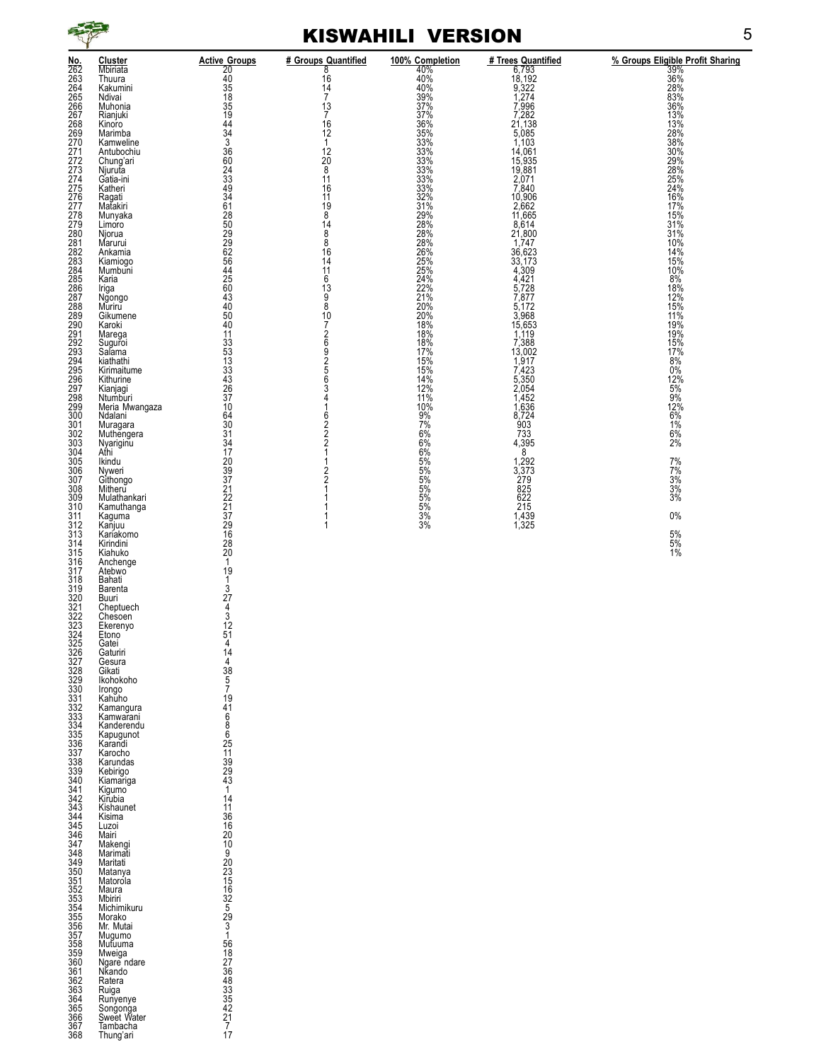| No. | Cluster | Active Groups | # Groups Quantified | 100% Completion | # Trees Quantified | % Groups Eligible Profit Sharing |
|---|---|---|---|---|---|---|
| 262 | Mbiriata | 20 | 8 | 40% | 6,793 | 39% |
| 263 | Thuura | 40 | 16 | 40% | 18,192 | 36% |
| 264 | Kakumini | 35 | 14 | 40% | 9,322 | 28% |
| 265 | Ndivai | 18 | 7 | 39% | 1,274 | 83% |
| 266 | Muhonia | 35 | 13 | 37% | 7,996 | 36% |
| 267 | Rianjuki | 19 | 7 | 37% | 7,282 | 13% |
| 268 | Kinoro | 44 | 16 | 36% | 21,138 | 13% |
| 269 | Marimba | 34 | 12 | 35% | 5,085 | 28% |
| 270 | Kamweline | 3 | 1 | 33% | 1,103 | 38% |
| 271 | Antubochiu | 36 | 12 | 33% | 14,061 | 30% |
| 272 | Chung'ari | 60 | 20 | 33% | 15,935 | 29% |
| 273 | Njuruta | 24 | 8 | 33% | 19,881 | 28% |
| 274 | Gatia-ini | 33 | 11 | 33% | 2,071 | 25% |
| 275 | Katheri | 49 | 16 | 33% | 7,840 | 24% |
| 276 | Ragati | 34 | 11 | 32% | 10,906 | 16% |
| 277 | Matakiri | 61 | 19 | 31% | 2,662 | 17% |
| 278 | Munyaka | 28 | 8 | 29% | 11,665 | 15% |
| 279 | Limoro | 50 | 14 | 28% | 8,614 | 31% |
| 280 | Njorua | 29 | 8 | 28% | 21,800 | 31% |
| 281 | Marurui | 29 | 8 | 28% | 1,747 | 10% |
| 282 | Ankamia | 62 | 16 | 26% | 36,623 | 14% |
| 283 | Kiamiogo | 56 | 14 | 25% | 33,173 | 15% |
| 284 | Mumbuni | 44 | 11 | 25% | 4,309 | 10% |
| 285 | Karia | 25 | 6 | 24% | 4,421 | 8% |
| 286 | Iriga | 60 | 13 | 22% | 5,728 | 18% |
| 287 | Ngongo | 43 | 9 | 21% | 7,877 | 12% |
| 288 | Muriru | 40 | 8 | 20% | 5,172 | 15% |
| 289 | Gikumene | 50 | 10 | 20% | 3,968 | 11% |
| 290 | Karoki | 40 | 7 | 18% | 15,653 | 19% |
| 291 | Marega | 11 | 2 | 18% | 1,119 | 19% |
| 292 | Suguroi | 33 | 6 | 18% | 7,388 | 15% |
| 293 | Salama | 53 | 9 | 17% | 13,002 | 17% |
| 294 | kiathathi | 13 | 2 | 15% | 1,917 | 8% |
| 295 | Kirimaitume | 33 | 5 | 15% | 7,423 | 0% |
| 296 | Kithurine | 43 | 6 | 14% | 5,350 | 12% |
| 297 | Kianjagi | 26 | 3 | 12% | 2,054 | 5% |
| 298 | Ntumburi | 37 | 4 | 11% | 1,452 | 9% |
| 299 | Meria Mwangaza | 10 | 1 | 10% | 1,636 | 12% |
| 300 | Ndalani | 64 | 6 | 9% | 8,724 | 6% |
| 301 | Muragara | 30 | 2 | 7% | 903 | 1% |
| 302 | Muthengera | 31 | 2 | 6% | 733 | 6% |
| 303 | Nyariginu | 34 | 2 | 6% | 4,395 | 2% |
| 304 | Athi | 17 | 1 | 6% | 8 | |
| 305 | Ikindu | 20 | 1 | 5% | 1,292 | 7% |
| 306 | Nyweri | 39 | 2 | 5% | 3,373 | 7% |
| 307 | Githongo | 37 | 2 | 5% | 279 | 3% |
| 308 | Mitheru | 21 | 1 | 5% | 825 | 3% |
| 309 | Mulathankari | 22 | 1 | 5% | 622 | 3% |
| 310 | Kamuthanga | 21 | 1 | 5% | 215 | |
| 311 | Kaguma | 37 | 1 | 3% | 1,439 | 0% |
| 312 | Kanjuu | 29 | 1 | 3% | 1,325 | |
| 313 | Kariakomo | 16 | | | | 5% |
| 314 | Kirindini | 28 | | | | 5% |
| 315 | Kiahuko | 20 | | | | 1% |
| 316 | Anchenge | 1 | | | | |
| 317 | Atebwo | 19 | | | | |
| 318 | Bahati | 1 | | | | |
| 319 | Barenta | 3 | | | | |
| 320 | Buuri | 27 | | | | |
| 321 | Cheptuech | 4 | | | | |
| 322 | Chesoen | 3 | | | | |
| 323 | Ekerenyo | 12 | | | | |
| 324 | Etono | 51 | | | | |
| 325 | Gatei | 4 | | | | |
| 326 | Gaturiri | 14 | | | | |
| 327 | Gesura | 4 | | | | |
| 328 | Gikati | 38 | | | | |
| 329 | Ikohokoho | 5 | | | | |
| 330 | Irongo | 7 | | | | |
| 331 | Kahuho | 19 | | | | |
| 332 | Kamangura | 41 | | | | |
| 333 | Kamwarani | 6 | | | | |
| 334 | Kanderendu | 8 | | | | |
| 335 | Kapugunot | 6 | | | | |
| 336 | Karandi | 25 | | | | |
| 337 | Karocho | 11 | | | | |
| 338 | Karundas | 39 | | | | |
| 339 | Kebirigo | 29 | | | | |
| 340 | Kiamariga | 43 | | | | |
| 341 | Kigumo | 1 | | | | |
| 342 | Kirubia | 14 | | | | |
| 343 | Kishaunet | 11 | | | | |
| 344 | Kisima | 36 | | | | |
| 345 | Luzoi | 16 | | | | |
| 346 | Mairi | 20 | | | | |
| 347 | Makengi | 10 | | | | |
| 348 | Marimati | 9 | | | | |
| 349 | Maritati | 20 | | | | |
| 350 | Matanya | 23 | | | | |
| 351 | Matorola | 15 | | | | |
| 352 | Maura | 16 | | | | |
| 353 | Mbiriri | 32 | | | | |
| 354 | Michimikuru | 5 | | | | |
| 355 | Morako | 29 | | | | |
| 356 | Mr. Mutai | 3 | | | | |
| 357 | Mugumo | 1 | | | | |
| 358 | Mutuuma | 56 | | | | |
| 359 | Mweiga | 18 | | | | |
| 360 | Ngare ndare | 27 | | | | |
| 361 | Nkando | 36 | | | | |
| 362 | Ratera | 48 | | | | |
| 363 | Ruiga | 33 | | | | |
| 364 | Runyenye | 35 | | | | |
| 365 | Songonga | 42 | | | | |
| 366 | Sweet Water | 21 | | | | |
| 367 | Tambacha | 7 | | | | |
| 368 | Thung'ari | 17 | | | | |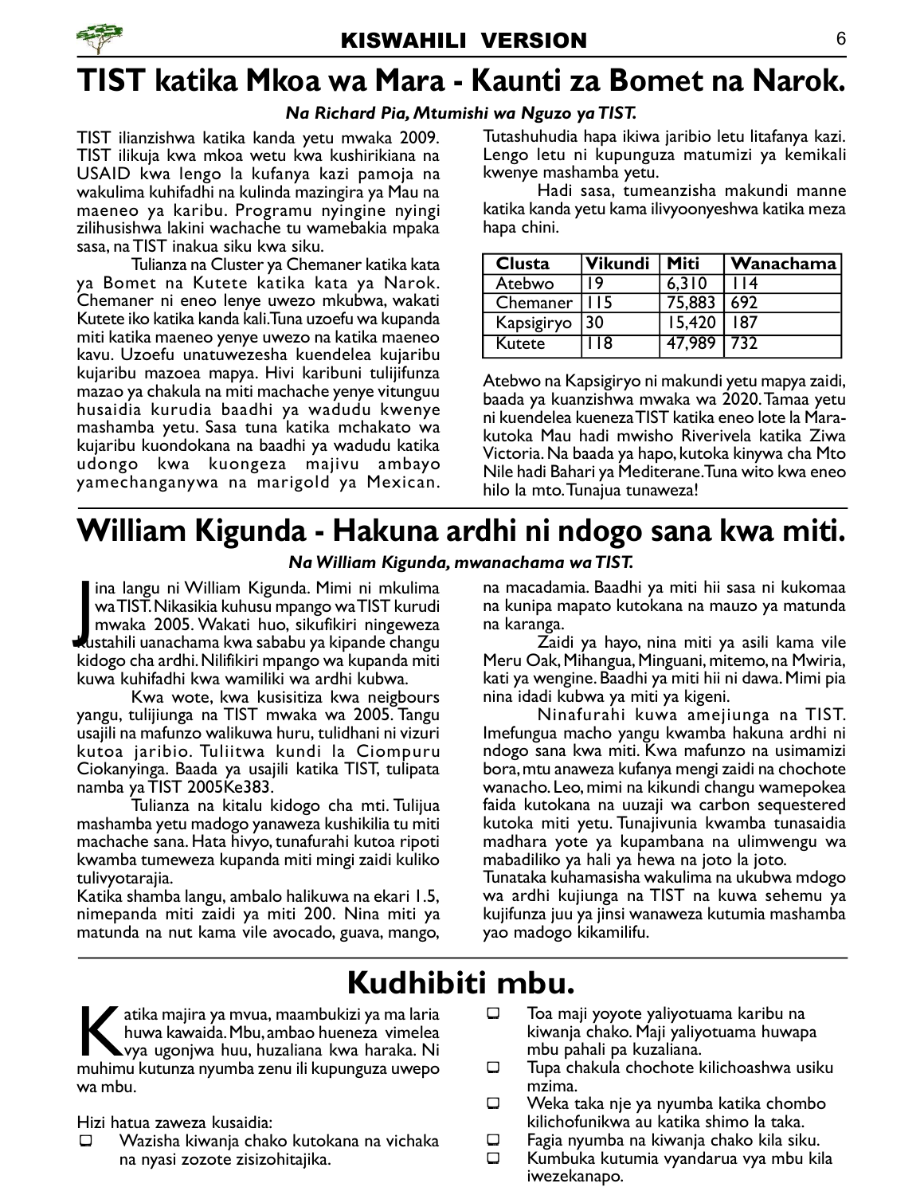# TIST katika Mkoa wa Mara - Kaunti za Bomet na Narok.

***Na Richard Pia, Mtumishi wa Nguzo ya TIST.***

TIST ilianzishwa katika kanda yetu mwaka 2009. TIST ilikuja kwa mkoa wetu kwa kushirikiana na USAID kwa lengo la kufanya kazi pamoja na wakulima kuhifadhi na kulinda mazingira ya Mau na maeneo ya karibu. Programu nyingine nyingi zilihusishwa lakini wachache tu wamebakia mpaka sasa, na TIST inakua siku kwa siku.

Tulianza na Cluster ya Chemaner katika kata ya Bomet na Kutete katika kata ya Narok. Chemaner ni eneo lenye uwezo mkubwa, wakati Kutete iko katika kanda kali. Tuna uzoefu wa kupanda miti katika maeneo yenye uwezo na katika maeneo kavu. Uzoefu unatuwezesha kuendelea kujaribu kujaribu mazoea mapya. Hivi karibuni tulijifunza mazao ya chakula na miti machache yenye vitunguu husaidia kurudia baadhi ya wadudu kwenye mashamba yetu. Sasa tuna katika mchakato wa kujaribu kuondokana na baadhi ya wadudu katika udongo kwa kuongeza majivu ambayo yamechanganywa na marigold ya Mexican. Tutashuhudia hapa ikiwa jaribio letu litafanya kazi. Lengo letu ni kupunguza matumizi ya kemikali kwenye mashamba yetu.

Hadi sasa, tumeanzisha makundi manne katika kanda yetu kama ilivyoonyeshwa katika meza hapa chini.

| Clusta | Vikundi | Miti | Wanachama |
|---|---|---|---|
| Atebwo | 19 | 6,310 | 114 |
| Chemaner | 115 | 75,883 | 692 |
| Kapsigiryo | 30 | 15,420 | 187 |
| Kutete | 118 | 47,989 | 732 |

Atebwo na Kapsigiryo ni makundi yetu mapya zaidi, baada ya kuanzishwa mwaka wa 2020. Tamaa yetu ni kuendelea kueneza TIST katika eneo lote la Mara-kutoka Mau hadi mwisho Riverivela katika Ziwa Victoria. Na baada ya hapo, kutoka kinywa cha Mto Nile hadi Bahari ya Mediterane. Tuna wito kwa eneo hilo la mto. Tunajua tunaweza!

# William Kigunda - Hakuna ardhi ni ndogo sana kwa miti.

***Na William Kigunda, mwanachama wa TIST.***

Jina langu ni William Kigunda. Mimi ni mkulima wa TIST. Nikasikia kuhusu mpango wa TIST kurudi mwaka 2005. Wakati huo, sikufikiri ningeweza kustahili uanachama kwa sababu ya kipande changu kidogo cha ardhi. Nilifikiri mpango wa kupanda miti kuwa kuhifadhi kwa wamiliki wa ardhi kubwa.

Kwa wote, kwa kusisitiza kwa neigbours yangu, tulijiunga na TIST mwaka wa 2005. Tangu usajili na mafunzo walikuwa huru, tulidhani ni vizuri kutoa jaribio. Tuliitwa kundi la Ciompuru Ciokanyinga. Baada ya usajili katika TIST, tulipata namba ya TIST 2005Ke383.

Tulianza na kitalu kidogo cha mti. Tulijua mashamba yetu madogo yanaweza kushikilia tu miti machache sana. Hata hivyo, tunafurahi kutoa ripoti kwamba tumeweza kupanda miti mingi zaidi kuliko tulivyotarajia.

Katika shamba langu, ambalo halikuwa na ekari 1.5, nimepanda miti zaidi ya miti 200. Nina miti ya matunda na nut kama vile avocado, guava, mango, na macadamia. Baadhi ya miti hii sasa ni kukomaa na kunipa mapato kutokana na mauzo ya matunda na karanga.

Zaidi ya hayo, nina miti ya asili kama vile Meru Oak, Mihangua, Minguani, mitemo, na Mwiria, kati ya wengine. Baadhi ya miti hii ni dawa. Mimi pia nina idadi kubwa ya miti ya kigeni.

Ninafurahi kuwa amejiunga na TIST. Imefungua macho yangu kwamba hakuna ardhi ni ndogo sana kwa miti. Kwa mafunzo na usimamizi bora, mtu anaweza kufanya mengi zaidi na chochote wanacho. Leo, mimi na kikundi changu wamepokea faida kutokana na uuzaji wa carbon sequestered kutoka miti yetu. Tunajivunia kwamba tunasaidia madhara yote ya kupambana na ulimwengu wa mabadiliko ya hali ya hewa na joto la joto.

Tunataka kuhamasisha wakulima na ukubwa mdogo wa ardhi kujiunga na TIST na kuwa sehemu ya kujifunza juu ya jinsi wanaweza kutumia mashamba yao madogo kikamilifu.

# Kudhibiti mbu.

Katika majira ya mvua, maambukizi ya ma laria huwa kawaida. Mbu, ambao hueneza vimelea vya ugonjwa huu, huzaliana kwa haraka. Ni muhimu kutunza nyumba zenu ili kupunguza uwepo wa mbu.

Hizi hatua zaweza kusaidia:

- Wazisha kiwanja chako kutokana na vichaka na nyasi zozote zisizohitajika.
- Toa maji yoyote yaliyotuama karibu na kiwanja chako. Maji yaliyotuama huwapa mbu pahali pa kuzaliana.
- Tupa chakula chochote kilichoashwa usiku mzima.
- Weka taka nje ya nyumba katika chombo kilichofunikwa au katika shimo la taka.
- Fagia nyumba na kiwanja chako kila siku.
- Kumbuka kutumia vyandarua vya mbu kila iwezekanapo.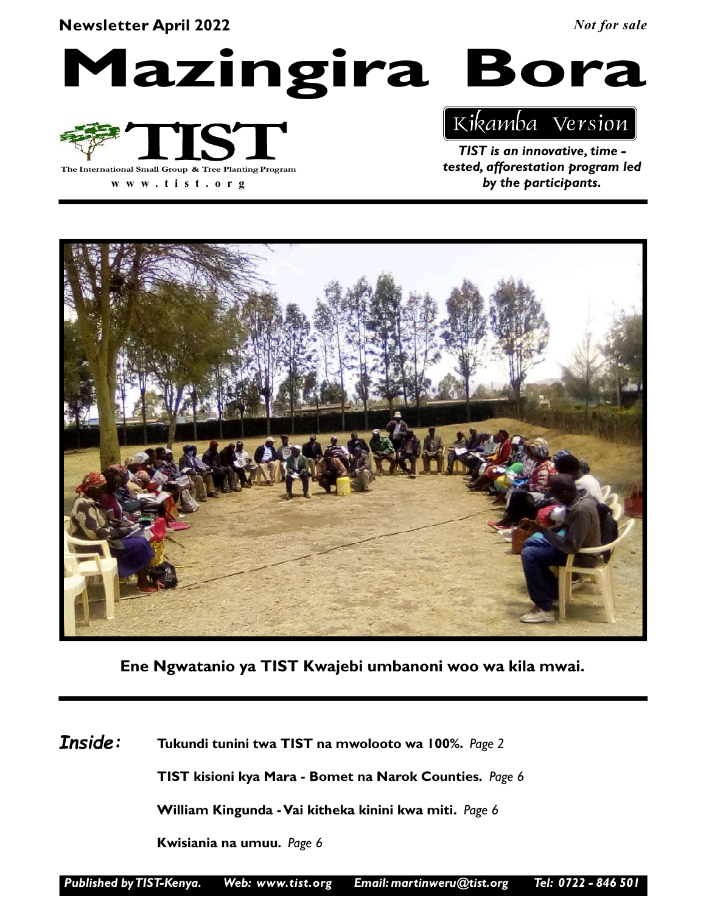**Newsletter April 2022** *Not for sale*

# Mazingira Bora

TIST

The International Small Group & Tree Planting Program

www.tist.org

Kikamba Version

***TIST is an innovative, time - tested, afforestation program led by the participants.***

**Ene Ngwatanio ya TIST Kwajebi umbanoni woo wa kila mwai.**

***Inside:***

**Tukundi tunini twa TIST na mwolooto wa 100%.** *Page 2*

**TIST kisioni kya Mara - Bomet na Narok Counties.** *Page 6*

**William Kingunda - Vai kitheka kinini kwa miti.** *Page 6*

**Kwisiania na umuu.** *Page 6*

***Published by TIST-Kenya. Web: www.tist.org Email: martinweru@tist.org Tel: 0722 - 846 501***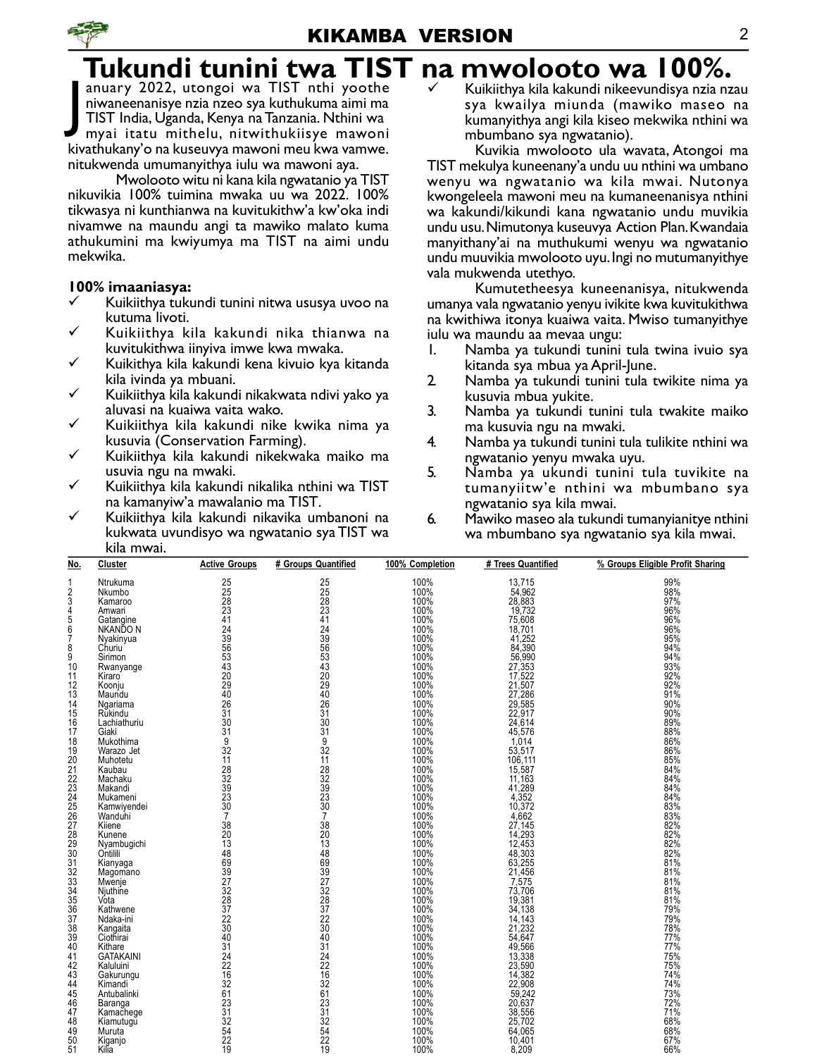# Tukundi tunini twa TIST na mwolooto wa 100%.

January 2022, utongoi wa TIST nthi yoothe niwaneenanisye nzia nzeo sya kuthukuma aimi ma TIST India, Uganda, Kenya na Tanzania. Nthini wa myai itatu mithelu, nitwithukiisye mawoni kivathukany'o na kuseuvya mawoni meu kwa vamwe. nitukwenda umumanyithya iulu wa mawoni aya.

Mwolooto witu ni kana kila ngwatanio ya TIST nikuvikia 100% tuimina mwaka uu wa 2022. 100% tikwasya ni kunthianwa na kuvitukithw'a kw'oka indi nivamwe na maundu angi ta mawiko malato kuma athukumini ma kwiyumya ma TIST na aimi undu mekwika.

**100% imaaniasya:**

- ✓ Kuikiithya tukundi tunini nitwa ususya uvoo na kutuma livoti.
- ✓ Kuikiithya kila kakundi nika thianwa na kuvitukithwa iinyiva imwe kwa mwaka.
- ✓ Kuikithya kila kakundi kena kivuio kya kitanda kila ivinda ya mbuani.
- ✓ Kuikiithya kila kakundi nikakwata ndivi yako ya aluvasi na kuaiwa vaita wako.
- ✓ Kuikiithya kila kakundi nike kwika nima ya kusuvia (Conservation Farming).
- ✓ Kuikiithya kila kakundi nikekwaka maiko ma usuvia ngu na mwaki.
- ✓ Kuikiithya kila kakundi nikalika nthini wa TIST na kamanyiw'a mawalanio ma TIST.
- ✓ Kuikiithya kila kakundi nikavika umbanoni na kukwata uvundisyo wa ngwatanio sya TIST wa kila mwai.
- ✓ Kuikiithya kila kakundi nikeevundisya nzia nzau sya kwailya miunda (mawiko maseo na kumanyithya angi kila kiseo mekwika nthini wa mbumbano sya ngwatanio).

Kuvikia mwolooto ula wavata, Atongoi ma TIST mekulya kuneenany'a undu uu nthini wa umbano wenyu wa ngwatanio wa kila mwai. Nutonya kwongeleela mawoni meu na kumaneenanisya nthini wa kakundi/kikundi kana ngwatanio undu muvikia undu usu. Nimutonya kuseuvya Action Plan. Kwandaia manyithany'ai na muthukumi wenyu wa ngwatanio undu muuvikia mwolooto uyu. Ingi no mutumanyithye vala mukwenda utethyo.

Kumutetheesya kuneenanisya, nitukwenda umanya vala ngwatanio yenyu ivikite kwa kuvitukithwa na kwithiwa itonya kuaiwa vaita. Mwiso tumanyithye iulu wa maundu aa mevaa ungu:

1. Namba ya tukundi tunini tula twina ivuio sya kitanda sya mbua ya April-June.
2. Namba ya tukundi tunini tula twikite nima ya kusuvia mbua yukite.
3. Namba ya tukundi tunini tula twakite maiko ma kusuvia ngu na mwaki.
4. Namba ya tukundi tunini tula tulikite nthini wa ngwatanio yenyu mwaka uyu.
5. Namba ya ukundi tunini tula tuvikite na tumanyiitw'e nthini wa mbumbano sya ngwatanio sya kila mwai.
6. Mawiko maseo ala tukundi tumanyianitye nthini wa mbumbano sya ngwatanio sya kila mwai.

| No. | Cluster | Active Groups | # Groups Quantified | 100% Completion | # Trees Quantified | % Groups Eligible Profit Sharing |
|---|---|---|---|---|---|---|
| 1 | Ntrukuma | 25 | 25 | 100% | 13,715 | 99% |
| 2 | Nkumbo | 25 | 25 | 100% | 54,962 | 98% |
| 3 | Kamaroo | 28 | 28 | 100% | 28,883 | 97% |
| 4 | Amwari | 23 | 23 | 100% | 19,732 | 96% |
| 5 | Gatangine | 41 | 41 | 100% | 75,608 | 96% |
| 6 | NKANDO N | 24 | 24 | 100% | 18,701 | 96% |
| 7 | Nyakinyua | 39 | 39 | 100% | 41,252 | 95% |
| 8 | Churiu | 56 | 56 | 100% | 84,390 | 94% |
| 9 | Sirimon | 53 | 53 | 100% | 56,990 | 94% |
| 10 | Rwanyange | 43 | 43 | 100% | 27,353 | 93% |
| 11 | Kiraro | 20 | 20 | 100% | 17,522 | 92% |
| 12 | Koonju | 29 | 29 | 100% | 21,507 | 92% |
| 13 | Maundu | 40 | 40 | 100% | 27,286 | 91% |
| 14 | Ngariama | 26 | 26 | 100% | 29,585 | 90% |
| 15 | Rukindu | 31 | 31 | 100% | 22,917 | 90% |
| 16 | Lachiathuriu | 30 | 30 | 100% | 24,614 | 89% |
| 17 | Giaki | 31 | 31 | 100% | 45,576 | 88% |
| 18 | Mukothima | 9 | 9 | 100% | 1,014 | 86% |
| 19 | Warazo Jet | 32 | 32 | 100% | 53,517 | 86% |
| 20 | Muhotetu | 11 | 11 | 100% | 106,111 | 85% |
| 21 | Kaubau | 28 | 28 | 100% | 15,587 | 84% |
| 22 | Machaku | 32 | 32 | 100% | 11,163 | 84% |
| 23 | Makandi | 39 | 39 | 100% | 41,289 | 84% |
| 24 | Mukameni | 23 | 23 | 100% | 4,352 | 84% |
| 25 | Kamwiyendei | 30 | 30 | 100% | 10,372 | 83% |
| 26 | Wanduhi | 7 | 7 | 100% | 4,662 | 83% |
| 27 | Kiiene | 38 | 38 | 100% | 27,145 | 82% |
| 28 | Kunene | 20 | 20 | 100% | 14,293 | 82% |
| 29 | Nyambugichi | 13 | 13 | 100% | 12,453 | 82% |
| 30 | Ontilili | 48 | 48 | 100% | 48,303 | 82% |
| 31 | Kianyaga | 69 | 69 | 100% | 63,255 | 81% |
| 32 | Magomano | 39 | 39 | 100% | 21,456 | 81% |
| 33 | Mwenje | 27 | 27 | 100% | 7,575 | 81% |
| 34 | Njuthine | 32 | 32 | 100% | 73,706 | 81% |
| 35 | Vota | 28 | 28 | 100% | 19,381 | 81% |
| 36 | Kathwene | 37 | 37 | 100% | 34,138 | 79% |
| 37 | Ndaka-ini | 22 | 22 | 100% | 14,143 | 79% |
| 38 | Kangaita | 30 | 30 | 100% | 21,232 | 78% |
| 39 | Ciothirai | 40 | 40 | 100% | 54,647 | 77% |
| 40 | Kithare | 31 | 31 | 100% | 49,566 | 77% |
| 41 | GATAKAINI | 24 | 24 | 100% | 13,338 | 75% |
| 42 | Kaluluini | 22 | 22 | 100% | 23,590 | 75% |
| 43 | Gakurungu | 16 | 16 | 100% | 14,382 | 74% |
| 44 | Kimandi | 32 | 32 | 100% | 22,908 | 74% |
| 45 | Antubalinki | 61 | 61 | 100% | 59,242 | 73% |
| 46 | Baranga | 23 | 23 | 100% | 20,637 | 72% |
| 47 | Kamachege | 31 | 31 | 100% | 38,556 | 71% |
| 48 | Kiamutugu | 32 | 32 | 100% | 25,702 | 68% |
| 49 | Muruta | 54 | 54 | 100% | 64,065 | 68% |
| 50 | Kiganjo | 22 | 22 | 100% | 10,401 | 67% |
| 51 | Kilia | 19 | 19 | 100% | 8,209 | 66% |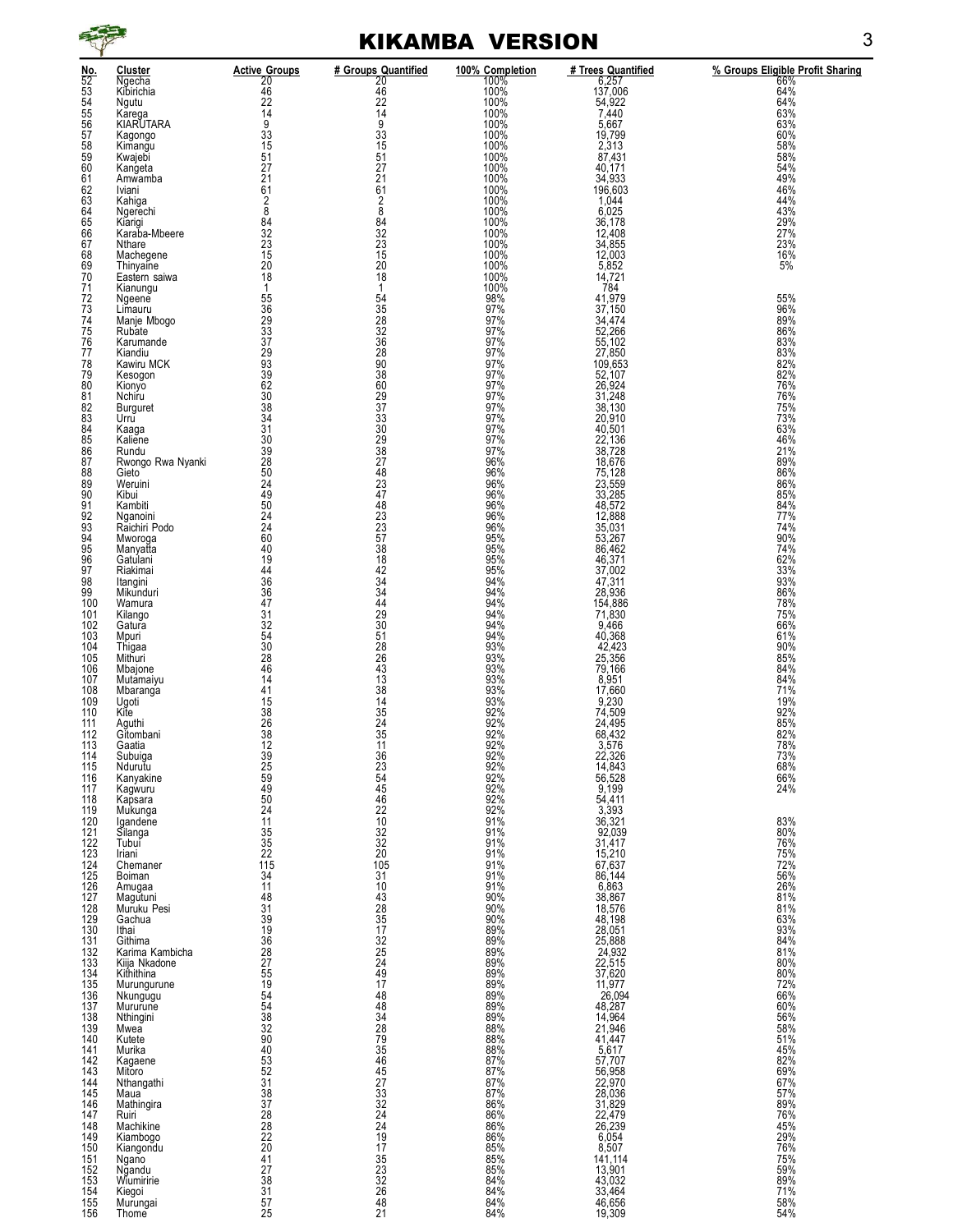# KIKAMBA VERSION

| No. | Cluster | Active Groups | # Groups Quantified | 100% Completion | # Trees Quantified | % Groups Eligible Profit Sharing |
|---|---|---|---|---|---|---|
| 52 | Ngecha | 20 | 20 | 100% | 6,257 | 66% |
| 53 | Kibirichia | 46 | 46 | 100% | 137,006 | 64% |
| 54 | Ngutu | 22 | 22 | 100% | 54,922 | 64% |
| 55 | Karega | 14 | 14 | 100% | 7,440 | 63% |
| 56 | KIARUTARA | 9 | 9 | 100% | 5,667 | 63% |
| 57 | Kagongo | 33 | 33 | 100% | 19,799 | 60% |
| 58 | Kimangu | 15 | 15 | 100% | 2,313 | 58% |
| 59 | Kwajebi | 51 | 51 | 100% | 87,431 | 58% |
| 60 | Kangeta | 27 | 27 | 100% | 40,171 | 54% |
| 61 | Amwamba | 21 | 21 | 100% | 34,933 | 49% |
| 62 | Iviani | 61 | 61 | 100% | 196,603 | 46% |
| 63 | Kahiga | 2 | 2 | 100% | 1,044 | 44% |
| 64 | Ngerechi | 8 | 8 | 100% | 6,025 | 43% |
| 65 | Kiarigi | 84 | 84 | 100% | 36,178 | 29% |
| 66 | Karaba-Mbeere | 32 | 32 | 100% | 12,408 | 27% |
| 67 | Nthare | 23 | 23 | 100% | 34,855 | 23% |
| 68 | Machegene | 15 | 15 | 100% | 12,003 | 16% |
| 69 | Thinyaine | 20 | 20 | 100% | 5,852 | 5% |
| 70 | Eastern saiwa | 18 | 18 | 100% | 14,721 | |
| 71 | Kianungu | 1 | 1 | 100% | 784 | |
| 72 | Ngeene | 55 | 54 | 98% | 41,979 | 55% |
| 73 | Limauru | 36 | 35 | 97% | 37,150 | 96% |
| 74 | Manje Mbogo | 29 | 28 | 97% | 34,474 | 89% |
| 75 | Rubate | 33 | 32 | 97% | 52,266 | 86% |
| 76 | Karumande | 37 | 36 | 97% | 55,102 | 83% |
| 77 | Kiandiu | 29 | 28 | 97% | 27,850 | 83% |
| 78 | Kawiru MCK | 93 | 90 | 97% | 109,653 | 82% |
| 79 | Kesogon | 39 | 38 | 97% | 52,107 | 82% |
| 80 | Kionyo | 62 | 60 | 97% | 26,924 | 76% |
| 81 | Nchiru | 30 | 29 | 97% | 31,248 | 76% |
| 82 | Burguret | 38 | 37 | 97% | 38,130 | 75% |
| 83 | Urru | 34 | 33 | 97% | 20,910 | 73% |
| 84 | Kaaga | 31 | 30 | 97% | 40,501 | 63% |
| 85 | Kaliene | 30 | 29 | 97% | 22,136 | 46% |
| 86 | Rundu | 39 | 38 | 97% | 38,728 | 21% |
| 87 | Rwongo Rwa Nyanki | 28 | 27 | 96% | 18,676 | 89% |
| 88 | Gieto | 50 | 48 | 96% | 75,128 | 86% |
| 89 | Weruini | 24 | 23 | 96% | 23,559 | 86% |
| 90 | Kibui | 49 | 47 | 96% | 33,285 | 85% |
| 91 | Kambiti | 50 | 48 | 96% | 48,572 | 84% |
| 92 | Nganoini | 24 | 23 | 96% | 12,888 | 77% |
| 93 | Raichiri Podo | 24 | 23 | 96% | 35,031 | 74% |
| 94 | Mworoga | 60 | 57 | 95% | 53,267 | 90% |
| 95 | Manyatta | 40 | 38 | 95% | 86,462 | 74% |
| 96 | Gatulani | 19 | 18 | 95% | 46,371 | 62% |
| 97 | Riakimai | 44 | 42 | 95% | 37,002 | 33% |
| 98 | Itangini | 36 | 34 | 94% | 47,311 | 93% |
| 99 | Mikunduri | 36 | 34 | 94% | 28,936 | 86% |
| 100 | Wamura | 47 | 44 | 94% | 154,886 | 78% |
| 101 | Kilango | 31 | 29 | 94% | 71,830 | 75% |
| 102 | Gatura | 32 | 30 | 94% | 9,466 | 66% |
| 103 | Mpuri | 54 | 51 | 94% | 40,368 | 61% |
| 104 | Thigaa | 30 | 28 | 93% | 42,423 | 90% |
| 105 | Mithuri | 28 | 26 | 93% | 25,356 | 85% |
| 106 | Mbajone | 46 | 43 | 93% | 79,166 | 84% |
| 107 | Mutamaiyu | 14 | 13 | 93% | 8,951 | 84% |
| 108 | Mbaranga | 41 | 38 | 93% | 17,660 | 71% |
| 109 | Ugoti | 15 | 14 | 93% | 9,230 | 19% |
| 110 | Kite | 38 | 35 | 92% | 74,509 | 92% |
| 111 | Aguthi | 26 | 24 | 92% | 24,495 | 85% |
| 112 | Gitombani | 38 | 35 | 92% | 68,432 | 82% |
| 113 | Gaatia | 12 | 11 | 92% | 3,576 | 78% |
| 114 | Subuiga | 39 | 36 | 92% | 22,326 | 73% |
| 115 | Ndurutu | 25 | 23 | 92% | 14,843 | 68% |
| 116 | Kanyakine | 59 | 54 | 92% | 56,528 | 66% |
| 117 | Kagwuru | 49 | 45 | 92% | 9,199 | 24% |
| 118 | Kapsara | 50 | 46 | 92% | 54,411 | |
| 119 | Mukunga | 24 | 22 | 92% | 3,393 | |
| 120 | Igandene | 11 | 10 | 91% | 36,321 | 83% |
| 121 | Silanga | 35 | 32 | 91% | 92,039 | 80% |
| 122 | Tubui | 35 | 32 | 91% | 31,417 | 76% |
| 123 | Iriani | 22 | 20 | 91% | 15,210 | 75% |
| 124 | Chemaner | 115 | 105 | 91% | 67,637 | 72% |
| 125 | Boiman | 34 | 31 | 91% | 86,144 | 56% |
| 126 | Amugaa | 11 | 10 | 91% | 6,863 | 26% |
| 127 | Magutuni | 48 | 43 | 90% | 38,867 | 81% |
| 128 | Muruku Pesi | 31 | 28 | 90% | 18,576 | 81% |
| 129 | Gachua | 39 | 35 | 90% | 48,198 | 63% |
| 130 | Ithai | 19 | 17 | 89% | 28,051 | 93% |
| 131 | Githima | 36 | 32 | 89% | 25,888 | 84% |
| 132 | Karima Kambicha | 28 | 25 | 89% | 24,932 | 81% |
| 133 | Kiija Nkadone | 27 | 24 | 89% | 22,515 | 80% |
| 134 | Kithithina | 55 | 49 | 89% | 37,620 | 80% |
| 135 | Murungurune | 19 | 17 | 89% | 11,977 | 72% |
| 136 | Nkungugu | 54 | 48 | 89% | 26,094 | 66% |
| 137 | Mururune | 54 | 48 | 89% | 48,287 | 60% |
| 138 | Nthingini | 38 | 34 | 89% | 14,964 | 56% |
| 139 | Mwea | 32 | 28 | 88% | 21,946 | 58% |
| 140 | Kutete | 90 | 79 | 88% | 41,447 | 51% |
| 141 | Murika | 40 | 35 | 88% | 5,617 | 45% |
| 142 | Kagaene | 53 | 46 | 87% | 57,707 | 82% |
| 143 | Mitoro | 52 | 45 | 87% | 56,958 | 69% |
| 144 | Nthangathi | 31 | 27 | 87% | 22,970 | 67% |
| 145 | Maua | 38 | 33 | 87% | 28,036 | 57% |
| 146 | Mathingira | 37 | 32 | 86% | 31,829 | 89% |
| 147 | Ruiri | 28 | 24 | 86% | 22,479 | 76% |
| 148 | Machikine | 28 | 24 | 86% | 26,239 | 45% |
| 149 | Kiambogo | 22 | 19 | 86% | 6,054 | 29% |
| 150 | Kiangondu | 20 | 17 | 85% | 8,507 | 76% |
| 151 | Ngano | 41 | 35 | 85% | 141,114 | 75% |
| 152 | Ngandu | 27 | 23 | 85% | 13,901 | 59% |
| 153 | Wiumiririe | 38 | 32 | 84% | 43,032 | 89% |
| 154 | Kiegoi | 31 | 26 | 84% | 33,464 | 71% |
| 155 | Murungai | 57 | 48 | 84% | 46,656 | 58% |
| 156 | Thome | 25 | 21 | 84% | 19,309 | 54% |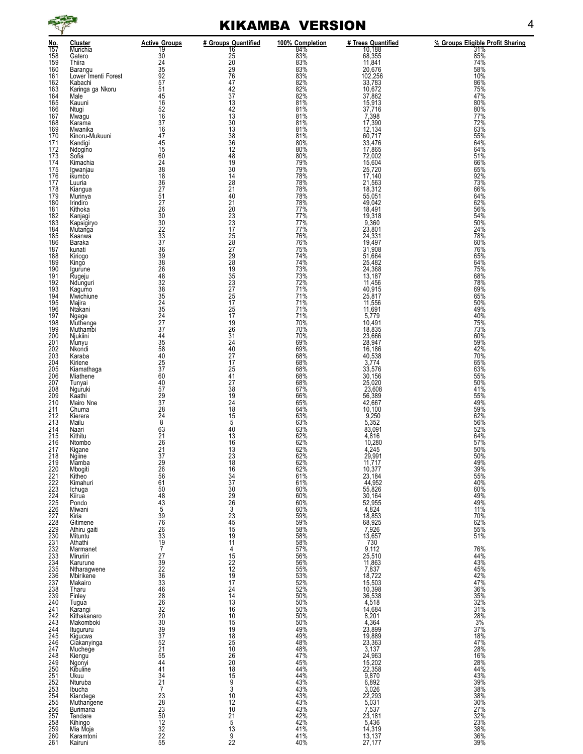# KIKAMBA VERSION

| No. | Cluster | Active Groups | # Groups Quantified | 100% Completion | # Trees Quantified | % Groups Eligible Profit Sharing |
|---|---|---|---|---|---|---|
| 157 | Murichia | 19 | 16 | 84% | 10,188 | 31% |
| 158 | Gatero | 30 | 25 | 83% | 68,355 | 85% |
| 159 | Thiira | 24 | 20 | 83% | 11,841 | 74% |
| 160 | Barangu | 35 | 29 | 83% | 20,676 | 58% |
| 161 | Lower Imenti Forest | 92 | 76 | 83% | 102,256 | 10% |
| 162 | Kabachi | 57 | 47 | 82% | 33,783 | 86% |
| 163 | Karinga ga Nkoru | 51 | 42 | 82% | 10,672 | 75% |
| 164 | Male | 45 | 37 | 82% | 37,862 | 47% |
| 165 | Kauuni | 16 | 13 | 81% | 15,913 | 80% |
| 166 | Ntugi | 52 | 42 | 81% | 37,716 | 80% |
| 167 | Mwagu | 16 | 13 | 81% | 7,398 | 77% |
| 168 | Karama | 37 | 30 | 81% | 17,390 | 72% |
| 169 | Mwanika | 16 | 13 | 81% | 12,134 | 63% |
| 170 | Kinoru-Mukuuni | 47 | 38 | 81% | 60,717 | 55% |
| 171 | Kandigi | 45 | 36 | 80% | 33,476 | 64% |
| 172 | Ndogino | 15 | 12 | 80% | 17,865 | 64% |
| 173 | Sofia | 60 | 48 | 80% | 72,002 | 51% |
| 174 | Kimachia | 24 | 19 | 79% | 15,604 | 66% |
| 175 | Igwanjau | 38 | 30 | 79% | 25,720 | 65% |
| 176 | ikumbo | 18 | 14 | 78% | 17,140 | 92% |
| 177 | Luuria | 36 | 28 | 78% | 21,563 | 73% |
| 178 | Kiangua | 27 | 21 | 78% | 18,312 | 66% |
| 179 | Murinya | 51 | 40 | 78% | 55,051 | 64% |
| 180 | Irindiro | 27 | 21 | 78% | 49,042 | 62% |
| 181 | Kithoka | 26 | 20 | 77% | 18,491 | 56% |
| 182 | Kanjagi | 30 | 23 | 77% | 19,318 | 54% |
| 183 | Kapsigiryo | 30 | 23 | 77% | 9,360 | 50% |
| 184 | Mutanga | 22 | 17 | 77% | 23,801 | 24% |
| 185 | Kaanwa | 33 | 25 | 76% | 24,331 | 78% |
| 186 | Baraka | 37 | 28 | 76% | 19,497 | 60% |
| 187 | kunati | 36 | 27 | 75% | 31,908 | 76% |
| 188 | Kiriogo | 39 | 29 | 74% | 51,664 | 65% |
| 189 | Kingo | 38 | 28 | 74% | 25,482 | 64% |
| 190 | Igurune | 26 | 19 | 73% | 24,368 | 75% |
| 191 | Rugeju | 48 | 35 | 73% | 13,187 | 68% |
| 192 | Ndunguri | 32 | 23 | 72% | 11,456 | 78% |
| 193 | Kagumo | 38 | 27 | 71% | 40,915 | 69% |
| 194 | Mwichiune | 35 | 25 | 71% | 25,817 | 65% |
| 195 | Majira | 24 | 17 | 71% | 11,556 | 50% |
| 196 | Ntakani | 35 | 25 | 71% | 11,691 | 49% |
| 197 | Ngage | 24 | 17 | 71% | 5,779 | 40% |
| 198 | Muthenge | 27 | 19 | 70% | 10,491 | 75% |
| 199 | Muthambi | 37 | 26 | 70% | 18,835 | 73% |
| 200 | Njukiini | 44 | 31 | 70% | 23,666 | 60% |
| 201 | Munyu | 35 | 24 | 69% | 28,947 | 59% |
| 202 | Nkondi | 58 | 40 | 69% | 16,186 | 42% |
| 203 | Karaba | 40 | 27 | 68% | 40,538 | 70% |
| 204 | Kiriene | 25 | 17 | 68% | 3,774 | 65% |
| 205 | Kiamathaga | 37 | 25 | 68% | 33,576 | 63% |
| 206 | Miathene | 60 | 41 | 68% | 30,156 | 55% |
| 207 | Tunyai | 40 | 27 | 68% | 25,020 | 50% |
| 208 | Nguruki | 57 | 38 | 67% | 23,608 | 41% |
| 209 | Kaathi | 29 | 19 | 66% | 56,389 | 55% |
| 210 | Mairo Nne | 37 | 24 | 65% | 42,667 | 49% |
| 211 | Chuma | 28 | 18 | 64% | 10,100 | 59% |
| 212 | Kierera | 24 | 15 | 63% | 9,250 | 62% |
| 213 | Mailu | 8 | 5 | 63% | 5,352 | 56% |
| 214 | Naari | 63 | 40 | 63% | 83,091 | 52% |
| 215 | Kithitu | 21 | 13 | 62% | 4,816 | 64% |
| 216 | Ntombo | 26 | 16 | 62% | 10,280 | 57% |
| 217 | Kigane | 21 | 13 | 62% | 4,245 | 50% |
| 218 | Ngiine | 37 | 23 | 62% | 29,991 | 50% |
| 219 | Mamba | 29 | 18 | 62% | 11,717 | 49% |
| 220 | Mbogiti | 26 | 16 | 62% | 10,377 | 39% |
| 221 | Kitheo | 56 | 34 | 61% | 23,184 | 55% |
| 222 | Kimahuri | 61 | 37 | 61% | 44,952 | 40% |
| 223 | Ichuga | 50 | 30 | 60% | 55,826 | 60% |
| 224 | Kiirua | 48 | 29 | 60% | 30,164 | 49% |
| 225 | Pondo | 43 | 26 | 60% | 52,955 | 49% |
| 226 | Miwani | 5 | 3 | 60% | 4,824 | 11% |
| 227 | Kiria | 39 | 23 | 59% | 18,853 | 70% |
| 228 | Gitimene | 76 | 45 | 59% | 68,925 | 62% |
| 229 | Athiru gaiti | 26 | 15 | 58% | 7,926 | 55% |
| 230 | Mituntu | 33 | 19 | 58% | 13,657 | 51% |
| 231 | Athathi | 19 | 11 | 58% | 730 | |
| 232 | Marmanet | 7 | 4 | 57% | 9,112 | 76% |
| 233 | Miruriiri | 27 | 15 | 56% | 25,510 | 44% |
| 234 | Karurune | 39 | 22 | 56% | 11,863 | 43% |
| 235 | Ntharagwene | 22 | 12 | 55% | 7,837 | 45% |
| 236 | Mbirikene | 36 | 19 | 53% | 18,722 | 42% |
| 237 | Makairo | 33 | 17 | 52% | 15,503 | 47% |
| 238 | Tharu | 46 | 24 | 52% | 10,398 | 36% |
| 239 | Finley | 28 | 14 | 50% | 36,538 | 35% |
| 240 | Tugua | 26 | 13 | 50% | 4,518 | 32% |
| 241 | Karangi | 32 | 16 | 50% | 14,684 | 31% |
| 242 | Kithakanaro | 20 | 10 | 50% | 8,201 | 28% |
| 243 | Makomboki | 30 | 15 | 50% | 4,364 | 3% |
| 244 | Itugururu | 39 | 19 | 49% | 23,899 | 37% |
| 245 | Kigucwa | 37 | 18 | 49% | 19,889 | 18% |
| 246 | Ciakanyinga | 52 | 25 | 48% | 23,363 | 47% |
| 247 | Muchege | 21 | 10 | 48% | 3,137 | 28% |
| 248 | Kiengu | 55 | 26 | 47% | 24,963 | 16% |
| 249 | Ngonyi | 44 | 20 | 45% | 15,202 | 28% |
| 250 | Kibuline | 41 | 18 | 44% | 22,358 | 44% |
| 251 | Ukuu | 34 | 15 | 44% | 9,870 | 43% |
| 252 | Nturuba | 21 | 9 | 43% | 6,892 | 39% |
| 253 | Ibucha | 7 | 3 | 43% | 3,026 | 38% |
| 254 | Kiandege | 23 | 10 | 43% | 22,293 | 38% |
| 255 | Muthangene | 28 | 12 | 43% | 5,031 | 30% |
| 256 | Burimaria | 23 | 10 | 43% | 7,537 | 27% |
| 257 | Tandare | 50 | 21 | 42% | 23,181 | 32% |
| 258 | Kihingo | 12 | 5 | 42% | 5,436 | 23% |
| 259 | Mia Moja | 32 | 13 | 41% | 14,319 | 38% |
| 260 | Karamtoni | 22 | 9 | 41% | 13,137 | 36% |
| 261 | Kairuni | 55 | 22 | 40% | 27,177 | 39% |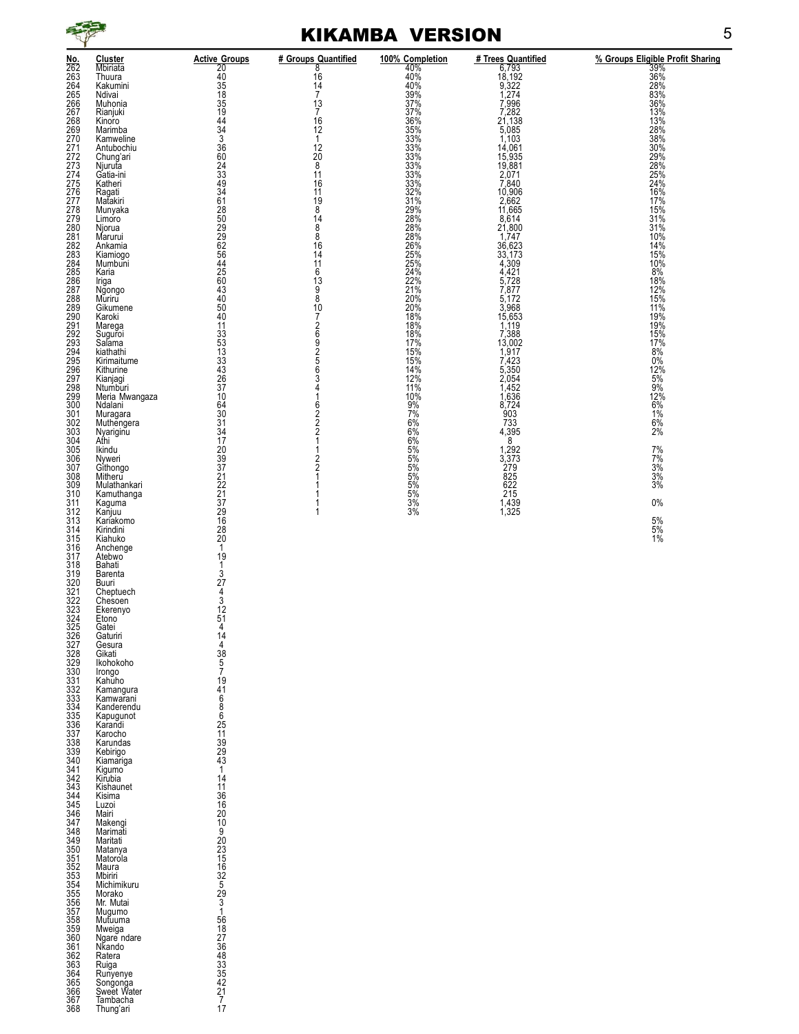| No. | Cluster | Active Groups | # Groups Quantified | 100% Completion | # Trees Quantified | % Groups Eligible Profit Sharing |
|---|---|---|---|---|---|---|
| 262 | Mbiriata | 20 | 8 | 40% | 6,793 | 39% |
| 263 | Thuura | 40 | 16 | 40% | 18,192 | 36% |
| 264 | Kakumini | 35 | 14 | 40% | 9,322 | 28% |
| 265 | Ndivai | 18 | 7 | 39% | 1,274 | 83% |
| 266 | Muhonia | 35 | 13 | 37% | 7,996 | 36% |
| 267 | Rianjuki | 19 | 7 | 37% | 7,282 | 13% |
| 268 | Kinoro | 44 | 16 | 36% | 21,138 | 13% |
| 269 | Marimba | 34 | 12 | 35% | 5,085 | 28% |
| 270 | Kamweline | 3 | 1 | 33% | 1,103 | 38% |
| 271 | Antubochiu | 36 | 12 | 33% | 14,061 | 30% |
| 272 | Chung'ari | 60 | 20 | 33% | 15,935 | 29% |
| 273 | Njuruta | 24 | 8 | 33% | 19,881 | 28% |
| 274 | Gatia-ini | 33 | 11 | 33% | 2,071 | 25% |
| 275 | Katheri | 49 | 16 | 33% | 7,840 | 24% |
| 276 | Ragati | 34 | 11 | 32% | 10,906 | 16% |
| 277 | Matakiri | 61 | 19 | 31% | 2,662 | 17% |
| 278 | Munyaka | 28 | 8 | 29% | 11,665 | 15% |
| 279 | Limoro | 50 | 14 | 28% | 8,614 | 31% |
| 280 | Njorua | 29 | 8 | 28% | 21,800 | 31% |
| 281 | Marurui | 29 | 8 | 28% | 1,747 | 10% |
| 282 | Ankamia | 62 | 16 | 26% | 36,623 | 14% |
| 283 | Kiamiogo | 56 | 14 | 25% | 33,173 | 15% |
| 284 | Mumbuni | 44 | 11 | 25% | 4,309 | 10% |
| 285 | Karia | 25 | 6 | 24% | 4,421 | 8% |
| 286 | Iriga | 60 | 13 | 22% | 5,728 | 18% |
| 287 | Ngongo | 43 | 9 | 21% | 7,877 | 12% |
| 288 | Muriru | 40 | 8 | 20% | 5,172 | 15% |
| 289 | Gikumene | 50 | 10 | 20% | 3,968 | 11% |
| 290 | Karoki | 40 | 7 | 18% | 15,653 | 19% |
| 291 | Marega | 11 | 2 | 18% | 1,119 | 19% |
| 292 | Suguroi | 33 | 6 | 18% | 7,388 | 15% |
| 293 | Salama | 53 | 9 | 17% | 13,002 | 17% |
| 294 | kiathathi | 13 | 2 | 15% | 1,917 | 8% |
| 295 | Kirimaitume | 33 | 5 | 15% | 7,423 | 0% |
| 296 | Kithurine | 43 | 6 | 14% | 5,350 | 12% |
| 297 | Kianjagi | 26 | 3 | 12% | 2,054 | 5% |
| 298 | Ntumburi | 37 | 4 | 11% | 1,452 | 9% |
| 299 | Meria Mwangaza | 10 | 1 | 10% | 1,636 | 12% |
| 300 | Ndalani | 64 | 6 | 9% | 8,724 | 6% |
| 301 | Muragara | 30 | 2 | 7% | 903 | 1% |
| 302 | Muthengera | 31 | 2 | 6% | 733 | 6% |
| 303 | Nyariginu | 34 | 2 | 6% | 4,395 | 2% |
| 304 | Athi | 17 | 1 | 6% | 8 | |
| 305 | Ikindu | 20 | 1 | 5% | 1,292 | 7% |
| 306 | Nyweri | 39 | 2 | 5% | 3,373 | 7% |
| 307 | Githongo | 37 | 2 | 5% | 279 | 3% |
| 308 | Mitheru | 21 | 1 | 5% | 825 | 3% |
| 309 | Mulathankari | 22 | 1 | 5% | 622 | 3% |
| 310 | Kamuthanga | 21 | 1 | 5% | 215 | |
| 311 | Kaguma | 37 | 1 | 3% | 1,439 | 0% |
| 312 | Kanjuu | 29 | 1 | 3% | 1,325 | |
| 313 | Kariakomo | 16 | | | | 5% |
| 314 | Kirindini | 28 | | | | 5% |
| 315 | Kiahuko | 20 | | | | 1% |
| 316 | Anchenge | 1 | | | | |
| 317 | Atebwo | 19 | | | | |
| 318 | Bahati | 1 | | | | |
| 319 | Barenta | 3 | | | | |
| 320 | Buuri | 27 | | | | |
| 321 | Cheptuech | 4 | | | | |
| 322 | Chesoen | 3 | | | | |
| 323 | Ekerenyo | 12 | | | | |
| 324 | Etono | 51 | | | | |
| 325 | Gatei | 4 | | | | |
| 326 | Gaturiri | 14 | | | | |
| 327 | Gesura | 4 | | | | |
| 328 | Gikati | 38 | | | | |
| 329 | Ikohokoho | 5 | | | | |
| 330 | Irongo | 7 | | | | |
| 331 | Kahuho | 19 | | | | |
| 332 | Kamangura | 41 | | | | |
| 333 | Kamwarani | 6 | | | | |
| 334 | Kanderendu | 8 | | | | |
| 335 | Kapugunot | 6 | | | | |
| 336 | Karandi | 25 | | | | |
| 337 | Karocho | 11 | | | | |
| 338 | Karundas | 39 | | | | |
| 339 | Kebirigo | 29 | | | | |
| 340 | Kiamariga | 43 | | | | |
| 341 | Kigumo | 1 | | | | |
| 342 | Kirubia | 14 | | | | |
| 343 | Kishaunet | 11 | | | | |
| 344 | Kisima | 36 | | | | |
| 345 | Luzoi | 16 | | | | |
| 346 | Mairi | 20 | | | | |
| 347 | Makengi | 10 | | | | |
| 348 | Marimati | 9 | | | | |
| 349 | Maritati | 20 | | | | |
| 350 | Matanya | 23 | | | | |
| 351 | Matorola | 15 | | | | |
| 352 | Maura | 16 | | | | |
| 353 | Mbiriri | 32 | | | | |
| 354 | Michimikuru | 5 | | | | |
| 355 | Morako | 29 | | | | |
| 356 | Mr. Mutai | 3 | | | | |
| 357 | Mugumo | 1 | | | | |
| 358 | Mutuuma | 56 | | | | |
| 359 | Mweiga | 18 | | | | |
| 360 | Ngare ndare | 27 | | | | |
| 361 | Nkando | 36 | | | | |
| 362 | Ratera | 48 | | | | |
| 363 | Ruiga | 33 | | | | |
| 364 | Runyenye | 35 | | | | |
| 365 | Songonga | 42 | | | | |
| 366 | Sweet Water | 21 | | | | |
| 367 | Tambacha | 7 | | | | |
| 368 | Thung'ari | 17 | | | | |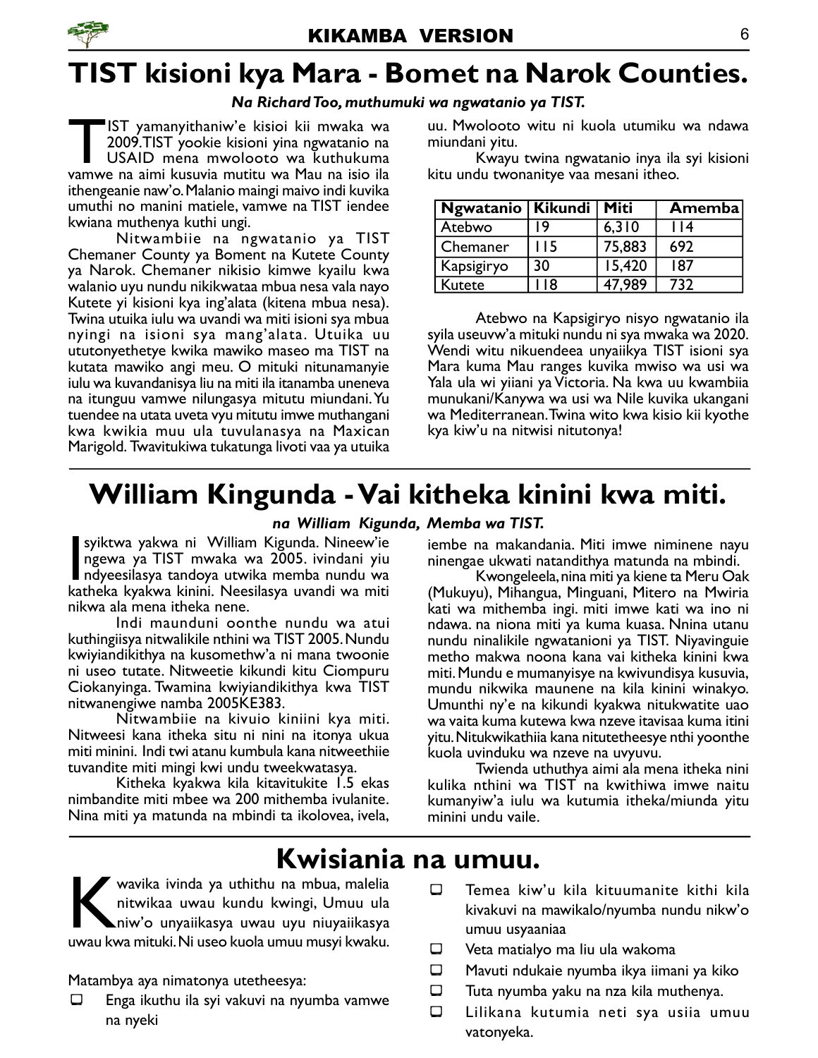# TIST kisioni kya Mara - Bomet na Narok Counties.

***Na Richard Too, muthumuki wa ngwatanio ya TIST.***

TIST yamanyithaniw'e kisioi kii mwaka wa 2009.TIST yookie kisioni yina ngwatanio na USAID mena mwolooto wa kuthukuma vamwe na aimi kusuvia mutitu wa Mau na isio ila ithengeanie naw'o. Malanio maingi maivo indi kuvika umuthi no manini matiele, vamwe na TIST iendee kwiana muthenya kuthi ungi.

Nitwambiie na ngwatanio ya TIST Chemaner County ya Boment na Kutete County ya Narok. Chemaner nikisio kimwe kyailu kwa walanio uyu nundu nikikwataa mbua nesa vala nayo Kutete yi kisioni kya ing'alata (kitena mbua nesa). Twina utuika iulu wa uvandi wa miti isioni sya mbua nyingi na isioni sya mang'alata. Utuika uu ututonyethetye kwika mawiko maseo ma TIST na kutata mawiko angi meu. O mituki nitunamanyie iulu wa kuvandanisya liu na miti ila itanamba uneneva na itunguu vamwe nilungasya mitutu miundani. Yu tuendee na utata uveta vyu mitutu imwe muthangani kwa kwikia muu ula tuvulanasya na Maxican Marigold. Twavitukiwa tukatunga livoti vaa ya utuika uu. Mwolooto witu ni kuola utumiku wa ndawa miundani yitu.

Kwayu twina ngwatanio inya ila syi kisioni kitu undu twonanitye vaa mesani itheo.

| Ngwatanio | Kikundi | Miti | Amemba |
|---|---|---|---|
| Atebwo | 19 | 6,310 | 114 |
| Chemaner | 115 | 75,883 | 692 |
| Kapsigiryo | 30 | 15,420 | 187 |
| Kutete | 118 | 47,989 | 732 |

Atebwo na Kapsigiryo nisyo ngwatanio ila syila useuvw'a mituki nundu ni sya mwaka wa 2020. Wendi witu nikuendeea unyaiikya TIST isioni sya Mara kuma Mau ranges kuvika mwiso wa usi wa Yala ula wi yiiani ya Victoria. Na kwa uu kwambiia munukani/Kanywa wa usi wa Nile kuvika ukangani wa Mediterranean. Twina wito kwa kisio kii kyothe kya kiw'u na nitwisi nitutonya!

# William Kingunda - Vai kitheka kinini kwa miti.

***na William Kigunda, Memba wa TIST.***

Isyiktwa yakwa ni William Kigunda. Nineew'ie ngewa ya TIST mwaka wa 2005. ivindani yiu ndyeesilasya tandoya utwika memba nundu wa katheka kyakwa kinini. Neesilasya uvandi wa miti nikwa ala mena itheka nene.

Indi maunduni oonthe nundu wa atui kuthingiisya nitwalikile nthini wa TIST 2005. Nundu kwiyiandikithya na kusomethw'a ni mana twoonie ni useo tutate. Nitweetie kikundi kitu Ciompuru Ciokanyinga. Twamina kwiyiandikithya kwa TIST nitwanengiwe namba 2005KE383.

Nitwambiie na kivuio kiniini kya miti. Nitweesi kana itheka situ ni nini na itonya ukua miti minini. Indi twi atanu kumbula kana nitweethiie tuvandite miti mingi kwi undu tweekwatasya.

Kitheka kyakwa kila kitavitukite 1.5 ekas nimbandite miti mbee wa 200 mithemba ivulanite. Nina miti ya matunda na mbindi ta ikolovea, ivela, iembe na makandania. Miti imwe niminene nayu ninengae ukwati natandithya matunda na mbindi.

Kwongeleela, nina miti ya kiene ta Meru Oak (Mukuyu), Mihangua, Minguani, Mitero na Mwiria kati wa mithemba ingi. miti imwe kati wa ino ni ndawa. na niona miti ya kuma kuasa. Nnina utanu nundu ninalikile ngwatanioni ya TIST. Niyavinguie metho makwa noona kana vai kitheka kinini kwa miti. Mundu e mumanyisye na kwivundisya kusuvia, mundu nikwika maunene na kila kinini winakyo. Umunthi ny'e na kikundi kyakwa nitukwatite uao wa vaita kuma kutewa kwa nzeve itavisaa kuma itini yitu. Nitukwikathiia kana nitutetheesye nthi yoonthe kuola uvinduku wa nzeve na uvyuvu.

Twienda uthuthya aimi ala mena itheka nini kulika nthini wa TIST na kwithiwa imwe naitu kumanyiw'a iulu wa kutumia itheka/miunda yitu minini undu vaile.

# Kwisiania na umuu.

Kwavika ivinda ya uthithu na mbua, malelia nitwikaa uwau kundu kwingi, Umuu ula niw'o unyaiikasya uwau uyu niuyaiikasya uwau kwa mituki. Ni useo kuola umuu musyi kwaku.

Matambya aya nimatonya utetheesya:

- Enga ikuthu ila syi vakuvi na nyumba vamwe na nyeki
- Temea kiw'u kila kituumanite kithi kila kivakuvi na mawikalo/nyumba nundu nikw'o umuu usyaaniaa
- Veta matialyo ma liu ula wakoma
- Mavuti ndukaie nyumba ikya iimani ya kiko
- Tuta nyumba yaku na nza kila muthenya.
- Lilikana kutumia neti sya usiia umuu vatonyeka.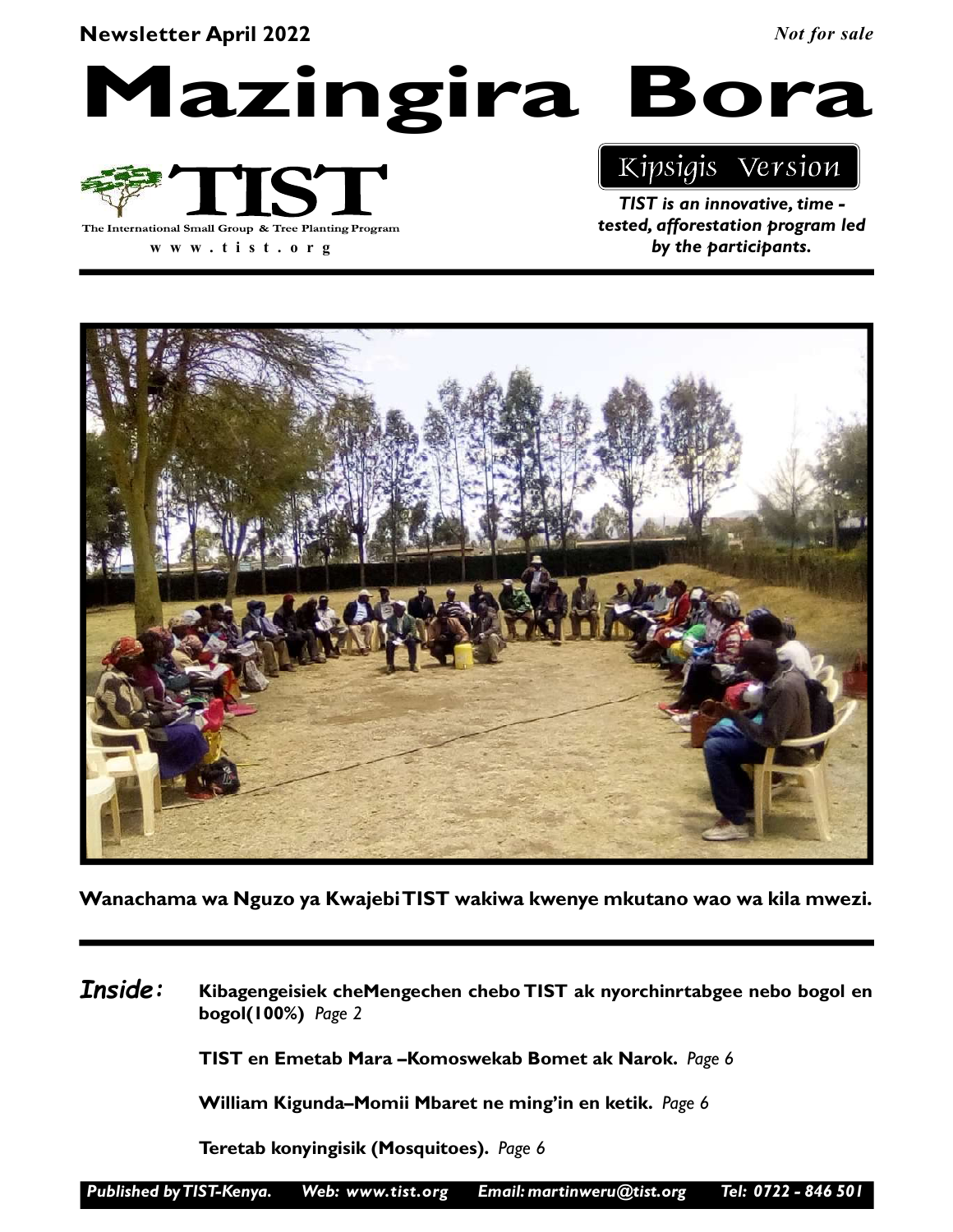**Newsletter April 2022** *Not for sale*

# Mazingira Bora

TIST

The International Small Group & Tree Planting Program

www.tist.org

Kipsigis Version

***TIST is an innovative, time - tested, afforestation program led by the participants.***

**Wanachama wa Nguzo ya Kwajebi TIST wakiwa kwenye mkutano wao wa kila mwezi.**

***Inside:***

**Kibagengeisiek cheMengechen chebo TIST ak nyorchinrtabgee nebo bogol en bogol(100%)** *Page 2*

**TIST en Emetab Mara –Komoswekab Bomet ak Narok.** *Page 6*

**William Kigunda–Momii Mbaret ne ming'in en ketik.** *Page 6*

**Teretab konyingisik (Mosquitoes).** *Page 6*

***Published by TIST-Kenya. Web: www.tist.org Email: martinweru@tist.org Tel: 0722 - 846 501***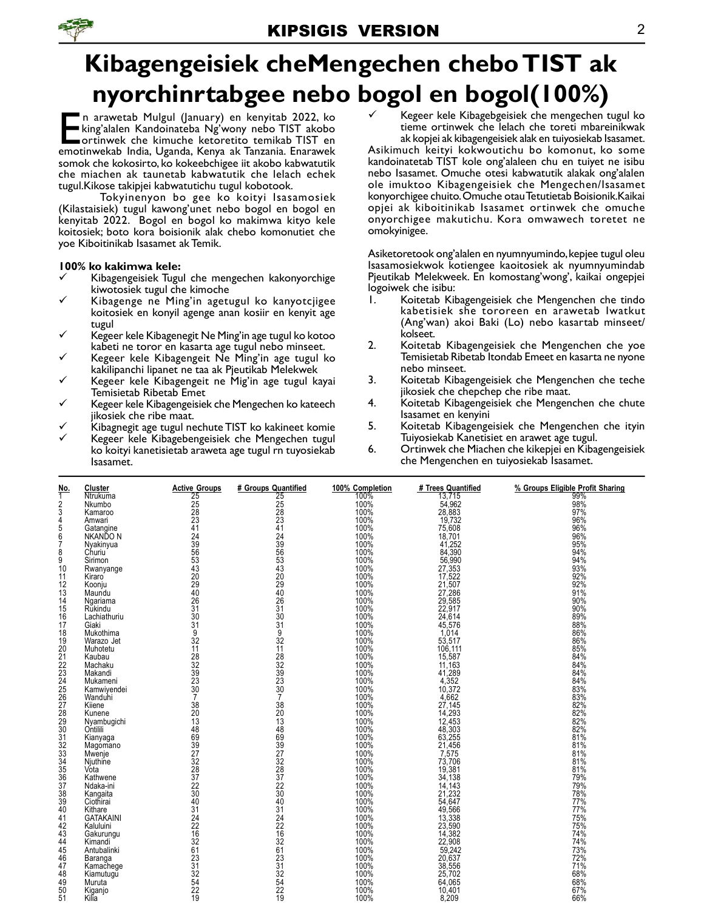# Kibagengeisiek cheMengechen chebo TIST ak nyorchinrtabgee nebo bogol en bogol(100%)

En arawetab Mulgul (January) en kenyitab 2022, ko king'alalen Kandoinateba Ng'wony nebo TIST akobo ortinwek che kimuche ketoretito temikab TIST en emotinwekab India, Uganda, Kenya ak Tanzania. Enarawek somok che kokosirto, ko kokeebchigee iit akobo kabwatutik che miachen ak taunetab kabwatutik che lelach echek tugul.Kikose takipjei kabwatutichu tugul kobotook.

Tokyinenyon bo gee ko koityi Isasamosiek (Kilastaisiek) tugul kawong'unet nebo bogol en bogol en kenyitab 2022. Bogol en bogol ko makimwa kityo kele koitosiek; boto kora boisionik alak chebo komonutiet che yoe Kiboitinikab Isasamet ak Temik.

**100% ko kakimwa kele:**

- ✓ Kibagengeisiek Tugul che mengechen kakonyorchige kiwotosiek tugul che kimoche
- ✓ Kibagenge ne Ming'in agetugul ko kanyotcjigee koitosiek en konyil agenge anan kosiir en kenyit age tugul
- ✓ Kegeer kele Kibagenegit Ne Ming'in age tugul ko kotoo kabeti ne toror en kasarta age tugul nebo minseet.
- ✓ Kegeer kele Kibagengeit Ne Ming'in age tugul ko kakilipanchi lipanet ne taa ak Pjeutikab Melekwek
- ✓ Kegeer kele Kibagengeit ne Mig'in age tugul kayai Temisietab Ribetab Emet
- ✓ Kegeer kele Kibagengeisiek che Mengechen ko kateech jikosiek che ribe maat.
- ✓ Kibagnegit age tugul nechute TIST ko kakineet komie
- ✓ Kegeer kele Kibagebengeisiek che Mengechen tugul ko koityi kanetisietab araweta age tugul rn tuyosiekab Isasamet.
- ✓ Kegeer kele Kibagebgeisiek che mengechen tugul ko tieme ortinwek che lelach che toreti mbareinikwak ak kopjei ak kibagengeisiek alak en tuiyosiekab Isasamet.

Asikimuch keityi kokwoutichu bo komonut, ko some kandoinatetab TIST kole ong'alaleen chu en tuiyet ne isibu nebo Isasamet. Omuche otesi kabwatutik alakak ong'alalen ole imuktoo Kibagengeisiek che Mengechen/Isasamet konyorchigee chuito. Omuche otau Tetutietab Boisionik. Kaikai opjei ak kiboitinikab Isasamet ortinwek che omuche onyorchigee makutichu. Kora omwawech toretet ne omokyinigee.

Asiketoretook ong'alalen en nyumnyumindo, kepjee tugul oleu Isasamosiekwok kotiengee kaoitosiek ak nyumnyumindab Pjeutikab Melekweek. En komostang'wong', kaikai ongepjei logoiwek che isibu:

1. Koitetab Kibagengeisiek che Mengenchen che tindo kabetisiek she tororeen en arawetab Iwatkut (Ang'wan) akoi Baki (Lo) nebo kasartab minseet/kolseet.
2. Koitetab Kibagengeisiek che Mengenchen che yoe Temisietab Ribetab Itondab Emeet en kasarta ne nyone nebo minseet.
3. Koitetab Kibagengeisiek che Mengenchen che teche jikosiek che chepchep che ribe maat.
4. Koitetab Kibagengeisiek che Mengenchen che chute Isasamet en kenyini
5. Koitetab Kibagengeisiek che Mengenchen che ityin Tuiyosiekab Kanetisiet en arawet age tugul.
6. Ortinwek che Miachen che kikepjei en Kibagengeisiek che Mengenchen en tuiyosiekab Isasamet.

| No. | Cluster | Active Groups | # Groups Quantified | 100% Completion | # Trees Quantified | % Groups Eligible Profit Sharing |
|---|---|---|---|---|---|---|
| 1 | Ntrukuma | 25 | 25 | 100% | 13,715 | 99% |
| 2 | Nkumbo | 25 | 25 | 100% | 54,962 | 98% |
| 3 | Kamaroo | 28 | 28 | 100% | 28,883 | 97% |
| 4 | Amwari | 23 | 23 | 100% | 19,732 | 96% |
| 5 | Gatangine | 41 | 41 | 100% | 75,608 | 96% |
| 6 | NKANDO N | 24 | 24 | 100% | 18,701 | 96% |
| 7 | Nyakinyua | 39 | 39 | 100% | 41,252 | 95% |
| 8 | Churiu | 56 | 56 | 100% | 84,390 | 94% |
| 9 | Sirimon | 53 | 53 | 100% | 56,990 | 94% |
| 10 | Rwanyange | 43 | 43 | 100% | 27,353 | 93% |
| 11 | Kiraro | 20 | 20 | 100% | 17,522 | 92% |
| 12 | Koonju | 29 | 29 | 100% | 21,507 | 92% |
| 13 | Maundu | 40 | 40 | 100% | 27,286 | 91% |
| 14 | Ngariama | 26 | 26 | 100% | 29,585 | 90% |
| 15 | Rukindu | 31 | 31 | 100% | 22,917 | 90% |
| 16 | Lachiathuriu | 30 | 30 | 100% | 24,614 | 89% |
| 17 | Giaki | 31 | 31 | 100% | 45,576 | 88% |
| 18 | Mukothima | 9 | 9 | 100% | 1,014 | 86% |
| 19 | Warazo Jet | 32 | 32 | 100% | 53,517 | 86% |
| 20 | Muhotetu | 11 | 11 | 100% | 106,111 | 85% |
| 21 | Kaubau | 28 | 28 | 100% | 15,587 | 84% |
| 22 | Machaku | 32 | 32 | 100% | 11,163 | 84% |
| 23 | Makandi | 39 | 39 | 100% | 41,289 | 84% |
| 24 | Mukameni | 23 | 23 | 100% | 4,352 | 84% |
| 25 | Kamwiyendei | 30 | 30 | 100% | 10,372 | 83% |
| 26 | Wanduhi | 7 | 7 | 100% | 4,662 | 83% |
| 27 | Kiiene | 38 | 38 | 100% | 27,145 | 82% |
| 28 | Kunene | 20 | 20 | 100% | 14,293 | 82% |
| 29 | Nyambugichi | 13 | 13 | 100% | 12,453 | 82% |
| 30 | Ontilili | 48 | 48 | 100% | 48,303 | 82% |
| 31 | Kianyaga | 69 | 69 | 100% | 63,255 | 81% |
| 32 | Magomano | 39 | 39 | 100% | 21,456 | 81% |
| 33 | Mwenje | 27 | 27 | 100% | 7,575 | 81% |
| 34 | Njuthine | 32 | 32 | 100% | 73,706 | 81% |
| 35 | Vota | 28 | 28 | 100% | 19,381 | 81% |
| 36 | Kathwene | 37 | 37 | 100% | 34,138 | 79% |
| 37 | Ndaka-ini | 22 | 22 | 100% | 14,143 | 79% |
| 38 | Kangaita | 30 | 30 | 100% | 21,232 | 78% |
| 39 | Ciothirai | 40 | 40 | 100% | 54,647 | 77% |
| 40 | Kithare | 31 | 31 | 100% | 49,566 | 77% |
| 41 | GATAKAINI | 24 | 24 | 100% | 13,338 | 75% |
| 42 | Kaluluini | 22 | 22 | 100% | 23,590 | 75% |
| 43 | Gakurungu | 16 | 16 | 100% | 14,382 | 74% |
| 44 | Kimandi | 32 | 32 | 100% | 22,908 | 74% |
| 45 | Antubalinki | 61 | 61 | 100% | 59,242 | 73% |
| 46 | Baranga | 23 | 23 | 100% | 20,637 | 72% |
| 47 | Kamachege | 31 | 31 | 100% | 38,556 | 71% |
| 48 | Kiamutugu | 32 | 32 | 100% | 25,702 | 68% |
| 49 | Muruta | 54 | 54 | 100% | 64,065 | 68% |
| 50 | Kiganjo | 22 | 22 | 100% | 10,401 | 67% |
| 51 | Kilia | 19 | 19 | 100% | 8,209 | 66% |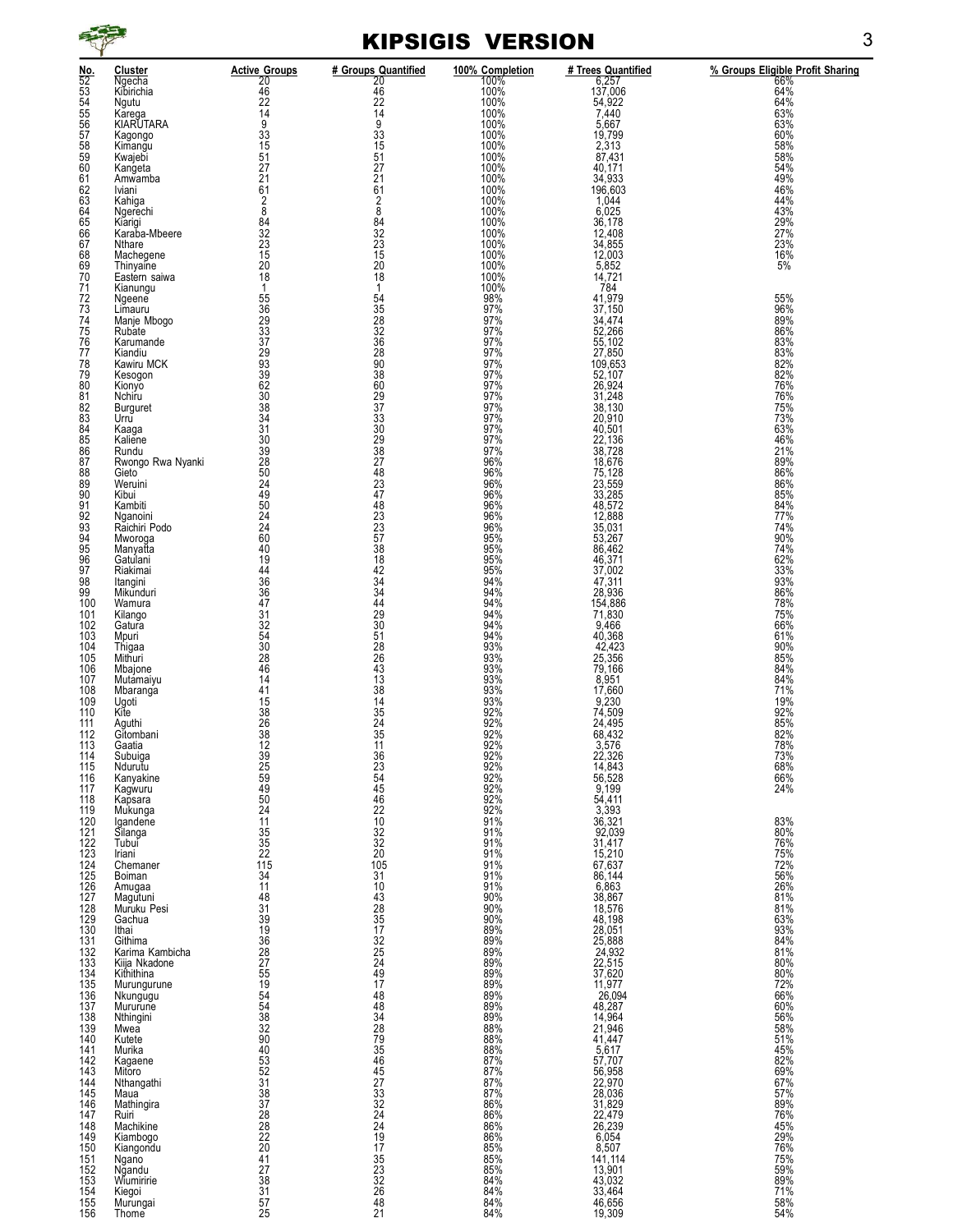# KIPSIGIS VERSION

| No. | Cluster | Active Groups | # Groups Quantified | 100% Completion | # Trees Quantified | % Groups Eligible Profit Sharing |
|---|---|---|---|---|---|---|
| 52 | Ngecha | 20 | 20 | 100% | 6,257 | 66% |
| 53 | Kibirichia | 46 | 46 | 100% | 137,006 | 64% |
| 54 | Ngutu | 22 | 22 | 100% | 54,922 | 64% |
| 55 | Karega | 14 | 14 | 100% | 7,440 | 63% |
| 56 | KIARUTARA | 9 | 9 | 100% | 5,667 | 63% |
| 57 | Kagongo | 33 | 33 | 100% | 19,799 | 60% |
| 58 | Kimangu | 15 | 15 | 100% | 2,313 | 58% |
| 59 | Kwajebi | 51 | 51 | 100% | 87,431 | 58% |
| 60 | Kangeta | 27 | 27 | 100% | 40,171 | 54% |
| 61 | Amwamba | 21 | 21 | 100% | 34,933 | 49% |
| 62 | Iviani | 61 | 61 | 100% | 196,603 | 46% |
| 63 | Kahiga | 2 | 2 | 100% | 1,044 | 44% |
| 64 | Ngerechi | 8 | 8 | 100% | 6,025 | 43% |
| 65 | Kiarigi | 84 | 84 | 100% | 36,178 | 29% |
| 66 | Karaba-Mbeere | 32 | 32 | 100% | 12,408 | 27% |
| 67 | Nthare | 23 | 23 | 100% | 34,855 | 23% |
| 68 | Machegene | 15 | 15 | 100% | 12,003 | 16% |
| 69 | Thinyaine | 20 | 20 | 100% | 5,852 | 5% |
| 70 | Eastern saiwa | 18 | 18 | 100% | 14,721 | |
| 71 | Kianungu | 1 | 1 | 100% | 784 | |
| 72 | Ngeene | 55 | 54 | 98% | 41,979 | 55% |
| 73 | Limauru | 36 | 35 | 97% | 37,150 | 96% |
| 74 | Manje Mbogo | 29 | 28 | 97% | 34,474 | 89% |
| 75 | Rubate | 33 | 32 | 97% | 52,266 | 86% |
| 76 | Karumande | 37 | 36 | 97% | 55,102 | 83% |
| 77 | Kiandiu | 29 | 28 | 97% | 27,850 | 83% |
| 78 | Kawiru MCK | 93 | 90 | 97% | 109,653 | 82% |
| 79 | Kesogon | 39 | 38 | 97% | 52,107 | 82% |
| 80 | Kionyo | 62 | 60 | 97% | 26,924 | 76% |
| 81 | Nchiru | 30 | 29 | 97% | 31,248 | 76% |
| 82 | Burguret | 38 | 37 | 97% | 38,130 | 75% |
| 83 | Urru | 34 | 33 | 97% | 20,910 | 73% |
| 84 | Kaaga | 31 | 30 | 97% | 40,501 | 63% |
| 85 | Kaliene | 30 | 29 | 97% | 22,136 | 46% |
| 86 | Rundu | 39 | 38 | 97% | 38,728 | 21% |
| 87 | Rwongo Rwa Nyanki | 28 | 27 | 96% | 18,676 | 89% |
| 88 | Gieto | 50 | 48 | 96% | 75,128 | 86% |
| 89 | Weruini | 24 | 23 | 96% | 23,559 | 86% |
| 90 | Kibui | 49 | 47 | 96% | 33,285 | 85% |
| 91 | Kambiti | 50 | 48 | 96% | 48,572 | 84% |
| 92 | Nganoini | 24 | 23 | 96% | 12,888 | 77% |
| 93 | Raichiri Podo | 24 | 23 | 96% | 35,031 | 74% |
| 94 | Mworoga | 60 | 57 | 95% | 53,267 | 90% |
| 95 | Manyatta | 40 | 38 | 95% | 86,462 | 74% |
| 96 | Gatulani | 19 | 18 | 95% | 46,371 | 62% |
| 97 | Riakimai | 44 | 42 | 95% | 37,002 | 33% |
| 98 | Itangini | 36 | 34 | 94% | 47,311 | 93% |
| 99 | Mikunduri | 36 | 34 | 94% | 28,936 | 86% |
| 100 | Wamura | 47 | 44 | 94% | 154,886 | 78% |
| 101 | Kilango | 31 | 29 | 94% | 71,830 | 75% |
| 102 | Gatura | 32 | 30 | 94% | 9,466 | 66% |
| 103 | Mpuri | 54 | 51 | 94% | 40,368 | 61% |
| 104 | Thigaa | 30 | 28 | 93% | 42,423 | 90% |
| 105 | Mithuri | 28 | 26 | 93% | 25,356 | 85% |
| 106 | Mbajone | 46 | 43 | 93% | 79,166 | 84% |
| 107 | Mutamaiyu | 14 | 13 | 93% | 8,951 | 84% |
| 108 | Mbaranga | 41 | 38 | 93% | 17,660 | 71% |
| 109 | Ugoti | 15 | 14 | 93% | 9,230 | 19% |
| 110 | Kite | 38 | 35 | 92% | 74,509 | 92% |
| 111 | Aguthi | 26 | 24 | 92% | 24,495 | 85% |
| 112 | Gitombani | 38 | 35 | 92% | 68,432 | 82% |
| 113 | Gaatia | 12 | 11 | 92% | 3,576 | 78% |
| 114 | Subuiga | 39 | 36 | 92% | 22,326 | 73% |
| 115 | Ndurutu | 25 | 23 | 92% | 14,843 | 68% |
| 116 | Kanyakine | 59 | 54 | 92% | 56,528 | 66% |
| 117 | Kagwuru | 49 | 45 | 92% | 9,199 | 24% |
| 118 | Kapsara | 50 | 46 | 92% | 54,411 | |
| 119 | Mukunga | 24 | 22 | 92% | 3,393 | |
| 120 | Igandene | 11 | 10 | 91% | 36,321 | 83% |
| 121 | Silanga | 35 | 32 | 91% | 92,039 | 80% |
| 122 | Tubui | 35 | 32 | 91% | 31,417 | 76% |
| 123 | Iriani | 22 | 20 | 91% | 15,210 | 75% |
| 124 | Chemaner | 115 | 105 | 91% | 67,637 | 72% |
| 125 | Boiman | 34 | 31 | 91% | 86,144 | 56% |
| 126 | Amugaa | 11 | 10 | 91% | 6,863 | 26% |
| 127 | Magutuni | 48 | 43 | 90% | 38,867 | 81% |
| 128 | Muruku Pesi | 31 | 28 | 90% | 18,576 | 81% |
| 129 | Gachua | 39 | 35 | 90% | 48,198 | 63% |
| 130 | Ithai | 19 | 17 | 89% | 28,051 | 93% |
| 131 | Githima | 36 | 32 | 89% | 25,888 | 84% |
| 132 | Karima Kambicha | 28 | 25 | 89% | 24,932 | 81% |
| 133 | Kiija Nkadone | 27 | 24 | 89% | 22,515 | 80% |
| 134 | Kithithina | 55 | 49 | 89% | 37,620 | 80% |
| 135 | Murungurune | 19 | 17 | 89% | 11,977 | 72% |
| 136 | Nkungugu | 54 | 48 | 89% | 26,094 | 66% |
| 137 | Mururune | 54 | 48 | 89% | 48,287 | 60% |
| 138 | Nthingini | 38 | 34 | 89% | 14,964 | 56% |
| 139 | Mwea | 32 | 28 | 88% | 21,946 | 58% |
| 140 | Kutete | 90 | 79 | 88% | 41,447 | 51% |
| 141 | Murika | 40 | 35 | 88% | 5,617 | 45% |
| 142 | Kagaene | 53 | 46 | 87% | 57,707 | 82% |
| 143 | Mitoro | 52 | 45 | 87% | 56,958 | 69% |
| 144 | Nthangathi | 31 | 27 | 87% | 22,970 | 67% |
| 145 | Maua | 38 | 33 | 87% | 28,036 | 57% |
| 146 | Mathingira | 37 | 32 | 86% | 31,829 | 89% |
| 147 | Ruiri | 28 | 24 | 86% | 22,479 | 76% |
| 148 | Machikine | 28 | 24 | 86% | 26,239 | 45% |
| 149 | Kiambogo | 22 | 19 | 86% | 6,054 | 29% |
| 150 | Kiangondu | 20 | 17 | 85% | 8,507 | 76% |
| 151 | Ngano | 41 | 35 | 85% | 141,114 | 75% |
| 152 | Ngandu | 27 | 23 | 85% | 13,901 | 59% |
| 153 | Wiumiririe | 38 | 32 | 84% | 43,032 | 89% |
| 154 | Kiegoi | 31 | 26 | 84% | 33,464 | 71% |
| 155 | Murungai | 57 | 48 | 84% | 46,656 | 58% |
| 156 | Thome | 25 | 21 | 84% | 19,309 | 54% |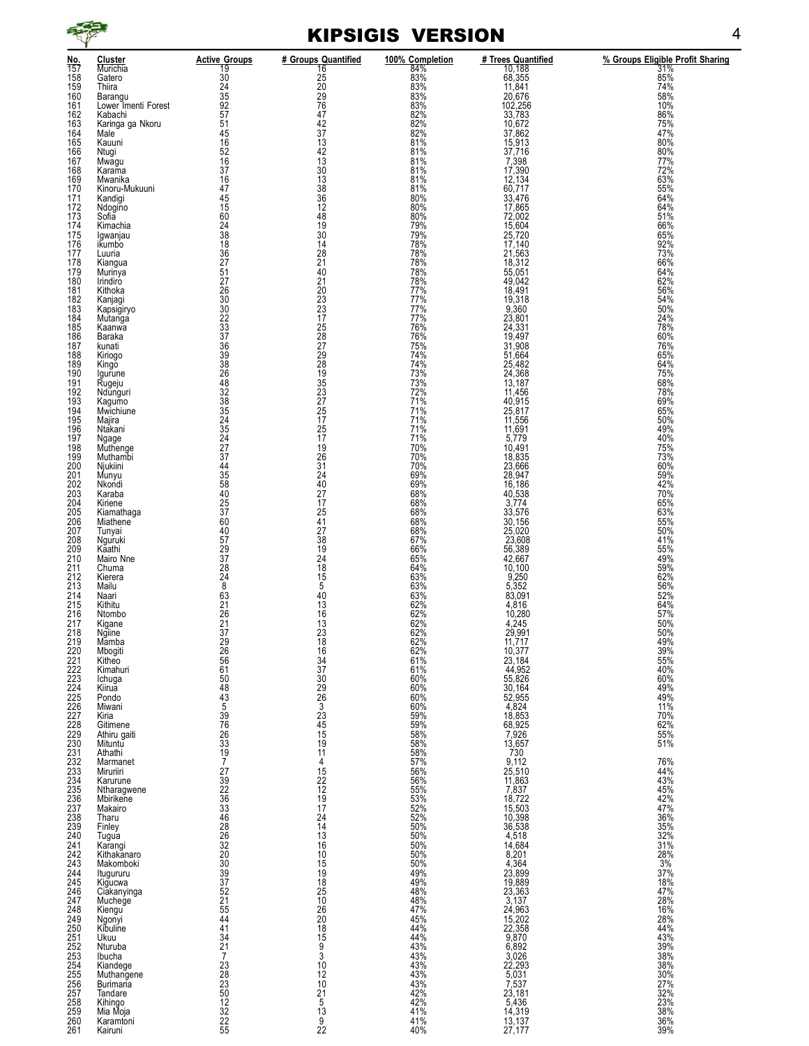# KIPSIGIS VERSION

| No. | Cluster | Active Groups | # Groups Quantified | 100% Completion | # Trees Quantified | % Groups Eligible Profit Sharing |
|---|---|---|---|---|---|---|
| 157 | Murichia | 19 | 16 | 84% | 10,188 | 31% |
| 158 | Gatero | 30 | 25 | 83% | 68,355 | 85% |
| 159 | Thiira | 24 | 20 | 83% | 11,841 | 74% |
| 160 | Barangu | 35 | 29 | 83% | 20,676 | 58% |
| 161 | Lower Imenti Forest | 92 | 76 | 83% | 102,256 | 10% |
| 162 | Kabachi | 57 | 47 | 82% | 33,783 | 86% |
| 163 | Karinga ga Nkoru | 51 | 42 | 82% | 10,672 | 75% |
| 164 | Male | 45 | 37 | 82% | 37,862 | 47% |
| 165 | Kauuni | 16 | 13 | 81% | 15,913 | 80% |
| 166 | Ntugi | 52 | 42 | 81% | 37,716 | 80% |
| 167 | Mwagu | 16 | 13 | 81% | 7,398 | 77% |
| 168 | Karama | 37 | 30 | 81% | 17,390 | 72% |
| 169 | Mwanika | 16 | 13 | 81% | 12,134 | 63% |
| 170 | Kinoru-Mukuuni | 47 | 38 | 81% | 60,717 | 55% |
| 171 | Kandigi | 45 | 36 | 80% | 33,476 | 64% |
| 172 | Ndogino | 15 | 12 | 80% | 17,865 | 64% |
| 173 | Sofia | 60 | 48 | 80% | 72,002 | 51% |
| 174 | Kimachia | 24 | 19 | 79% | 15,604 | 66% |
| 175 | Igwanjau | 38 | 30 | 79% | 25,720 | 65% |
| 176 | ikumbo | 18 | 14 | 78% | 17,140 | 92% |
| 177 | Luuria | 36 | 28 | 78% | 21,563 | 73% |
| 178 | Kiangua | 27 | 21 | 78% | 18,312 | 66% |
| 179 | Murinya | 51 | 40 | 78% | 55,051 | 64% |
| 180 | Irindiro | 27 | 21 | 78% | 49,042 | 62% |
| 181 | Kithoka | 26 | 20 | 77% | 18,491 | 56% |
| 182 | Kanjagi | 30 | 23 | 77% | 19,318 | 54% |
| 183 | Kapsigiryo | 30 | 23 | 77% | 9,360 | 50% |
| 184 | Mutanga | 22 | 17 | 77% | 23,801 | 24% |
| 185 | Kaanwa | 33 | 25 | 76% | 24,331 | 78% |
| 186 | Baraka | 37 | 28 | 76% | 19,497 | 60% |
| 187 | kunati | 36 | 27 | 75% | 31,908 | 76% |
| 188 | Kiriogo | 39 | 29 | 74% | 51,664 | 65% |
| 189 | Kingo | 38 | 28 | 74% | 25,482 | 64% |
| 190 | Igurune | 26 | 19 | 73% | 24,368 | 75% |
| 191 | Rugeju | 48 | 35 | 73% | 13,187 | 68% |
| 192 | Ndunguri | 32 | 23 | 72% | 11,456 | 78% |
| 193 | Kagumo | 38 | 27 | 71% | 40,915 | 69% |
| 194 | Mwichiune | 35 | 25 | 71% | 25,817 | 65% |
| 195 | Majira | 24 | 17 | 71% | 11,556 | 50% |
| 196 | Ntakani | 35 | 25 | 71% | 11,691 | 49% |
| 197 | Ngage | 24 | 17 | 71% | 5,779 | 40% |
| 198 | Muthenge | 27 | 19 | 70% | 10,491 | 75% |
| 199 | Muthambi | 37 | 26 | 70% | 18,835 | 73% |
| 200 | Njukiini | 44 | 31 | 70% | 23,666 | 60% |
| 201 | Munyu | 35 | 24 | 69% | 28,947 | 59% |
| 202 | Nkondi | 58 | 40 | 69% | 16,186 | 42% |
| 203 | Karaba | 40 | 27 | 68% | 40,538 | 70% |
| 204 | Kiriene | 25 | 17 | 68% | 3,774 | 65% |
| 205 | Kiamathaga | 37 | 25 | 68% | 33,576 | 63% |
| 206 | Miathene | 60 | 41 | 68% | 30,156 | 55% |
| 207 | Tunyai | 40 | 27 | 68% | 25,020 | 50% |
| 208 | Nguruki | 57 | 38 | 67% | 23,608 | 41% |
| 209 | Kaathi | 29 | 19 | 66% | 56,389 | 55% |
| 210 | Mairo Nne | 37 | 24 | 65% | 42,667 | 49% |
| 211 | Chuma | 28 | 18 | 64% | 10,100 | 59% |
| 212 | Kierera | 24 | 15 | 63% | 9,250 | 62% |
| 213 | Mailu | 8 | 5 | 63% | 5,352 | 56% |
| 214 | Naari | 63 | 40 | 63% | 83,091 | 52% |
| 215 | Kithitu | 21 | 13 | 62% | 4,816 | 64% |
| 216 | Ntombo | 26 | 16 | 62% | 10,280 | 57% |
| 217 | Kigane | 21 | 13 | 62% | 4,245 | 50% |
| 218 | Ngiine | 37 | 23 | 62% | 29,991 | 50% |
| 219 | Mamba | 29 | 18 | 62% | 11,717 | 49% |
| 220 | Mbogiti | 26 | 16 | 62% | 10,377 | 39% |
| 221 | Kitheo | 56 | 34 | 61% | 23,184 | 55% |
| 222 | Kimahuri | 61 | 37 | 61% | 44,952 | 40% |
| 223 | Ichuga | 50 | 30 | 60% | 55,826 | 60% |
| 224 | Kiirua | 48 | 29 | 60% | 30,164 | 49% |
| 225 | Pondo | 43 | 26 | 60% | 52,955 | 49% |
| 226 | Miwani | 5 | 3 | 60% | 4,824 | 11% |
| 227 | Kiria | 39 | 23 | 59% | 18,853 | 70% |
| 228 | Gitimene | 76 | 45 | 59% | 68,925 | 62% |
| 229 | Athiru gaiti | 26 | 15 | 58% | 7,926 | 55% |
| 230 | Mituntu | 33 | 19 | 58% | 13,657 | 51% |
| 231 | Athathi | 19 | 11 | 58% | 730 | |
| 232 | Marmanet | 7 | 4 | 57% | 9,112 | 76% |
| 233 | Miruriiri | 27 | 15 | 56% | 25,510 | 44% |
| 234 | Karurune | 39 | 22 | 56% | 11,863 | 43% |
| 235 | Ntharagwene | 22 | 12 | 55% | 7,837 | 45% |
| 236 | Mbirikene | 36 | 19 | 53% | 18,722 | 42% |
| 237 | Makairo | 33 | 17 | 52% | 15,503 | 47% |
| 238 | Tharu | 46 | 24 | 52% | 10,398 | 36% |
| 239 | Finley | 28 | 14 | 50% | 36,538 | 35% |
| 240 | Tugua | 26 | 13 | 50% | 4,518 | 32% |
| 241 | Karangi | 32 | 16 | 50% | 14,684 | 31% |
| 242 | Kithakanaro | 20 | 10 | 50% | 8,201 | 28% |
| 243 | Makomboki | 30 | 15 | 50% | 4,364 | 3% |
| 244 | Itugururu | 39 | 19 | 49% | 23,899 | 37% |
| 245 | Kigucwa | 37 | 18 | 49% | 19,889 | 18% |
| 246 | Ciakanyinga | 52 | 25 | 48% | 23,363 | 47% |
| 247 | Muchege | 21 | 10 | 48% | 3,137 | 28% |
| 248 | Kiengu | 55 | 26 | 47% | 24,963 | 16% |
| 249 | Ngonyi | 44 | 20 | 45% | 15,202 | 28% |
| 250 | Kibuline | 41 | 18 | 44% | 22,358 | 44% |
| 251 | Ukuu | 34 | 15 | 44% | 9,870 | 43% |
| 252 | Nturuba | 21 | 9 | 43% | 6,892 | 39% |
| 253 | Ibucha | 7 | 3 | 43% | 3,026 | 38% |
| 254 | Kiandege | 23 | 10 | 43% | 22,293 | 38% |
| 255 | Muthangene | 28 | 12 | 43% | 5,031 | 30% |
| 256 | Burimaria | 23 | 10 | 43% | 7,537 | 27% |
| 257 | Tandare | 50 | 21 | 42% | 23,181 | 32% |
| 258 | Kihingo | 12 | 5 | 42% | 5,436 | 23% |
| 259 | Mia Moja | 32 | 13 | 41% | 14,319 | 38% |
| 260 | Karamtoni | 22 | 9 | 41% | 13,137 | 36% |
| 261 | Kairuni | 55 | 22 | 40% | 27,177 | 39% |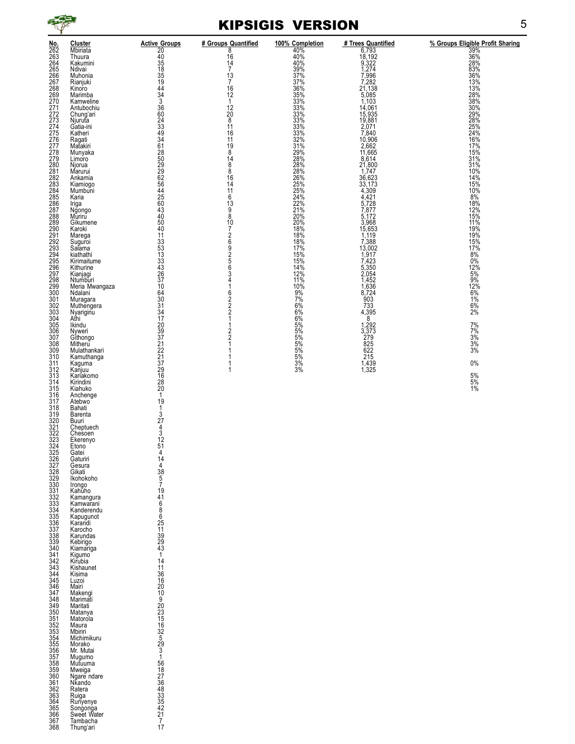# KIPSIGIS VERSION

| No. | Cluster | Active Groups | # Groups Quantified | 100% Completion | # Trees Quantified | % Groups Eligible Profit Sharing |
|---|---|---|---|---|---|---|
| 262 | Mbiriata | 20 | 8 | 40% | 6,793 | 39% |
| 263 | Thuura | 40 | 16 | 40% | 18,192 | 36% |
| 264 | Kakumini | 35 | 14 | 40% | 9,322 | 28% |
| 265 | Ndivai | 18 | 7 | 39% | 1,274 | 83% |
| 266 | Muhonia | 35 | 13 | 37% | 7,996 | 36% |
| 267 | Rianjuki | 19 | 7 | 37% | 7,282 | 13% |
| 268 | Kinoro | 44 | 16 | 36% | 21,138 | 13% |
| 269 | Marimba | 34 | 12 | 35% | 5,085 | 28% |
| 270 | Kamweline | 3 | 1 | 33% | 1,103 | 38% |
| 271 | Antubochiu | 36 | 12 | 33% | 14,061 | 30% |
| 272 | Chung'ari | 60 | 20 | 33% | 15,935 | 29% |
| 273 | Njuruta | 24 | 8 | 33% | 19,881 | 28% |
| 274 | Gatia-ini | 33 | 11 | 33% | 2,071 | 25% |
| 275 | Katheri | 49 | 16 | 33% | 7,840 | 24% |
| 276 | Ragati | 34 | 11 | 32% | 10,906 | 16% |
| 277 | Matakiri | 61 | 19 | 31% | 2,662 | 17% |
| 278 | Munyaka | 28 | 8 | 29% | 11,665 | 15% |
| 279 | Limoro | 50 | 14 | 28% | 8,614 | 31% |
| 280 | Njorua | 29 | 8 | 28% | 21,800 | 31% |
| 281 | Marurui | 29 | 8 | 28% | 1,747 | 10% |
| 282 | Ankamia | 62 | 16 | 26% | 36,623 | 14% |
| 283 | Kiamiogo | 56 | 14 | 25% | 33,173 | 15% |
| 284 | Mumbuni | 44 | 11 | 25% | 4,309 | 10% |
| 285 | Karia | 25 | 6 | 24% | 4,421 | 8% |
| 286 | Iriga | 60 | 13 | 22% | 5,728 | 18% |
| 287 | Ngongo | 43 | 9 | 21% | 7,877 | 12% |
| 288 | Muriru | 40 | 8 | 20% | 5,172 | 15% |
| 289 | Gikumene | 50 | 10 | 20% | 3,968 | 11% |
| 290 | Karoki | 40 | 7 | 18% | 15,653 | 19% |
| 291 | Marega | 11 | 2 | 18% | 1,119 | 19% |
| 292 | Suguroi | 33 | 6 | 18% | 7,388 | 15% |
| 293 | Salama | 53 | 9 | 17% | 13,002 | 17% |
| 294 | kiathathi | 13 | 2 | 15% | 1,917 | 8% |
| 295 | Kirimaitume | 33 | 5 | 15% | 7,423 | 0% |
| 296 | Kithurine | 43 | 6 | 14% | 5,350 | 12% |
| 297 | Kianjagi | 26 | 3 | 12% | 2,054 | 5% |
| 298 | Ntumburi | 37 | 4 | 11% | 1,452 | 9% |
| 299 | Meria Mwangaza | 10 | 1 | 10% | 1,636 | 12% |
| 300 | Ndalani | 64 | 6 | 9% | 8,724 | 6% |
| 301 | Muragara | 30 | 2 | 7% | 903 | 1% |
| 302 | Muthengera | 31 | 2 | 6% | 733 | 6% |
| 303 | Nyariginu | 34 | 2 | 6% | 4,395 | 2% |
| 304 | Athi | 17 | 1 | 6% | 8 | |
| 305 | Ikindu | 20 | 1 | 5% | 1,292 | 7% |
| 306 | Nyweri | 39 | 2 | 5% | 3,373 | 7% |
| 307 | Githongo | 37 | 2 | 5% | 279 | 3% |
| 308 | Mitheru | 21 | 1 | 5% | 825 | 3% |
| 309 | Mulathankari | 22 | 1 | 5% | 622 | 3% |
| 310 | Kamuthanga | 21 | 1 | 5% | 215 | |
| 311 | Kaguma | 37 | 1 | 3% | 1,439 | 0% |
| 312 | Kanjuu | 29 | 1 | 3% | 1,325 | |
| 313 | Kariakomo | 16 | | | | 5% |
| 314 | Kirindini | 28 | | | | 5% |
| 315 | Kiahuko | 20 | | | | 1% |
| 316 | Anchenge | 1 | | | | |
| 317 | Atebwo | 19 | | | | |
| 318 | Bahati | 1 | | | | |
| 319 | Barenta | 3 | | | | |
| 320 | Buuri | 27 | | | | |
| 321 | Cheptuech | 4 | | | | |
| 322 | Chesoen | 3 | | | | |
| 323 | Ekerenyo | 12 | | | | |
| 324 | Etono | 51 | | | | |
| 325 | Gatei | 4 | | | | |
| 326 | Gaturiri | 14 | | | | |
| 327 | Gesura | 4 | | | | |
| 328 | Gikati | 38 | | | | |
| 329 | Ikohokoho | 5 | | | | |
| 330 | Irongo | 7 | | | | |
| 331 | Kahuho | 19 | | | | |
| 332 | Kamangura | 41 | | | | |
| 333 | Kamwarani | 6 | | | | |
| 334 | Kanderendu | 8 | | | | |
| 335 | Kapugunot | 6 | | | | |
| 336 | Karandi | 25 | | | | |
| 337 | Karocho | 11 | | | | |
| 338 | Karundas | 39 | | | | |
| 339 | Kebirigo | 29 | | | | |
| 340 | Kiamariga | 43 | | | | |
| 341 | Kigumo | 1 | | | | |
| 342 | Kirubia | 14 | | | | |
| 343 | Kishaunet | 11 | | | | |
| 344 | Kisima | 36 | | | | |
| 345 | Luzoi | 16 | | | | |
| 346 | Mairi | 20 | | | | |
| 347 | Makengi | 10 | | | | |
| 348 | Marimati | 9 | | | | |
| 349 | Maritati | 20 | | | | |
| 350 | Matanya | 23 | | | | |
| 351 | Matorola | 15 | | | | |
| 352 | Maura | 16 | | | | |
| 353 | Mbiriri | 32 | | | | |
| 354 | Michimikuru | 5 | | | | |
| 355 | Morako | 29 | | | | |
| 356 | Mr. Mutai | 3 | | | | |
| 357 | Mugumo | 1 | | | | |
| 358 | Mutuuma | 56 | | | | |
| 359 | Mweiga | 18 | | | | |
| 360 | Ngare ndare | 27 | | | | |
| 361 | Nkando | 36 | | | | |
| 362 | Ratera | 48 | | | | |
| 363 | Ruiga | 33 | | | | |
| 364 | Runyenye | 35 | | | | |
| 365 | Songonga | 42 | | | | |
| 366 | Sweet Water | 21 | | | | |
| 367 | Tambacha | 7 | | | | |
| 368 | Thung'ari | 17 | | | | |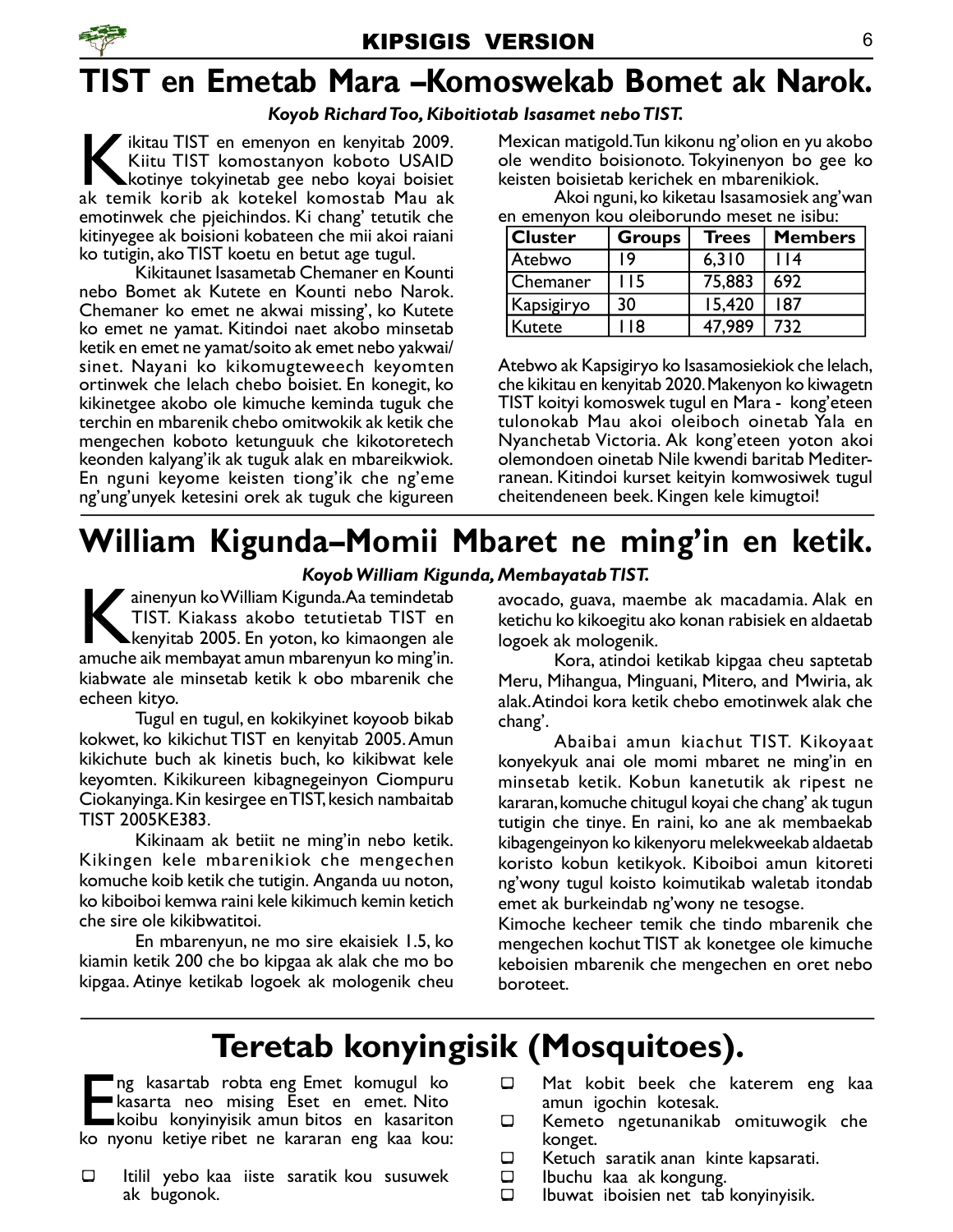# TIST en Emetab Mara –Komoswekab Bomet ak Narok.

***Koyob Richard Too, Kiboitiotab Isasamet nebo TIST.***

Kikitau TIST en emenyon en kenyitab 2009. Kiitu TIST komostanyon koboto USAID kotinye tokyinetab gee nebo koyai boisiet ak temik korib ak kotekel komostab Mau ak emotinwek che pjeichindos. Ki chang' tetutik che kitinyegee ak boisioni kobateen che mii akoi raiani ko tutigin, ako TIST koetu en betut age tugul.

Kikitaunet Isasametab Chemaner en Kounti nebo Bomet ak Kutete en Kounti nebo Narok. Chemaner ko emet ne akwai missing', ko Kutete ko emet ne yamat. Kitindoi naet akobo minsetab ketik en emet ne yamat/soito ak emet nebo yakwai/sinet. Nayani ko kikomugteweech keyomten ortinwek che lelach chebo boisiet. En konegit, ko kikinetgee akobo ole kimuche keminda tuguk che terchin en mbarenik chebo omitwokik ak ketik che mengechen koboto ketunguuk che kikotoretech keonden kalyang'ik ak tuguk alak en mbareikwiok. En nguni keyome keisten tiong'ik che ng'eme ng'ung'unyek ketesini orek ak tuguk che kigureen Mexican matigold. Tun kikonu ng'olion en yu akobo ole wendito boisionoto. Tokyinenyon bo gee ko keisten boisietab kerichek en mbarenikiok.

Akoi nguni, ko kiketau Isasamosiek ang'wan en emenyon kou oleiborundo meset ne isibu:

| Cluster | Groups | Trees | Members |
|---|---|---|---|
| Atebwo | 19 | 6,310 | 114 |
| Chemaner | 115 | 75,883 | 692 |
| Kapsigiryo | 30 | 15,420 | 187 |
| Kutete | 118 | 47,989 | 732 |

Atebwo ak Kapsigiryo ko Isasamosiekiok che lelach, che kikitau en kenyitab 2020. Makenyon ko kiwagetn TIST koityi komoswek tugul en Mara - kong'eteen tulonokab Mau akoi oleiboch oinetab Yala en Nyanchetab Victoria. Ak kong'eteen yoton akoi olemondoen oinetab Nile kwendi baritab Mediterranean. Kitindoi kurset keityin komwosiwek tugul cheitendeneen beek. Kingen kele kimugtoi!

# William Kigunda–Momii Mbaret ne ming'in en ketik.

***Koyob William Kigunda, Membayatab TIST.***

Kainenyun ko William Kigunda. Aa temindetab TIST. Kiakass akobo tetutietab TIST en kenyitab 2005. En yoton, ko kimaongen ale amuche aik membayat amun mbarenyun ko ming'in. kiabwate ale minsetab ketik k obo mbarenik che echeen kityo.

Tugul en tugul, en kokikyinet koyoob bikab kokwet, ko kikichut TIST en kenyitab 2005. Amun kikichute buch ak kinetis buch, ko kikibwat kele keyomten. Kikikureen kibagnegeinyon Ciompuru Ciokanyinga. Kin kesirgee en TIST, kesich nambaitab TIST 2005KE383.

Kikinaam ak betiit ne ming'in nebo ketik. Kikingen kele mbarenikiok che mengechen komuche koib ketik che tutigin. Anganda uu noton, ko kiboiboi kemwa raini kele kikimuch kemin ketich che sire ole kikibwatitoi.

En mbarenyun, ne mo sire ekaisiek 1.5, ko kiamin ketik 200 che bo kipgaa ak alak che mo bo kipgaa. Atinye ketikab logoek ak mologenik cheu avocado, guava, maembe ak macadamia. Alak en ketichu ko kikoegitu ako konan rabisiek en aldaetab logoek ak mologenik.

Kora, atindoi ketikab kipgaa cheu saptetab Meru, Mihangua, Minguani, Mitero, and Mwiria, ak alak. Atindoi kora ketik chebo emotinwek alak che chang'.

Abaibai amun kiachut TIST. Kikoyaat konyekyuk anai ole momi mbaret ne ming'in en minsetab ketik. Kobun kanetutik ak ripest ne kararan, komuche chitugul koyai che chang' ak tugun tutigin che tinye. En raini, ko ane ak membaekab kibagengeinyon ko kikenyoru melekweekab aldaetab koristo kobun ketikyok. Kiboiboi amun kitoreti ng'wony tugul koisto koimutikab waletab itondab emet ak burkeindab ng'wony ne tesogse.

Kimoche kecheer temik che tindo mbarenik che mengechen kochut TIST ak konetgee ole kimuche keboisien mbarenik che mengechen en oret nebo boroteet.

# Teretab konyingisik (Mosquitoes).

Eng kasartab robta eng Emet komugul ko kasarta neo mising Eset en emet. Nito koibu konyinyisik amun bitos en kasariton ko nyonu ketiye ribet ne kararan eng kaa kou:

- Itilil yebo kaa iiste saratik kou susuwek ak bugonok.
- Mat kobit beek che katerem eng kaa amun igochin kotesak.
- Kemeto ngetunanikab omituwogik che konget.
- Ketuch saratik anan kinte kapsarati.
- Ibuchu kaa ak kongung.
- Ibuwat iboisien net tab konyinyisik.